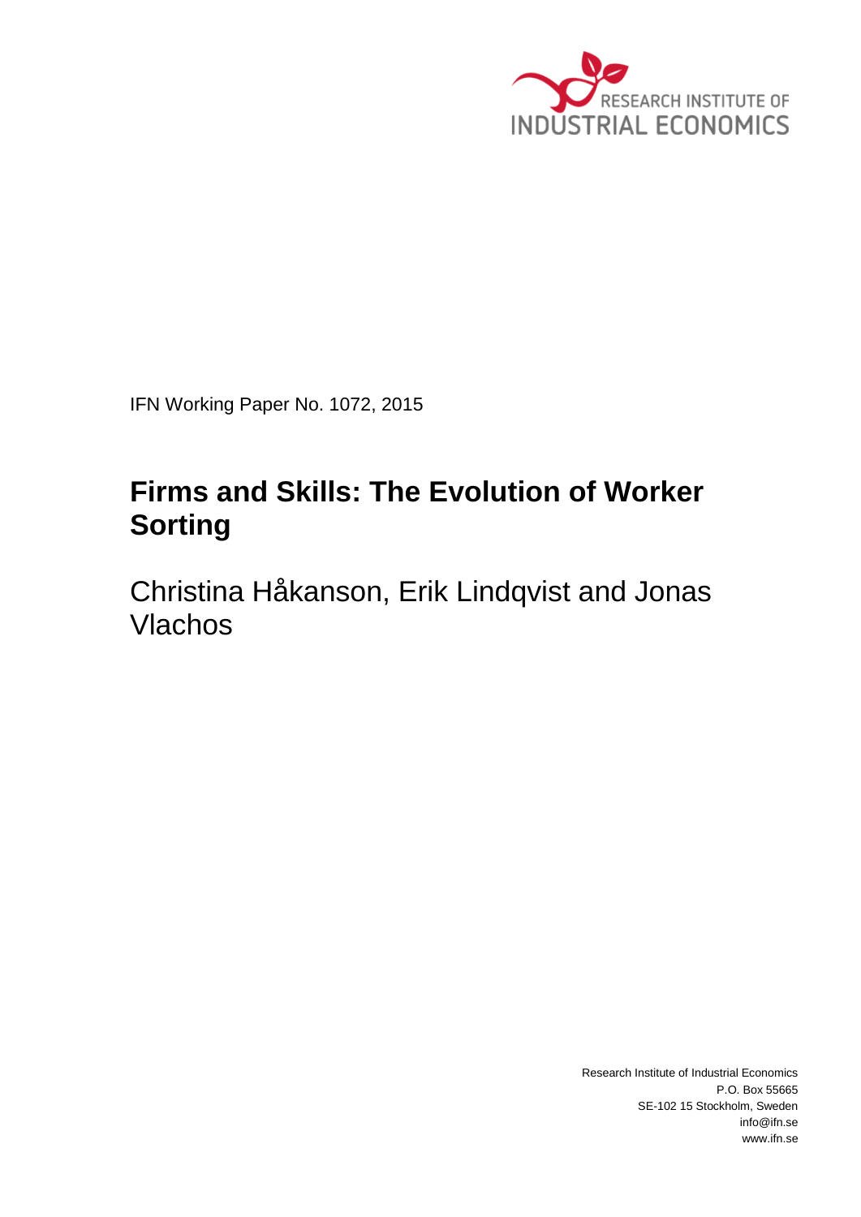RESEARCH INSTITUTE OF INDUSTRIAL ECONOMICS

IFN Working Paper No. 1072, 2015

# Firms and Skills: The Evolution of Worker Sorting

Christina Håkanson, Erik Lindqvist and Jonas Vlachos

Research Institute of Industrial Economics
P.O. Box 55665
SE-102 15 Stockholm, Sweden
info@ifn.se
www.ifn.se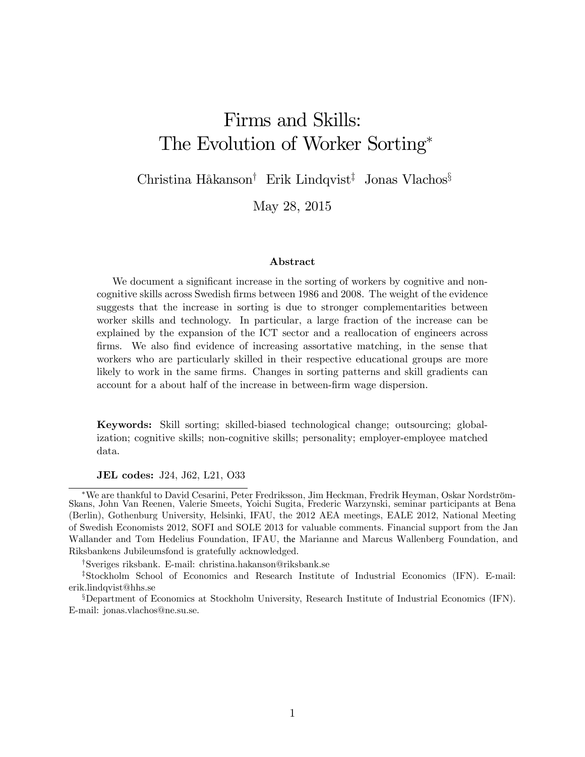# Firms and Skills: The Evolution of Worker Sorting*

Christina Håkanson[†] Erik Lindqvist[‡] Jonas Vlachos[§]

May 28, 2015

## Abstract

We document a significant increase in the sorting of workers by cognitive and non-cognitive skills across Swedish firms between 1986 and 2008. The weight of the evidence suggests that the increase in sorting is due to stronger complementarities between worker skills and technology. In particular, a large fraction of the increase can be explained by the expansion of the ICT sector and a reallocation of engineers across firms. We also find evidence of increasing assortative matching, in the sense that workers who are particularly skilled in their respective educational groups are more likely to work in the same firms. Changes in sorting patterns and skill gradients can account for a about half of the increase in between-firm wage dispersion.

**Keywords:** Skill sorting; skilled-biased technological change; outsourcing; globalization; cognitive skills; non-cognitive skills; personality; employer-employee matched data.

**JEL codes:** J24, J62, L21, O33

---

*We are thankful to David Cesarini, Peter Fredriksson, Jim Heckman, Fredrik Heyman, Oskar Nordström-Skans, John Van Reenen, Valerie Smeets, Yoichi Sugita, Frederic Warzynski, seminar participants at Bena (Berlin), Gothenburg University, Helsinki, IFAU, the 2012 AEA meetings, EALE 2012, National Meeting of Swedish Economists 2012, SOFI and SOLE 2013 for valuable comments. Financial support from the Jan Wallander and Tom Hedelius Foundation, IFAU, the Marianne and Marcus Wallenberg Foundation, and Riksbankens Jubileumsfond is gratefully acknowledged.

[†]Sveriges riksbank. E-mail: christina.hakanson@riksbank.se

[‡]Stockholm School of Economics and Research Institute of Industrial Economics (IFN). E-mail: erik.lindqvist@hhs.se

[§]Department of Economics at Stockholm University, Research Institute of Industrial Economics (IFN). E-mail: jonas.vlachos@ne.su.se.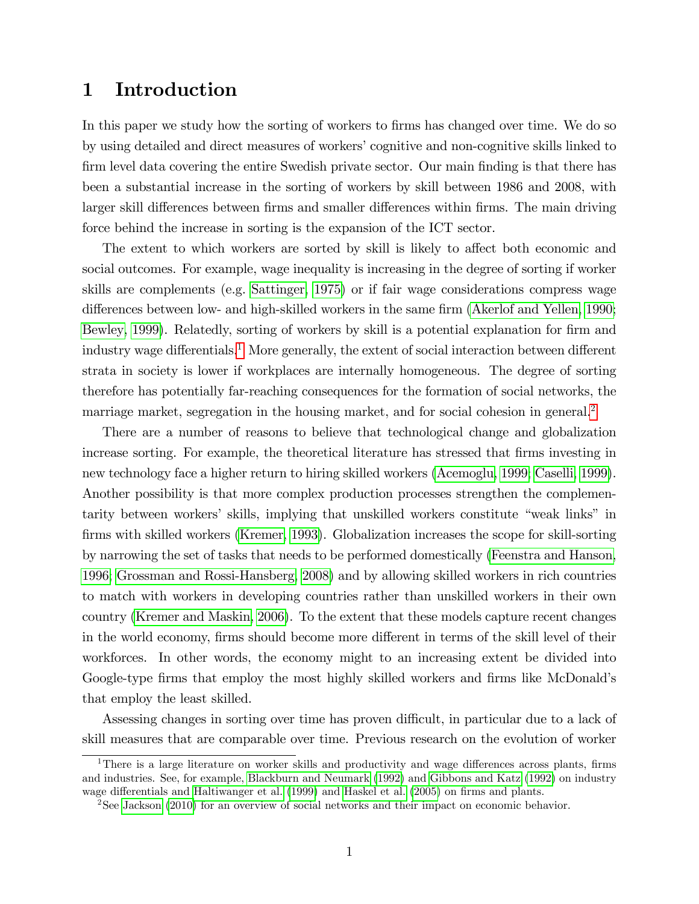# 1 Introduction

In this paper we study how the sorting of workers to firms has changed over time. We do so by using detailed and direct measures of workers' cognitive and non-cognitive skills linked to firm level data covering the entire Swedish private sector. Our main finding is that there has been a substantial increase in the sorting of workers by skill between 1986 and 2008, with larger skill differences between firms and smaller differences within firms. The main driving force behind the increase in sorting is the expansion of the ICT sector.

The extent to which workers are sorted by skill is likely to affect both economic and social outcomes. For example, wage inequality is increasing in the degree of sorting if worker skills are complements (e.g. Sattinger, 1975) or if fair wage considerations compress wage differences between low- and high-skilled workers in the same firm (Akerlof and Yellen, 1990; Bewley, 1999). Relatedly, sorting of workers by skill is a potential explanation for firm and industry wage differentials.[1] More generally, the extent of social interaction between different strata in society is lower if workplaces are internally homogeneous. The degree of sorting therefore has potentially far-reaching consequences for the formation of social networks, the marriage market, segregation in the housing market, and for social cohesion in general.[2]

There are a number of reasons to believe that technological change and globalization increase sorting. For example, the theoretical literature has stressed that firms investing in new technology face a higher return to hiring skilled workers (Acemoglu, 1999; Caselli, 1999). Another possibility is that more complex production processes strengthen the complementarity between workers' skills, implying that unskilled workers constitute "weak links" in firms with skilled workers (Kremer, 1993). Globalization increases the scope for skill-sorting by narrowing the set of tasks that needs to be performed domestically (Feenstra and Hanson, 1996; Grossman and Rossi-Hansberg, 2008) and by allowing skilled workers in rich countries to match with workers in developing countries rather than unskilled workers in their own country (Kremer and Maskin, 2006). To the extent that these models capture recent changes in the world economy, firms should become more different in terms of the skill level of their workforces. In other words, the economy might to an increasing extent be divided into Google-type firms that employ the most highly skilled workers and firms like McDonald's that employ the least skilled.

Assessing changes in sorting over time has proven difficult, in particular due to a lack of skill measures that are comparable over time. Previous research on the evolution of worker

[1] There is a large literature on worker skills and productivity and wage differences across plants, firms and industries. See, for example, Blackburn and Neumark (1992) and Gibbons and Katz (1992) on industry wage differentials and Haltiwanger et al. (1999) and Haskel et al. (2005) on firms and plants.

[2] See Jackson (2010) for an overview of social networks and their impact on economic behavior.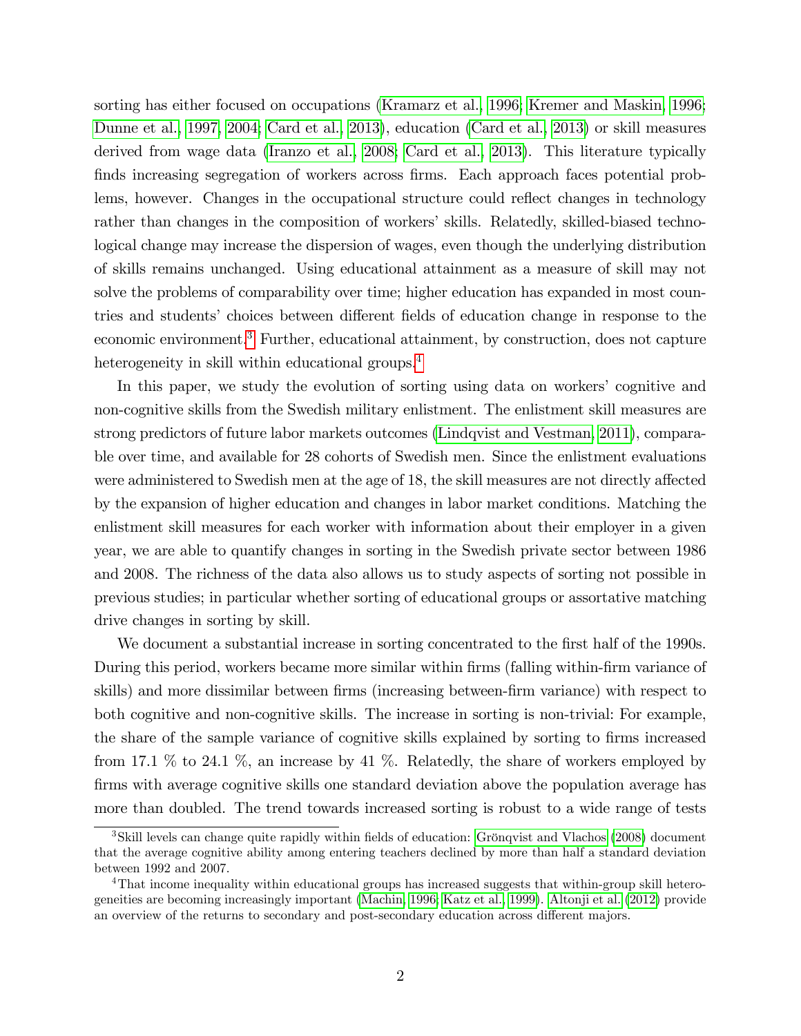sorting has either focused on occupations (Kramarz et al., 1996; Kremer and Maskin, 1996; Dunne et al., 1997, 2004; Card et al., 2013), education (Card et al., 2013) or skill measures derived from wage data (Iranzo et al., 2008; Card et al., 2013). This literature typically finds increasing segregation of workers across firms. Each approach faces potential problems, however. Changes in the occupational structure could reflect changes in technology rather than changes in the composition of workers' skills. Relatedly, skilled-biased technological change may increase the dispersion of wages, even though the underlying distribution of skills remains unchanged. Using educational attainment as a measure of skill may not solve the problems of comparability over time; higher education has expanded in most countries and students' choices between different fields of education change in response to the economic environment.[3] Further, educational attainment, by construction, does not capture heterogeneity in skill within educational groups.[4]

In this paper, we study the evolution of sorting using data on workers' cognitive and non-cognitive skills from the Swedish military enlistment. The enlistment skill measures are strong predictors of future labor markets outcomes (Lindqvist and Vestman, 2011), comparable over time, and available for 28 cohorts of Swedish men. Since the enlistment evaluations were administered to Swedish men at the age of 18, the skill measures are not directly affected by the expansion of higher education and changes in labor market conditions. Matching the enlistment skill measures for each worker with information about their employer in a given year, we are able to quantify changes in sorting in the Swedish private sector between 1986 and 2008. The richness of the data also allows us to study aspects of sorting not possible in previous studies; in particular whether sorting of educational groups or assortative matching drive changes in sorting by skill.

We document a substantial increase in sorting concentrated to the first half of the 1990s. During this period, workers became more similar within firms (falling within-firm variance of skills) and more dissimilar between firms (increasing between-firm variance) with respect to both cognitive and non-cognitive skills. The increase in sorting is non-trivial: For example, the share of the sample variance of cognitive skills explained by sorting to firms increased from 17.1 % to 24.1 %, an increase by 41 %. Relatedly, the share of workers employed by firms with average cognitive skills one standard deviation above the population average has more than doubled. The trend towards increased sorting is robust to a wide range of tests

[3]Skill levels can change quite rapidly within fields of education: Grönqvist and Vlachos (2008) document that the average cognitive ability among entering teachers declined by more than half a standard deviation between 1992 and 2007.

[4]That income inequality within educational groups has increased suggests that within-group skill heterogeneities are becoming increasingly important (Machin, 1996; Katz et al., 1999). Altonji et al. (2012) provide an overview of the returns to secondary and post-secondary education across different majors.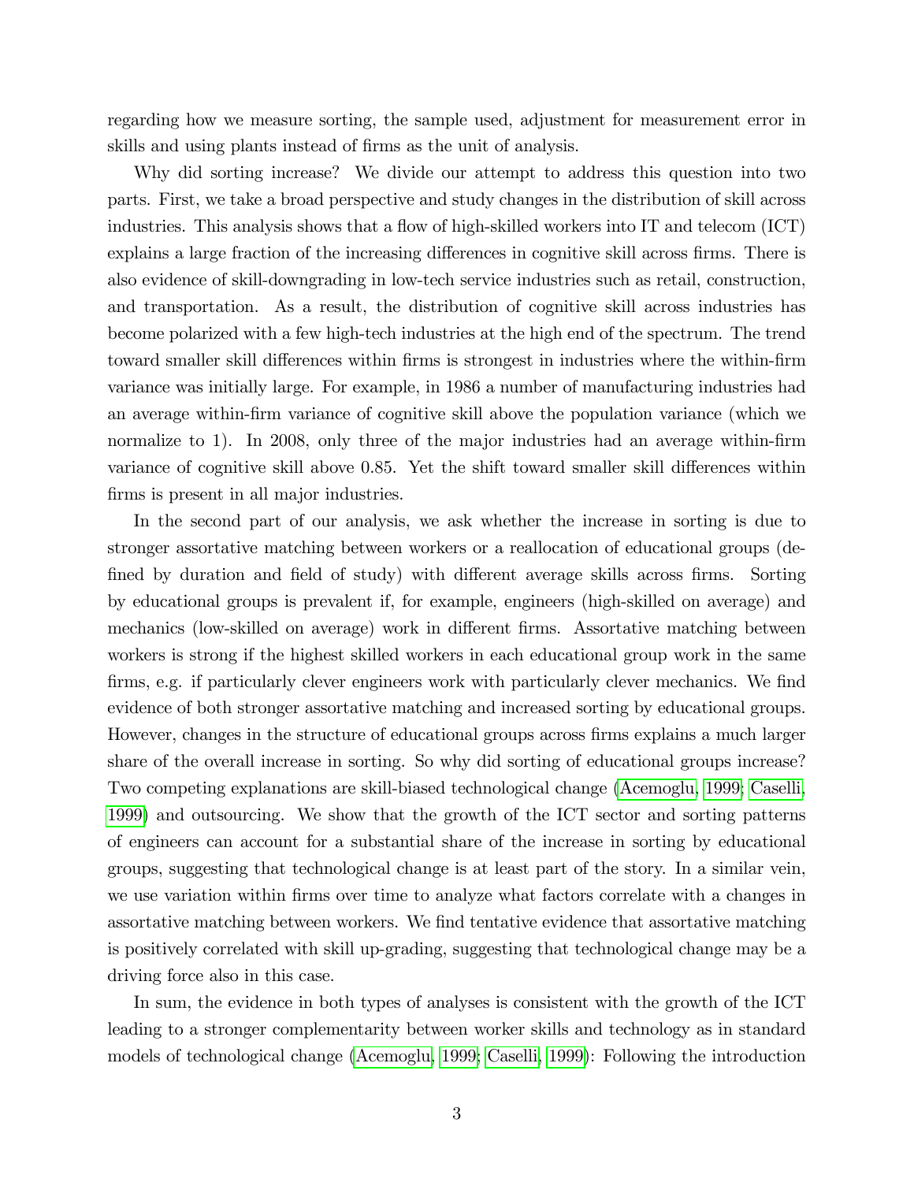regarding how we measure sorting, the sample used, adjustment for measurement error in skills and using plants instead of firms as the unit of analysis.

Why did sorting increase? We divide our attempt to address this question into two parts. First, we take a broad perspective and study changes in the distribution of skill across industries. This analysis shows that a flow of high-skilled workers into IT and telecom (ICT) explains a large fraction of the increasing differences in cognitive skill across firms. There is also evidence of skill-downgrading in low-tech service industries such as retail, construction, and transportation. As a result, the distribution of cognitive skill across industries has become polarized with a few high-tech industries at the high end of the spectrum. The trend toward smaller skill differences within firms is strongest in industries where the within-firm variance was initially large. For example, in 1986 a number of manufacturing industries had an average within-firm variance of cognitive skill above the population variance (which we normalize to 1). In 2008, only three of the major industries had an average within-firm variance of cognitive skill above 0.85. Yet the shift toward smaller skill differences within firms is present in all major industries.

In the second part of our analysis, we ask whether the increase in sorting is due to stronger assortative matching between workers or a reallocation of educational groups (defined by duration and field of study) with different average skills across firms. Sorting by educational groups is prevalent if, for example, engineers (high-skilled on average) and mechanics (low-skilled on average) work in different firms. Assortative matching between workers is strong if the highest skilled workers in each educational group work in the same firms, e.g. if particularly clever engineers work with particularly clever mechanics. We find evidence of both stronger assortative matching and increased sorting by educational groups. However, changes in the structure of educational groups across firms explains a much larger share of the overall increase in sorting. So why did sorting of educational groups increase? Two competing explanations are skill-biased technological change (Acemoglu, 1999; Caselli, 1999) and outsourcing. We show that the growth of the ICT sector and sorting patterns of engineers can account for a substantial share of the increase in sorting by educational groups, suggesting that technological change is at least part of the story. In a similar vein, we use variation within firms over time to analyze what factors correlate with a changes in assortative matching between workers. We find tentative evidence that assortative matching is positively correlated with skill up-grading, suggesting that technological change may be a driving force also in this case.

In sum, the evidence in both types of analyses is consistent with the growth of the ICT leading to a stronger complementarity between worker skills and technology as in standard models of technological change (Acemoglu, 1999; Caselli, 1999): Following the introduction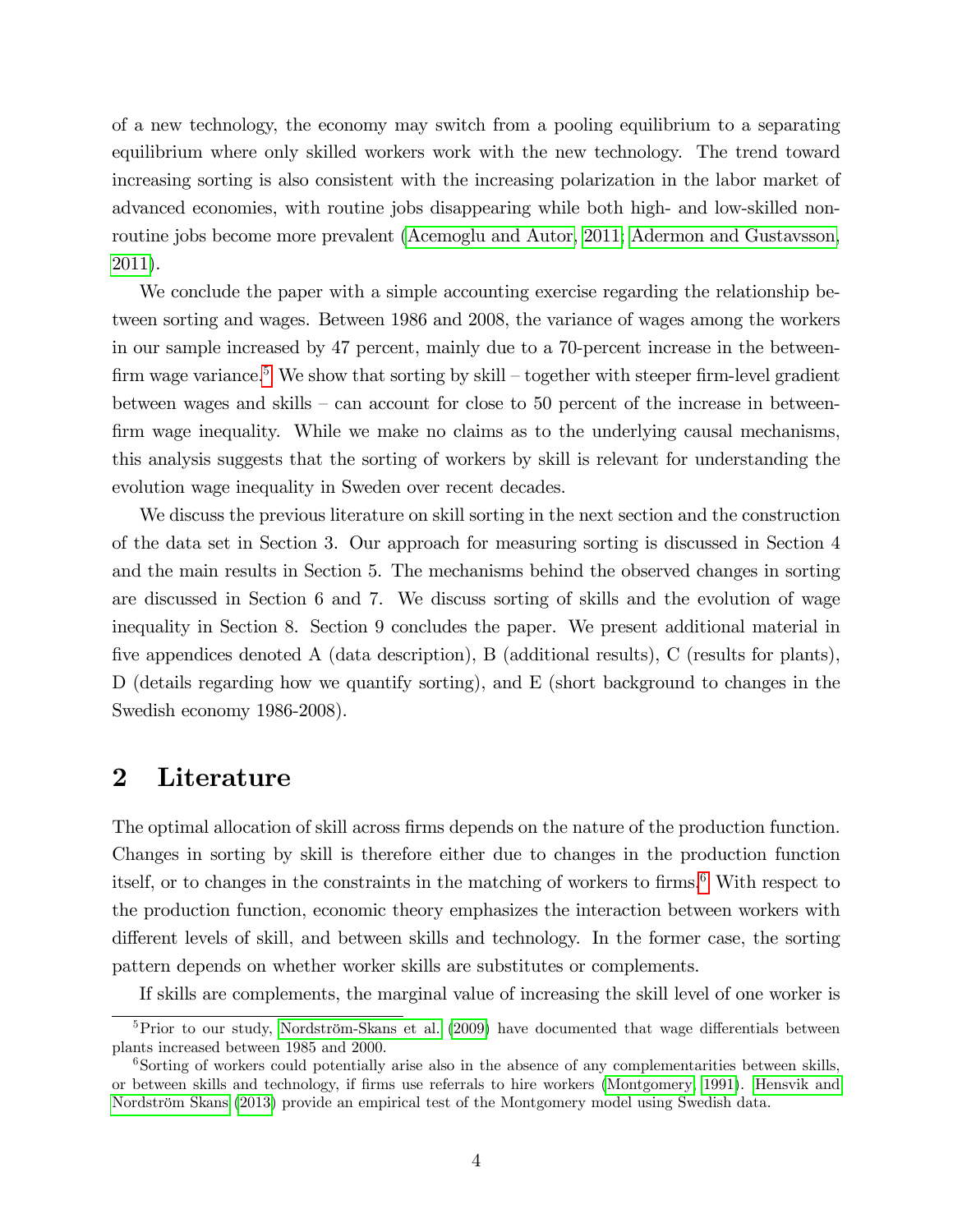of a new technology, the economy may switch from a pooling equilibrium to a separating equilibrium where only skilled workers work with the new technology. The trend toward increasing sorting is also consistent with the increasing polarization in the labor market of advanced economies, with routine jobs disappearing while both high- and low-skilled non-routine jobs become more prevalent (Acemoglu and Autor, 2011; Adermon and Gustavsson, 2011).

We conclude the paper with a simple accounting exercise regarding the relationship between sorting and wages. Between 1986 and 2008, the variance of wages among the workers in our sample increased by 47 percent, mainly due to a 70-percent increase in the between-firm wage variance.[5] We show that sorting by skill – together with steeper firm-level gradient between wages and skills – can account for close to 50 percent of the increase in between-firm wage inequality. While we make no claims as to the underlying causal mechanisms, this analysis suggests that the sorting of workers by skill is relevant for understanding the evolution wage inequality in Sweden over recent decades.

We discuss the previous literature on skill sorting in the next section and the construction of the data set in Section 3. Our approach for measuring sorting is discussed in Section 4 and the main results in Section 5. The mechanisms behind the observed changes in sorting are discussed in Section 6 and 7. We discuss sorting of skills and the evolution of wage inequality in Section 8. Section 9 concludes the paper. We present additional material in five appendices denoted A (data description), B (additional results), C (results for plants), D (details regarding how we quantify sorting), and E (short background to changes in the Swedish economy 1986-2008).

# 2 Literature

The optimal allocation of skill across firms depends on the nature of the production function. Changes in sorting by skill is therefore either due to changes in the production function itself, or to changes in the constraints in the matching of workers to firms.[6] With respect to the production function, economic theory emphasizes the interaction between workers with different levels of skill, and between skills and technology. In the former case, the sorting pattern depends on whether worker skills are substitutes or complements.

If skills are complements, the marginal value of increasing the skill level of one worker is

[5] Prior to our study, Nordström-Skans et al. (2009) have documented that wage differentials between plants increased between 1985 and 2000.

[6] Sorting of workers could potentially arise also in the absence of any complementarities between skills, or between skills and technology, if firms use referrals to hire workers (Montgomery, 1991). Hensvik and Nordström Skans (2013) provide an empirical test of the Montgomery model using Swedish data.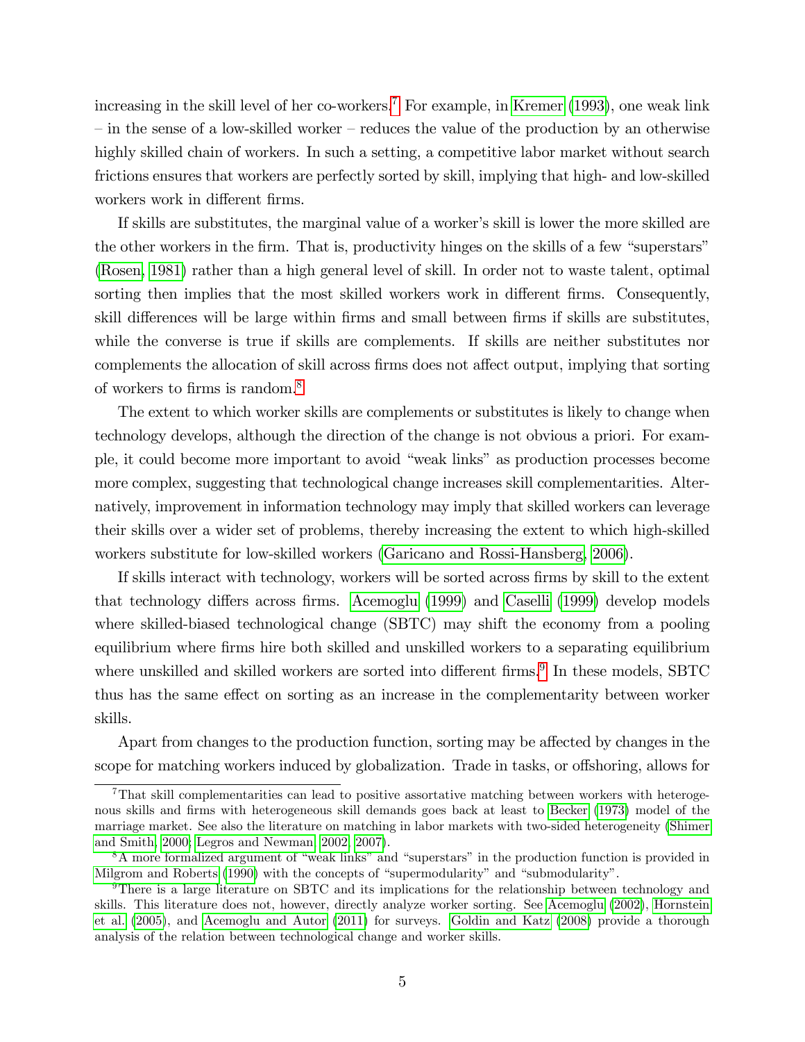increasing in the skill level of her co-workers.[7] For example, in Kremer (1993), one weak link – in the sense of a low-skilled worker – reduces the value of the production by an otherwise highly skilled chain of workers. In such a setting, a competitive labor market without search frictions ensures that workers are perfectly sorted by skill, implying that high- and low-skilled workers work in different firms.

If skills are substitutes, the marginal value of a worker's skill is lower the more skilled are the other workers in the firm. That is, productivity hinges on the skills of a few "superstars" (Rosen, 1981) rather than a high general level of skill. In order not to waste talent, optimal sorting then implies that the most skilled workers work in different firms. Consequently, skill differences will be large within firms and small between firms if skills are substitutes, while the converse is true if skills are complements. If skills are neither substitutes nor complements the allocation of skill across firms does not affect output, implying that sorting of workers to firms is random.[8]

The extent to which worker skills are complements or substitutes is likely to change when technology develops, although the direction of the change is not obvious a priori. For example, it could become more important to avoid "weak links" as production processes become more complex, suggesting that technological change increases skill complementarities. Alternatively, improvement in information technology may imply that skilled workers can leverage their skills over a wider set of problems, thereby increasing the extent to which high-skilled workers substitute for low-skilled workers (Garicano and Rossi-Hansberg, 2006).

If skills interact with technology, workers will be sorted across firms by skill to the extent that technology differs across firms. Acemoglu (1999) and Caselli (1999) develop models where skilled-biased technological change (SBTC) may shift the economy from a pooling equilibrium where firms hire both skilled and unskilled workers to a separating equilibrium where unskilled and skilled workers are sorted into different firms.[9] In these models, SBTC thus has the same effect on sorting as an increase in the complementarity between worker skills.

Apart from changes to the production function, sorting may be affected by changes in the scope for matching workers induced by globalization. Trade in tasks, or offshoring, allows for

---

[7] That skill complementarities can lead to positive assortative matching between workers with heterogenous skills and firms with heterogeneous skill demands goes back at least to Becker (1973) model of the marriage market. See also the literature on matching in labor markets with two-sided heterogeneity (Shimer and Smith, 2000; Legros and Newman, 2002, 2007).

[8] A more formalized argument of "weak links" and "superstars" in the production function is provided in Milgrom and Roberts (1990) with the concepts of "supermodularity" and "submodularity".

[9] There is a large literature on SBTC and its implications for the relationship between technology and skills. This literature does not, however, directly analyze worker sorting. See Acemoglu (2002), Hornstein et al. (2005), and Acemoglu and Autor (2011) for surveys. Goldin and Katz (2008) provide a thorough analysis of the relation between technological change and worker skills.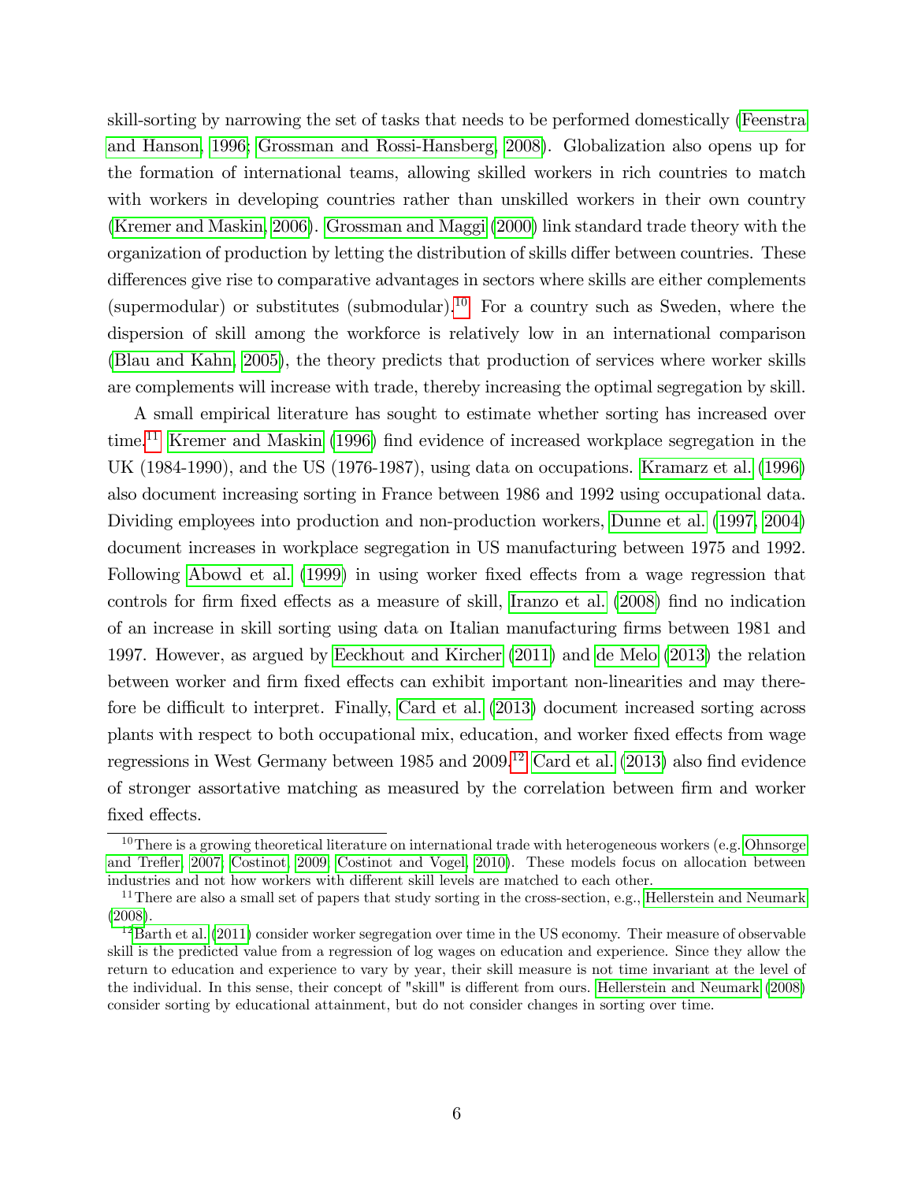skill-sorting by narrowing the set of tasks that needs to be performed domestically (Feenstra and Hanson, 1996; Grossman and Rossi-Hansberg, 2008). Globalization also opens up for the formation of international teams, allowing skilled workers in rich countries to match with workers in developing countries rather than unskilled workers in their own country (Kremer and Maskin, 2006). Grossman and Maggi (2000) link standard trade theory with the organization of production by letting the distribution of skills differ between countries. These differences give rise to comparative advantages in sectors where skills are either complements (supermodular) or substitutes (submodular).[10] For a country such as Sweden, where the dispersion of skill among the workforce is relatively low in an international comparison (Blau and Kahn, 2005), the theory predicts that production of services where worker skills are complements will increase with trade, thereby increasing the optimal segregation by skill.

A small empirical literature has sought to estimate whether sorting has increased over time.[11] Kremer and Maskin (1996) find evidence of increased workplace segregation in the UK (1984-1990), and the US (1976-1987), using data on occupations. Kramarz et al. (1996) also document increasing sorting in France between 1986 and 1992 using occupational data. Dividing employees into production and non-production workers, Dunne et al. (1997, 2004) document increases in workplace segregation in US manufacturing between 1975 and 1992. Following Abowd et al. (1999) in using worker fixed effects from a wage regression that controls for firm fixed effects as a measure of skill, Iranzo et al. (2008) find no indication of an increase in skill sorting using data on Italian manufacturing firms between 1981 and 1997. However, as argued by Eeckhout and Kircher (2011) and de Melo (2013) the relation between worker and firm fixed effects can exhibit important non-linearities and may therefore be difficult to interpret. Finally, Card et al. (2013) document increased sorting across plants with respect to both occupational mix, education, and worker fixed effects from wage regressions in West Germany between 1985 and 2009.[12] Card et al. (2013) also find evidence of stronger assortative matching as measured by the correlation between firm and worker fixed effects.

[10] There is a growing theoretical literature on international trade with heterogeneous workers (e.g. Ohnsorge and Trefler, 2007; Costinot, 2009; Costinot and Vogel, 2010). These models focus on allocation between industries and not how workers with different skill levels are matched to each other.

[11] There are also a small set of papers that study sorting in the cross-section, e.g., Hellerstein and Neumark (2008).

[12] Barth et al. (2011) consider worker segregation over time in the US economy. Their measure of observable skill is the predicted value from a regression of log wages on education and experience. Since they allow the return to education and experience to vary by year, their skill measure is not time invariant at the level of the individual. In this sense, their concept of "skill" is different from ours. Hellerstein and Neumark (2008) consider sorting by educational attainment, but do not consider changes in sorting over time.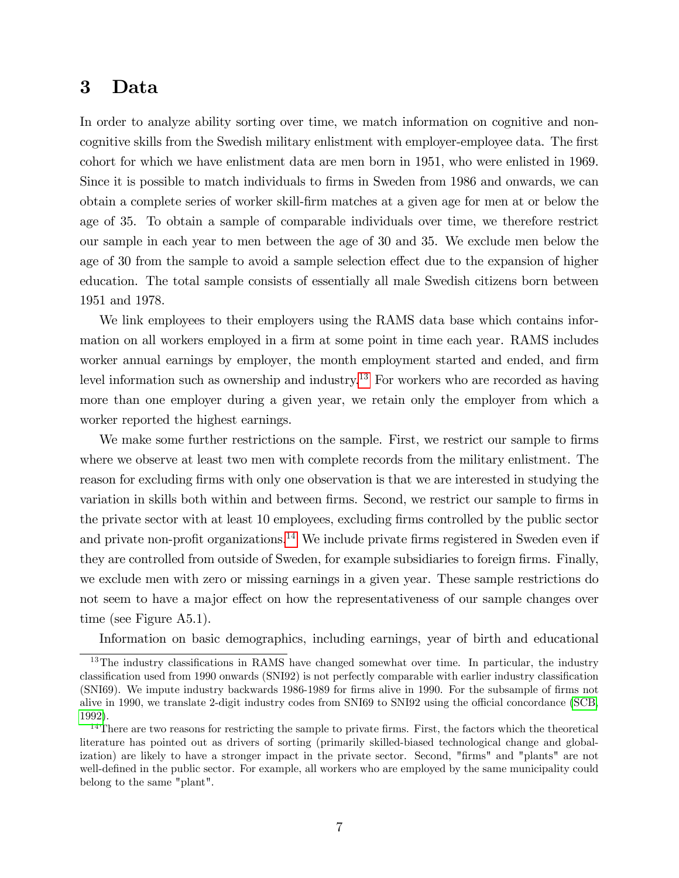# 3 Data

In order to analyze ability sorting over time, we match information on cognitive and non-cognitive skills from the Swedish military enlistment with employer-employee data. The first cohort for which we have enlistment data are men born in 1951, who were enlisted in 1969. Since it is possible to match individuals to firms in Sweden from 1986 and onwards, we can obtain a complete series of worker skill-firm matches at a given age for men at or below the age of 35. To obtain a sample of comparable individuals over time, we therefore restrict our sample in each year to men between the age of 30 and 35. We exclude men below the age of 30 from the sample to avoid a sample selection effect due to the expansion of higher education. The total sample consists of essentially all male Swedish citizens born between 1951 and 1978.

We link employees to their employers using the RAMS data base which contains information on all workers employed in a firm at some point in time each year. RAMS includes worker annual earnings by employer, the month employment started and ended, and firm level information such as ownership and industry.[13] For workers who are recorded as having more than one employer during a given year, we retain only the employer from which a worker reported the highest earnings.

We make some further restrictions on the sample. First, we restrict our sample to firms where we observe at least two men with complete records from the military enlistment. The reason for excluding firms with only one observation is that we are interested in studying the variation in skills both within and between firms. Second, we restrict our sample to firms in the private sector with at least 10 employees, excluding firms controlled by the public sector and private non-profit organizations.[14] We include private firms registered in Sweden even if they are controlled from outside of Sweden, for example subsidiaries to foreign firms. Finally, we exclude men with zero or missing earnings in a given year. These sample restrictions do not seem to have a major effect on how the representativeness of our sample changes over time (see Figure A5.1).

Information on basic demographics, including earnings, year of birth and educational

[13] The industry classifications in RAMS have changed somewhat over time. In particular, the industry classification used from 1990 onwards (SNI92) is not perfectly comparable with earlier industry classification (SNI69). We impute industry backwards 1986-1989 for firms alive in 1990. For the subsample of firms not alive in 1990, we translate 2-digit industry codes from SNI69 to SNI92 using the official concordance (SCB, 1992).

[14] There are two reasons for restricting the sample to private firms. First, the factors which the theoretical literature has pointed out as drivers of sorting (primarily skilled-biased technological change and globalization) are likely to have a stronger impact in the private sector. Second, "firms" and "plants" are not well-defined in the public sector. For example, all workers who are employed by the same municipality could belong to the same "plant".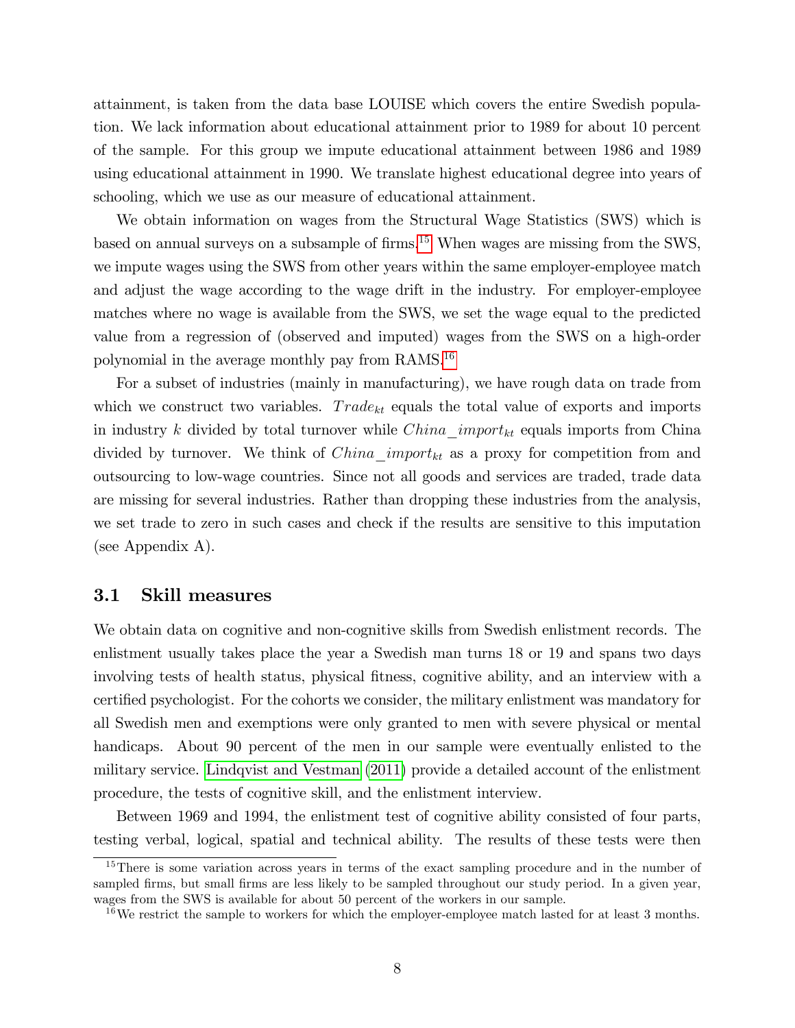attainment, is taken from the data base LOUISE which covers the entire Swedish population. We lack information about educational attainment prior to 1989 for about 10 percent of the sample. For this group we impute educational attainment between 1986 and 1989 using educational attainment in 1990. We translate highest educational degree into years of schooling, which we use as our measure of educational attainment.

We obtain information on wages from the Structural Wage Statistics (SWS) which is based on annual surveys on a subsample of firms.[15] When wages are missing from the SWS, we impute wages using the SWS from other years within the same employer-employee match and adjust the wage according to the wage drift in the industry. For employer-employee matches where no wage is available from the SWS, we set the wage equal to the predicted value from a regression of (observed and imputed) wages from the SWS on a high-order polynomial in the average monthly pay from RAMS.[16]

For a subset of industries (mainly in manufacturing), we have rough data on trade from which we construct two variables. $Trade_{kt}$ equals the total value of exports and imports in industry $k$ divided by total turnover while $China\_import_{kt}$ equals imports from China divided by turnover. We think of $China\_import_{kt}$ as a proxy for competition from and outsourcing to low-wage countries. Since not all goods and services are traded, trade data are missing for several industries. Rather than dropping these industries from the analysis, we set trade to zero in such cases and check if the results are sensitive to this imputation (see Appendix A).

## 3.1 Skill measures

We obtain data on cognitive and non-cognitive skills from Swedish enlistment records. The enlistment usually takes place the year a Swedish man turns 18 or 19 and spans two days involving tests of health status, physical fitness, cognitive ability, and an interview with a certified psychologist. For the cohorts we consider, the military enlistment was mandatory for all Swedish men and exemptions were only granted to men with severe physical or mental handicaps. About 90 percent of the men in our sample were eventually enlisted to the military service. Lindqvist and Vestman (2011) provide a detailed account of the enlistment procedure, the tests of cognitive skill, and the enlistment interview.

Between 1969 and 1994, the enlistment test of cognitive ability consisted of four parts, testing verbal, logical, spatial and technical ability. The results of these tests were then

[15] There is some variation across years in terms of the exact sampling procedure and in the number of sampled firms, but small firms are less likely to be sampled throughout our study period. In a given year, wages from the SWS is available for about 50 percent of the workers in our sample.

[16] We restrict the sample to workers for which the employer-employee match lasted for at least 3 months.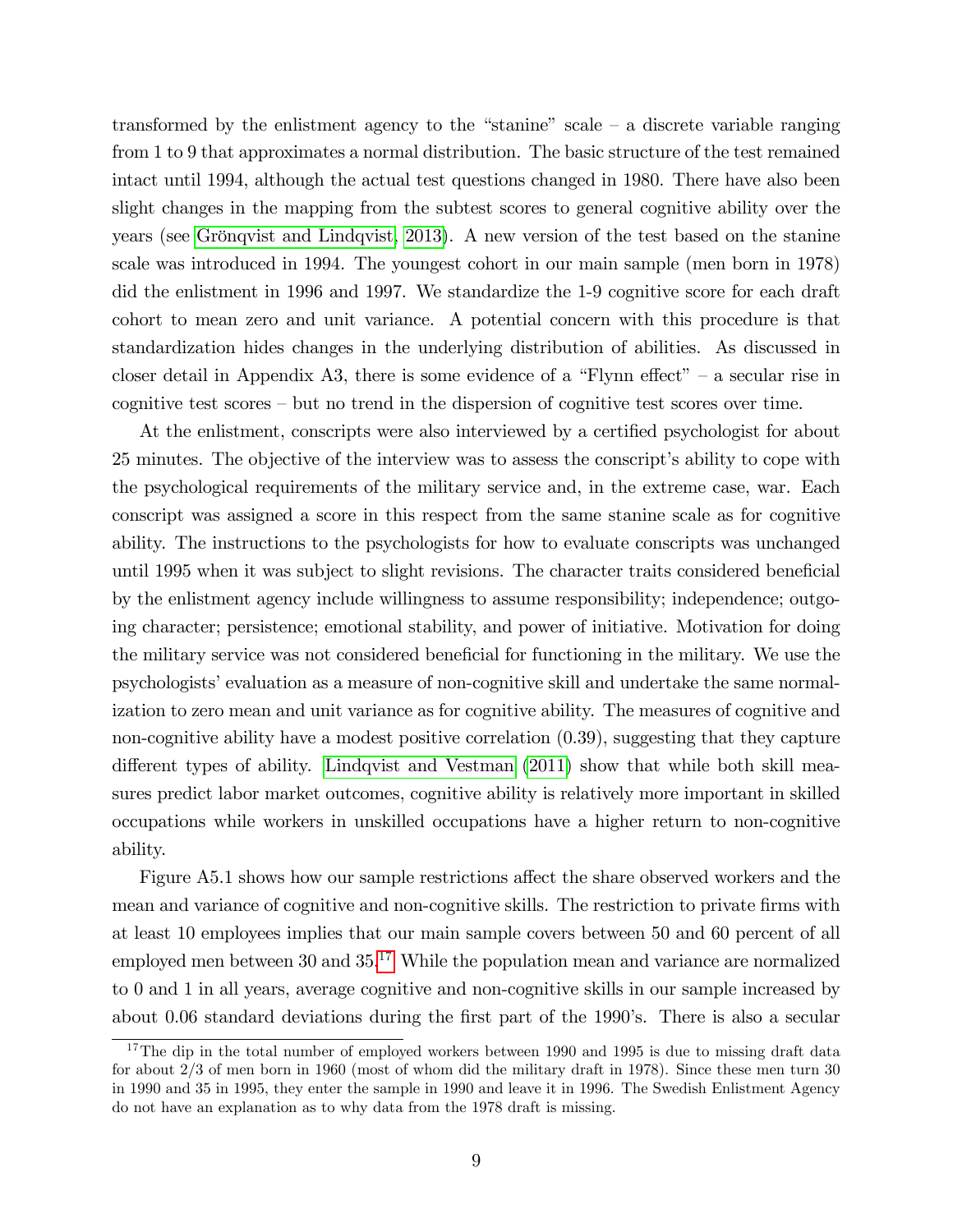transformed by the enlistment agency to the "stanine" scale – a discrete variable ranging from 1 to 9 that approximates a normal distribution. The basic structure of the test remained intact until 1994, although the actual test questions changed in 1980. There have also been slight changes in the mapping from the subtest scores to general cognitive ability over the years (see Grönqvist and Lindqvist, 2013). A new version of the test based on the stanine scale was introduced in 1994. The youngest cohort in our main sample (men born in 1978) did the enlistment in 1996 and 1997. We standardize the 1-9 cognitive score for each draft cohort to mean zero and unit variance. A potential concern with this procedure is that standardization hides changes in the underlying distribution of abilities. As discussed in closer detail in Appendix A3, there is some evidence of a "Flynn effect" – a secular rise in cognitive test scores – but no trend in the dispersion of cognitive test scores over time.

At the enlistment, conscripts were also interviewed by a certified psychologist for about 25 minutes. The objective of the interview was to assess the conscript's ability to cope with the psychological requirements of the military service and, in the extreme case, war. Each conscript was assigned a score in this respect from the same stanine scale as for cognitive ability. The instructions to the psychologists for how to evaluate conscripts was unchanged until 1995 when it was subject to slight revisions. The character traits considered beneficial by the enlistment agency include willingness to assume responsibility; independence; outgoing character; persistence; emotional stability, and power of initiative. Motivation for doing the military service was not considered beneficial for functioning in the military. We use the psychologists' evaluation as a measure of non-cognitive skill and undertake the same normalization to zero mean and unit variance as for cognitive ability. The measures of cognitive and non-cognitive ability have a modest positive correlation (0.39), suggesting that they capture different types of ability. Lindqvist and Vestman (2011) show that while both skill measures predict labor market outcomes, cognitive ability is relatively more important in skilled occupations while workers in unskilled occupations have a higher return to non-cognitive ability.

Figure A5.1 shows how our sample restrictions affect the share observed workers and the mean and variance of cognitive and non-cognitive skills. The restriction to private firms with at least 10 employees implies that our main sample covers between 50 and 60 percent of all employed men between 30 and 35.[17] While the population mean and variance are normalized to 0 and 1 in all years, average cognitive and non-cognitive skills in our sample increased by about 0.06 standard deviations during the first part of the 1990's. There is also a secular

[17] The dip in the total number of employed workers between 1990 and 1995 is due to missing draft data for about 2/3 of men born in 1960 (most of whom did the military draft in 1978). Since these men turn 30 in 1990 and 35 in 1995, they enter the sample in 1990 and leave it in 1996. The Swedish Enlistment Agency do not have an explanation as to why data from the 1978 draft is missing.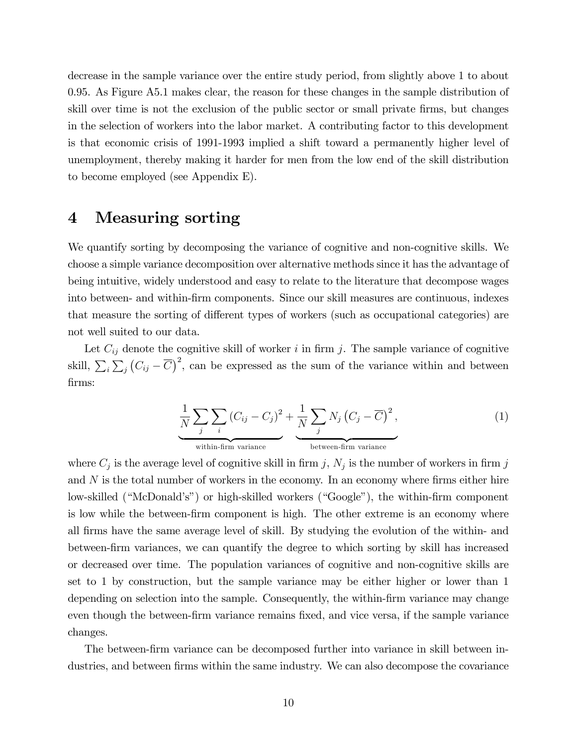decrease in the sample variance over the entire study period, from slightly above 1 to about 0.95. As Figure A5.1 makes clear, the reason for these changes in the sample distribution of skill over time is not the exclusion of the public sector or small private firms, but changes in the selection of workers into the labor market. A contributing factor to this development is that economic crisis of 1991-1993 implied a shift toward a permanently higher level of unemployment, thereby making it harder for men from the low end of the skill distribution to become employed (see Appendix E).

# 4 Measuring sorting

We quantify sorting by decomposing the variance of cognitive and non-cognitive skills. We choose a simple variance decomposition over alternative methods since it has the advantage of being intuitive, widely understood and easy to relate to the literature that decompose wages into between- and within-firm components. Since our skill measures are continuous, indexes that measure the sorting of different types of workers (such as occupational categories) are not well suited to our data.

Let $C_{ij}$ denote the cognitive skill of worker $i$ in firm $j$. The sample variance of cognitive skill, $\sum_i \sum_j \left(C_{ij} - \overline{C}\right)^2$, can be expressed as the sum of the variance within and between firms:

$$\underbrace{\frac{1}{N}\sum_j \sum_i \left(C_{ij} - C_j\right)^2}_{\text{within-firm variance}} + \underbrace{\frac{1}{N}\sum_j N_j \left(C_j - \overline{C}\right)^2}_{\text{between-firm variance}}, \tag{1}$$

where $C_j$ is the average level of cognitive skill in firm $j$, $N_j$ is the number of workers in firm $j$ and $N$ is the total number of workers in the economy. In an economy where firms either hire low-skilled ("McDonald's") or high-skilled workers ("Google"), the within-firm component is low while the between-firm component is high. The other extreme is an economy where all firms have the same average level of skill. By studying the evolution of the within- and between-firm variances, we can quantify the degree to which sorting by skill has increased or decreased over time. The population variances of cognitive and non-cognitive skills are set to 1 by construction, but the sample variance may be either higher or lower than 1 depending on selection into the sample. Consequently, the within-firm variance may change even though the between-firm variance remains fixed, and vice versa, if the sample variance changes.

The between-firm variance can be decomposed further into variance in skill between industries, and between firms within the same industry. We can also decompose the covariance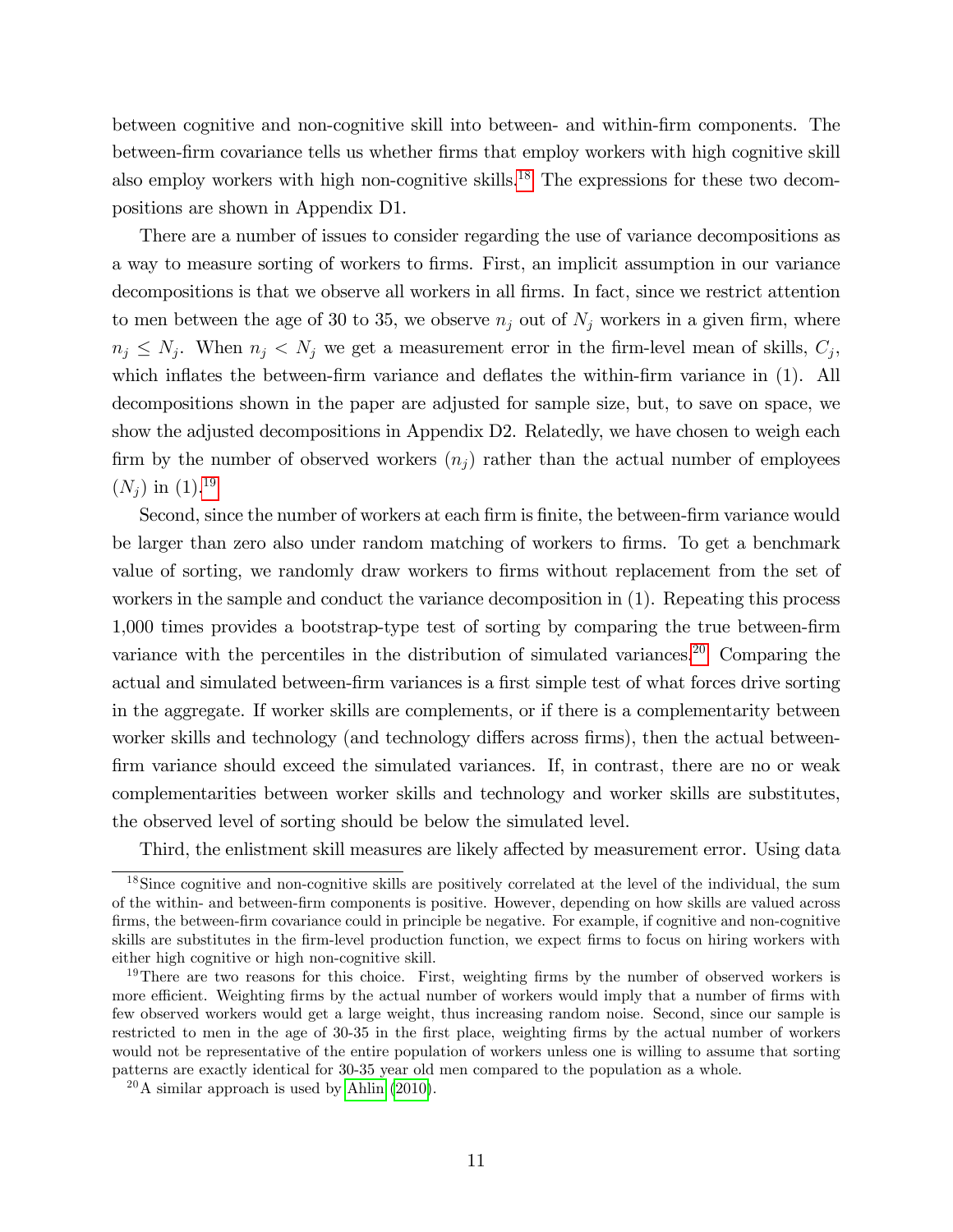between cognitive and non-cognitive skill into between- and within-firm components. The between-firm covariance tells us whether firms that employ workers with high cognitive skill also employ workers with high non-cognitive skills.[18] The expressions for these two decompositions are shown in Appendix D1.

There are a number of issues to consider regarding the use of variance decompositions as a way to measure sorting of workers to firms. First, an implicit assumption in our variance decompositions is that we observe all workers in all firms. In fact, since we restrict attention to men between the age of 30 to 35, we observe $n_j$ out of $N_j$ workers in a given firm, where $n_j \leq N_j$. When $n_j < N_j$ we get a measurement error in the firm-level mean of skills, $C_j$, which inflates the between-firm variance and deflates the within-firm variance in (1). All decompositions shown in the paper are adjusted for sample size, but, to save on space, we show the adjusted decompositions in Appendix D2. Relatedly, we have chosen to weigh each firm by the number of observed workers ($n_j$) rather than the actual number of employees ($N_j$) in (1).[19]

Second, since the number of workers at each firm is finite, the between-firm variance would be larger than zero also under random matching of workers to firms. To get a benchmark value of sorting, we randomly draw workers to firms without replacement from the set of workers in the sample and conduct the variance decomposition in (1). Repeating this process 1,000 times provides a bootstrap-type test of sorting by comparing the true between-firm variance with the percentiles in the distribution of simulated variances.[20] Comparing the actual and simulated between-firm variances is a first simple test of what forces drive sorting in the aggregate. If worker skills are complements, or if there is a complementarity between worker skills and technology (and technology differs across firms), then the actual between-firm variance should exceed the simulated variances. If, in contrast, there are no or weak complementarities between worker skills and technology and worker skills are substitutes, the observed level of sorting should be below the simulated level.

Third, the enlistment skill measures are likely affected by measurement error. Using data

[18] Since cognitive and non-cognitive skills are positively correlated at the level of the individual, the sum of the within- and between-firm components is positive. However, depending on how skills are valued across firms, the between-firm covariance could in principle be negative. For example, if cognitive and non-cognitive skills are substitutes in the firm-level production function, we expect firms to focus on hiring workers with either high cognitive or high non-cognitive skill.

[19] There are two reasons for this choice. First, weighting firms by the number of observed workers is more efficient. Weighting firms by the actual number of workers would imply that a number of firms with few observed workers get a large weight, thus increasing random noise. Second, since our sample is restricted to men in the age of 30-35 in the first place, weighting firms by the actual number of workers would not be representative of the entire population of workers unless one is willing to assume that sorting patterns are exactly identical for 30-35 year old men compared to the population as a whole.

[20] A similar approach is used by Ahlin (2010).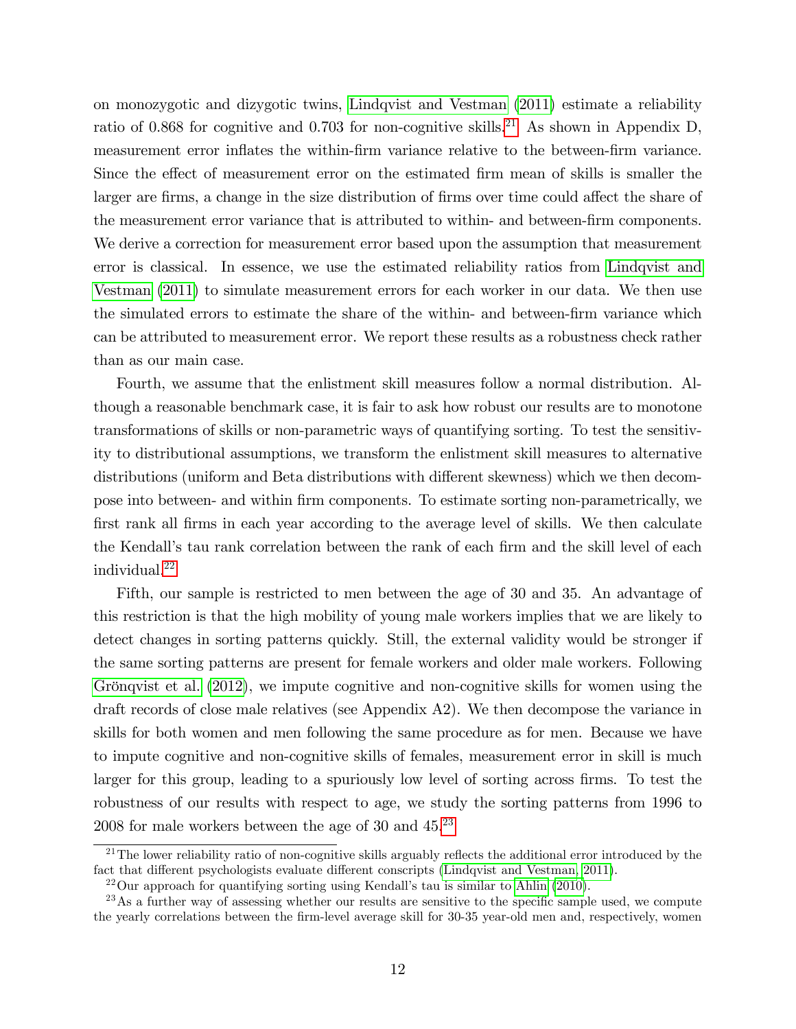on monozygotic and dizygotic twins, Lindqvist and Vestman (2011) estimate a reliability ratio of 0.868 for cognitive and 0.703 for non-cognitive skills.[21] As shown in Appendix D, measurement error inflates the within-firm variance relative to the between-firm variance. Since the effect of measurement error on the estimated firm mean of skills is smaller the larger are firms, a change in the size distribution of firms over time could affect the share of the measurement error variance that is attributed to within- and between-firm components. We derive a correction for measurement error based upon the assumption that measurement error is classical. In essence, we use the estimated reliability ratios from Lindqvist and Vestman (2011) to simulate measurement errors for each worker in our data. We then use the simulated errors to estimate the share of the within- and between-firm variance which can be attributed to measurement error. We report these results as a robustness check rather than as our main case.

Fourth, we assume that the enlistment skill measures follow a normal distribution. Although a reasonable benchmark case, it is fair to ask how robust our results are to monotone transformations of skills or non-parametric ways of quantifying sorting. To test the sensitivity to distributional assumptions, we transform the enlistment skill measures to alternative distributions (uniform and Beta distributions with different skewness) which we then decompose into between- and within firm components. To estimate sorting non-parametrically, we first rank all firms in each year according to the average level of skills. We then calculate the Kendall's tau rank correlation between the rank of each firm and the skill level of each individual.[22]

Fifth, our sample is restricted to men between the age of 30 and 35. An advantage of this restriction is that the high mobility of young male workers implies that we are likely to detect changes in sorting patterns quickly. Still, the external validity would be stronger if the same sorting patterns are present for female workers and older male workers. Following Grönqvist et al. (2012), we impute cognitive and non-cognitive skills for women using the draft records of close male relatives (see Appendix A2). We then decompose the variance in skills for both women and men following the same procedure as for men. Because we have to impute cognitive and non-cognitive skills of females, measurement error in skill is much larger for this group, leading to a spuriously low level of sorting across firms. To test the robustness of our results with respect to age, we study the sorting patterns from 1996 to 2008 for male workers between the age of 30 and 45.[23]

[21] The lower reliability ratio of non-cognitive skills arguably reflects the additional error introduced by the fact that different psychologists evaluate different conscripts (Lindqvist and Vestman, 2011).

[22] Our approach for quantifying sorting using Kendall's tau is similar to Ahlin (2010).

[23] As a further way of assessing whether our results are sensitive to the specific sample used, we compute the yearly correlations between the firm-level average skill for 30-35 year-old men and, respectively, women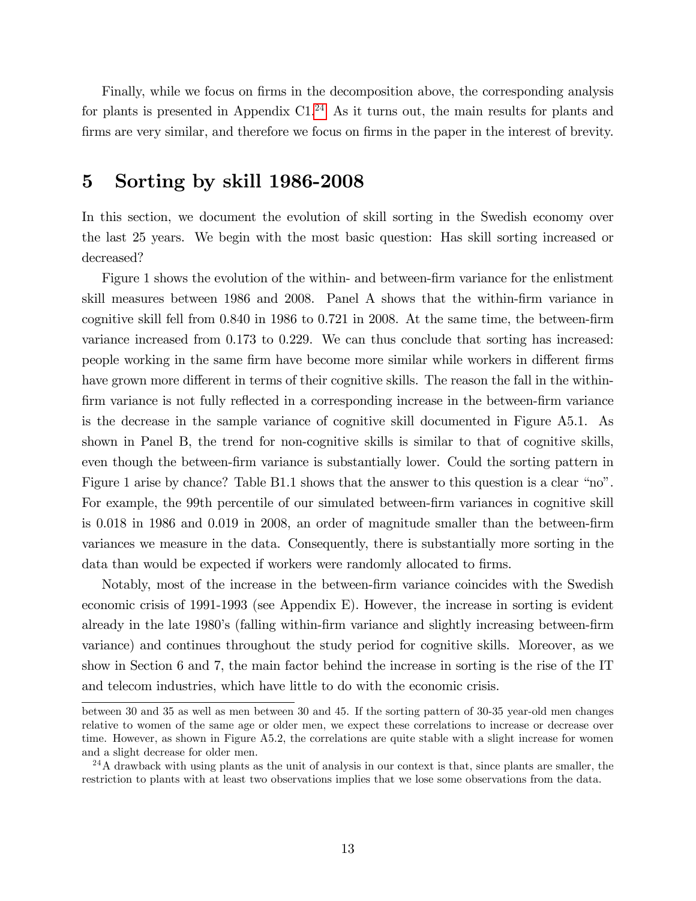Finally, while we focus on firms in the decomposition above, the corresponding analysis for plants is presented in Appendix C1.[24] As it turns out, the main results for plants and firms are very similar, and therefore we focus on firms in the paper in the interest of brevity.

# 5 Sorting by skill 1986-2008

In this section, we document the evolution of skill sorting in the Swedish economy over the last 25 years. We begin with the most basic question: Has skill sorting increased or decreased?

Figure 1 shows the evolution of the within- and between-firm variance for the enlistment skill measures between 1986 and 2008. Panel A shows that the within-firm variance in cognitive skill fell from 0.840 in 1986 to 0.721 in 2008. At the same time, the between-firm variance increased from 0.173 to 0.229. We can thus conclude that sorting has increased: people working in the same firm have become more similar while workers in different firms have grown more different in terms of their cognitive skills. The reason the fall in the within-firm variance is not fully reflected in a corresponding increase in the between-firm variance is the decrease in the sample variance of cognitive skill documented in Figure A5.1. As shown in Panel B, the trend for non-cognitive skills is similar to that of cognitive skills, even though the between-firm variance is substantially lower. Could the sorting pattern in Figure 1 arise by chance? Table B1.1 shows that the answer to this question is a clear "no". For example, the 99th percentile of our simulated between-firm variances in cognitive skill is 0.018 in 1986 and 0.019 in 2008, an order of magnitude smaller than the between-firm variances we measure in the data. Consequently, there is substantially more sorting in the data than would be expected if workers were randomly allocated to firms.

Notably, most of the increase in the between-firm variance coincides with the Swedish economic crisis of 1991-1993 (see Appendix E). However, the increase in sorting is evident already in the late 1980's (falling within-firm variance and slightly increasing between-firm variance) and continues throughout the study period for cognitive skills. Moreover, as we show in Section 6 and 7, the main factor behind the increase in sorting is the rise of the IT and telecom industries, which have little to do with the economic crisis.

between 30 and 35 as well as men between 30 and 45. If the sorting pattern of 30-35 year-old men changes relative to women of the same age or older men, we expect these correlations to increase or decrease over time. However, as shown in Figure A5.2, the correlations are quite stable with a slight increase for women and a slight decrease for older men.

[24] A drawback with using plants as the unit of analysis in our context is that, since plants are smaller, the restriction to plants with at least two observations implies that we lose some observations from the data.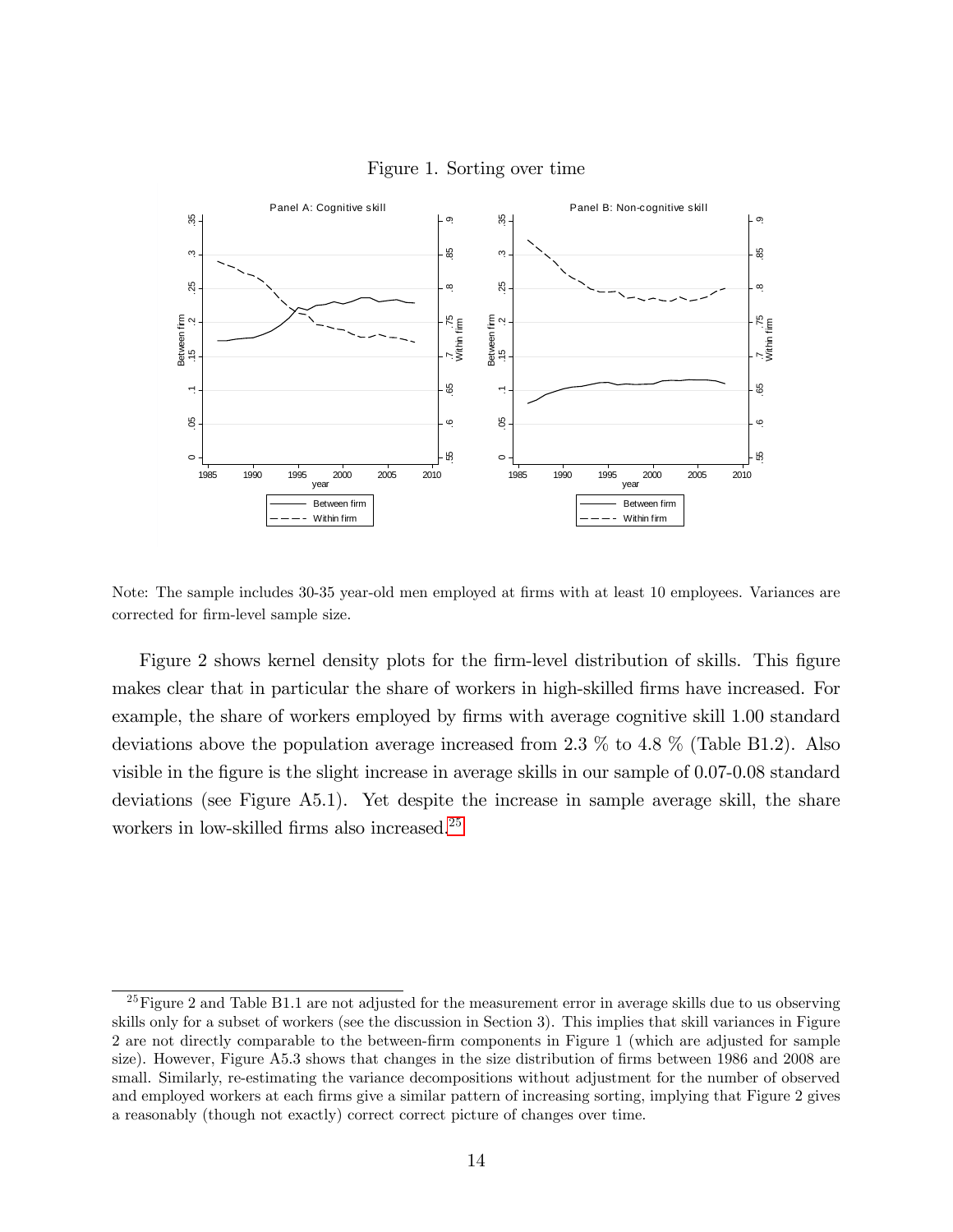Figure 1. Sorting over time

Note: The sample includes 30-35 year-old men employed at firms with at least 10 employees. Variances are corrected for firm-level sample size.

Figure 2 shows kernel density plots for the firm-level distribution of skills. This figure makes clear that in particular the share of workers in high-skilled firms have increased. For example, the share of workers employed by firms with average cognitive skill 1.00 standard deviations above the population average increased from 2.3 % to 4.8 % (Table B1.2). Also visible in the figure is the slight increase in average skills in our sample of 0.07-0.08 standard deviations (see Figure A5.1). Yet despite the increase in sample average skill, the share workers in low-skilled firms also increased.[25]

[25] Figure 2 and Table B1.1 are not adjusted for the measurement error in average skills due to us observing skills only for a subset of workers (see the discussion in Section 3). This implies that skill variances in Figure 2 are not directly comparable to the between-firm components in Figure 1 (which are adjusted for sample size). However, Figure A5.3 shows that changes in the size distribution of firms between 1986 and 2008 are small. Similarly, re-estimating the variance decompositions without adjustment for the number of observed and employed workers at each firms give a similar pattern of increasing sorting, implying that Figure 2 gives a reasonably (though not exactly) correct correct picture of changes over time.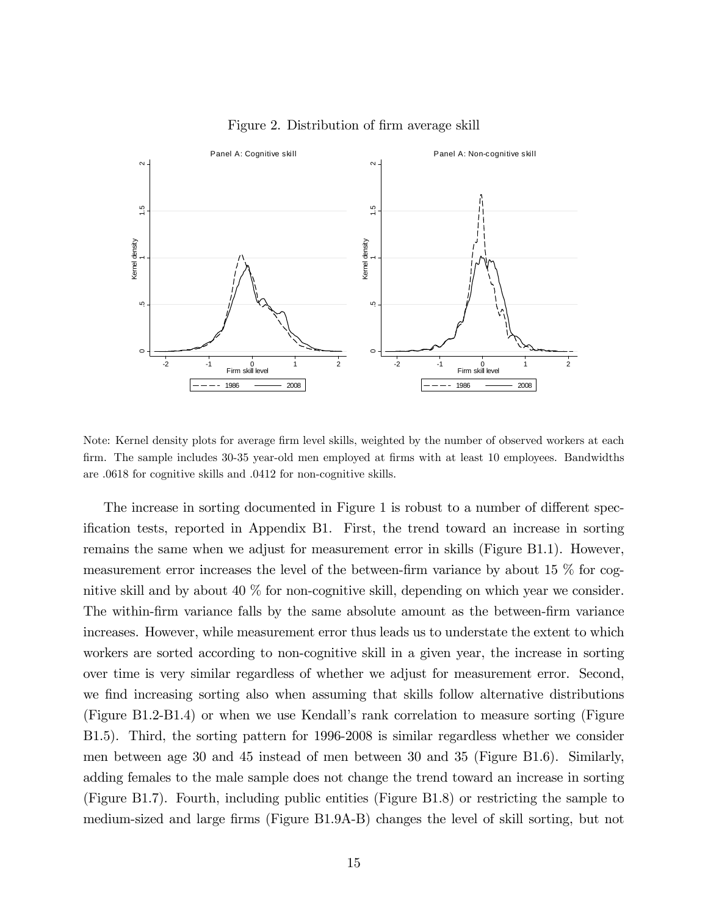Figure 2. Distribution of firm average skill

Note: Kernel density plots for average firm level skills, weighted by the number of observed workers at each firm. The sample includes 30-35 year-old men employed at firms with at least 10 employees. Bandwidths are .0618 for cognitive skills and .0412 for non-cognitive skills.

The increase in sorting documented in Figure 1 is robust to a number of different specification tests, reported in Appendix B1. First, the trend toward an increase in sorting remains the same when we adjust for measurement error in skills (Figure B1.1). However, measurement error increases the level of the between-firm variance by about 15 % for cognitive skill and by about 40 % for non-cognitive skill, depending on which year we consider. The within-firm variance falls by the same absolute amount as the between-firm variance increases. However, while measurement error thus leads us to understate the extent to which workers are sorted according to non-cognitive skill in a given year, the increase in sorting over time is very similar regardless of whether we adjust for measurement error. Second, we find increasing sorting also when assuming that skills follow alternative distributions (Figure B1.2-B1.4) or when we use Kendall's rank correlation to measure sorting (Figure B1.5). Third, the sorting pattern for 1996-2008 is similar regardless whether we consider men between age 30 and 45 instead of men between 30 and 35 (Figure B1.6). Similarly, adding females to the male sample does not change the trend toward an increase in sorting (Figure B1.7). Fourth, including public entities (Figure B1.8) or restricting the sample to medium-sized and large firms (Figure B1.9A-B) changes the level of skill sorting, but not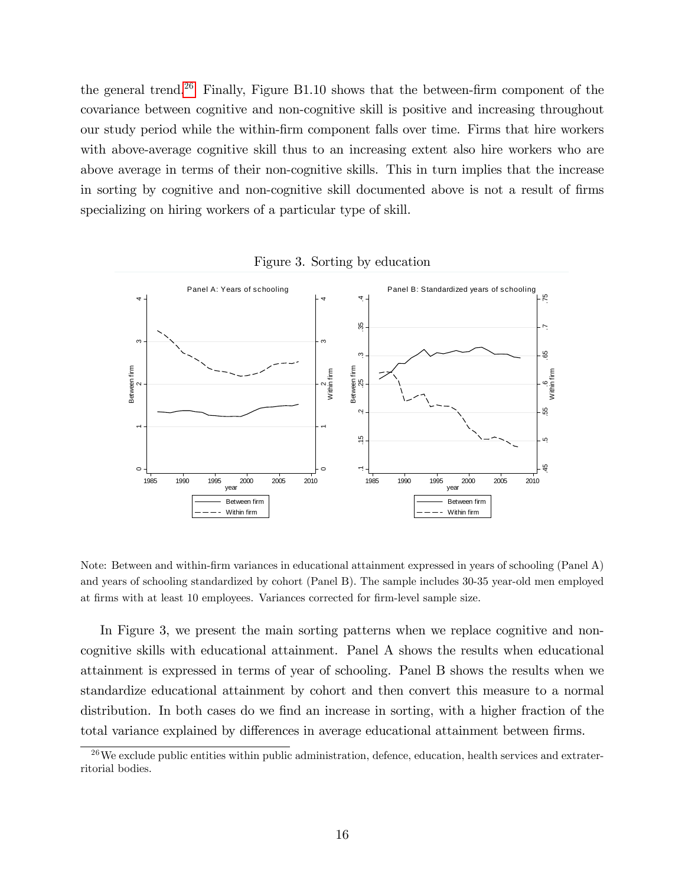the general trend.[26] Finally, Figure B1.10 shows that the between-firm component of the covariance between cognitive and non-cognitive skill is positive and increasing throughout our study period while the within-firm component falls over time. Firms that hire workers with above-average cognitive skill thus to an increasing extent also hire workers who are above average in terms of their non-cognitive skills. This in turn implies that the increase in sorting by cognitive and non-cognitive skill documented above is not a result of firms specializing on hiring workers of a particular type of skill.

Figure 3. Sorting by education

Note: Between and within-firm variances in educational attainment expressed in years of schooling (Panel A) and years of schooling standardized by cohort (Panel B). The sample includes 30-35 year-old men employed at firms with at least 10 employees. Variances corrected for firm-level sample size.

In Figure 3, we present the main sorting patterns when we replace cognitive and non-cognitive skills with educational attainment. Panel A shows the results when educational attainment is expressed in terms of year of schooling. Panel B shows the results when we standardize educational attainment by cohort and then convert this measure to a normal distribution. In both cases do we find an increase in sorting, with a higher fraction of the total variance explained by differences in average educational attainment between firms.

[26] We exclude public entities within public administration, defence, education, health services and extraterritorial bodies.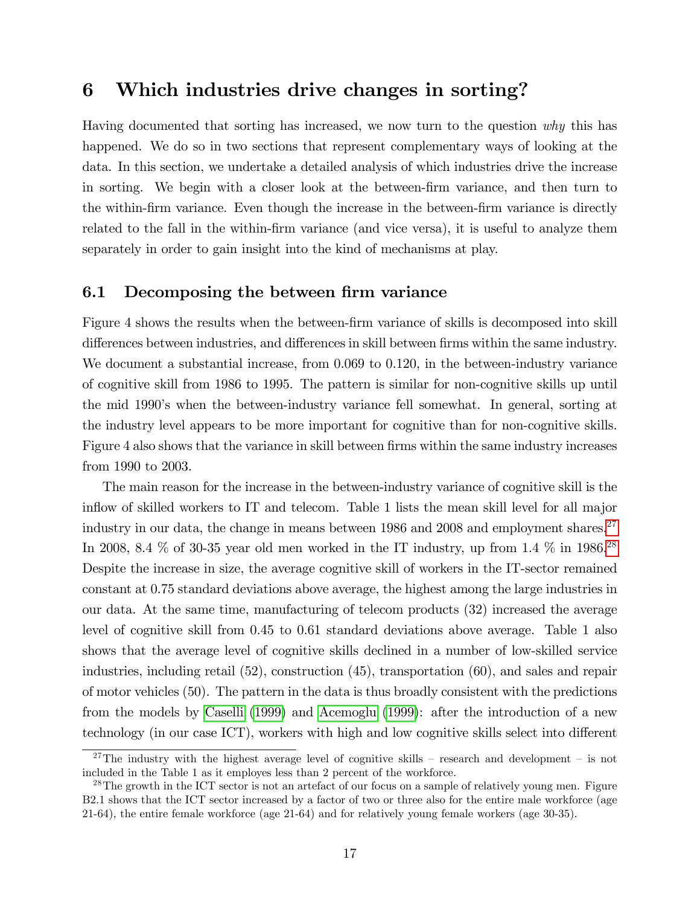# 6 Which industries drive changes in sorting?

Having documented that sorting has increased, we now turn to the question *why* this has happened. We do so in two sections that represent complementary ways of looking at the data. In this section, we undertake a detailed analysis of which industries drive the increase in sorting. We begin with a closer look at the between-firm variance, and then turn to the within-firm variance. Even though the increase in the between-firm variance is directly related to the fall in the within-firm variance (and vice versa), it is useful to analyze them separately in order to gain insight into the kind of mechanisms at play.

## 6.1 Decomposing the between firm variance

Figure 4 shows the results when the between-firm variance of skills is decomposed into skill differences between industries, and differences in skill between firms within the same industry. We document a substantial increase, from 0.069 to 0.120, in the between-industry variance of cognitive skill from 1986 to 1995. The pattern is similar for non-cognitive skills up until the mid 1990's when the between-industry variance fell somewhat. In general, sorting at the industry level appears to be more important for cognitive than for non-cognitive skills. Figure 4 also shows that the variance in skill between firms within the same industry increases from 1990 to 2003.

The main reason for the increase in the between-industry variance of cognitive skill is the inflow of skilled workers to IT and telecom. Table 1 lists the mean skill level for all major industry in our data, the change in means between 1986 and 2008 and employment shares.[27] In 2008, 8.4 % of 30-35 year old men worked in the IT industry, up from 1.4 % in 1986.[28] Despite the increase in size, the average cognitive skill of workers in the IT-sector remained constant at 0.75 standard deviations above average, the highest among the large industries in our data. At the same time, manufacturing of telecom products (32) increased the average level of cognitive skill from 0.45 to 0.61 standard deviations above average. Table 1 also shows that the average level of cognitive skills declined in a number of low-skilled service industries, including retail (52), construction (45), transportation (60), and sales and repair of motor vehicles (50). The pattern in the data is thus broadly consistent with the predictions from the models by Caselli (1999) and Acemoglu (1999): after the introduction of a new technology (in our case ICT), workers with high and low cognitive skills select into different

[27] The industry with the highest average level of cognitive skills – research and development – is not included in the Table 1 as it employes less than 2 percent of the workforce.

[28] The growth in the ICT sector is not an artefact of our focus on a sample of relatively young men. Figure B2.1 shows that the ICT sector increased by a factor of two or three also for the entire male workforce (age 21-64), the entire female workforce (age 21-64) and for relatively young female workers (age 30-35).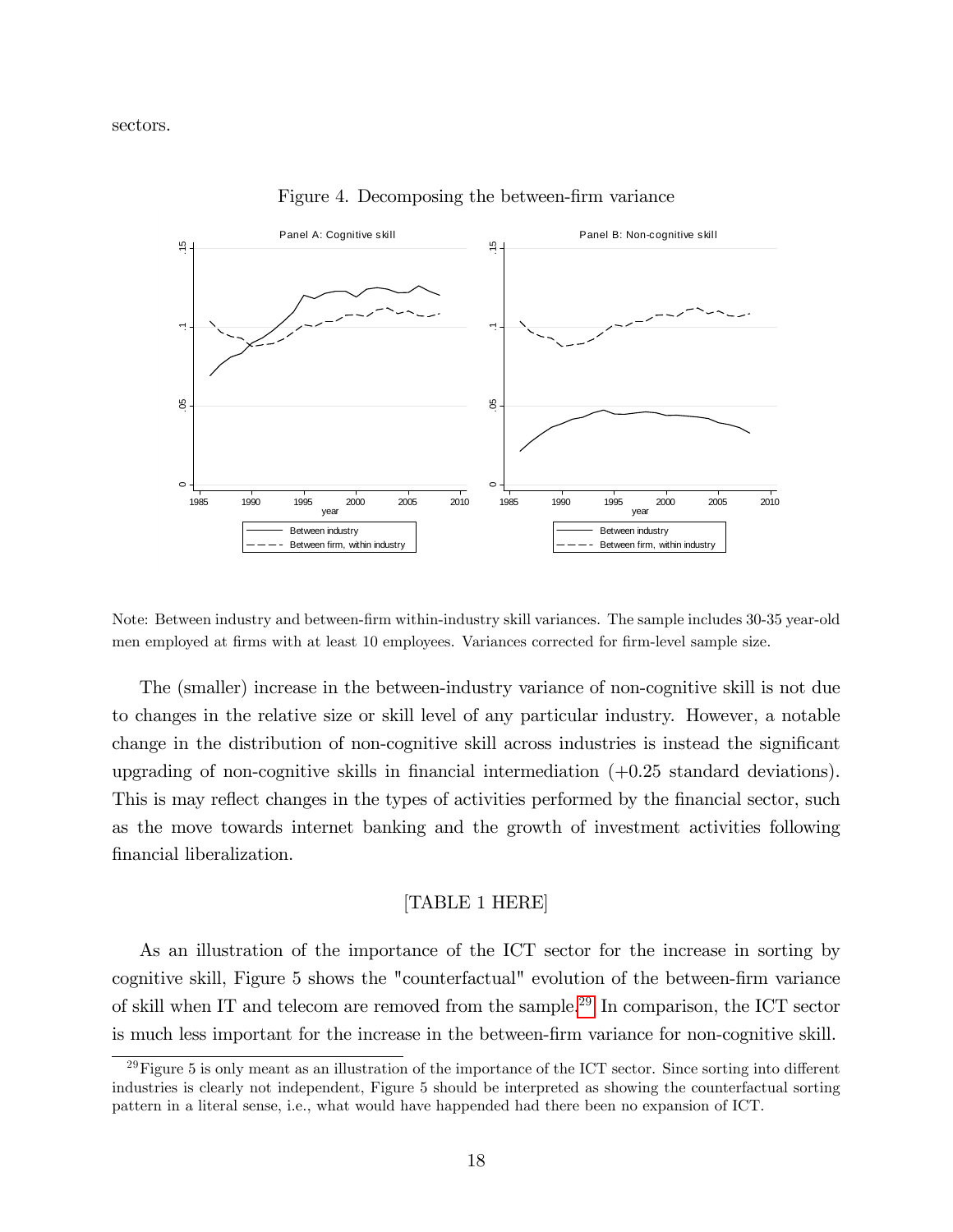sectors.

Figure 4. Decomposing the between-firm variance

Note: Between industry and between-firm within-industry skill variances. The sample includes 30-35 year-old men employed at firms with at least 10 employees. Variances corrected for firm-level sample size.

The (smaller) increase in the between-industry variance of non-cognitive skill is not due to changes in the relative size or skill level of any particular industry. However, a notable change in the distribution of non-cognitive skill across industries is instead the significant upgrading of non-cognitive skills in financial intermediation (+0.25 standard deviations). This is may reflect changes in the types of activities performed by the financial sector, such as the move towards internet banking and the growth of investment activities following financial liberalization.

[TABLE 1 HERE]

As an illustration of the importance of the ICT sector for the increase in sorting by cognitive skill, Figure 5 shows the "counterfactual" evolution of the between-firm variance of skill when IT and telecom are removed from the sample.[29] In comparison, the ICT sector is much less important for the increase in the between-firm variance for non-cognitive skill.

[29] Figure 5 is only meant as an illustration of the importance of the ICT sector. Since sorting into different industries is clearly not independent, Figure 5 should be interpreted as showing the counterfactual sorting pattern in a literal sense, i.e., what would have happended had there been no expansion of ICT.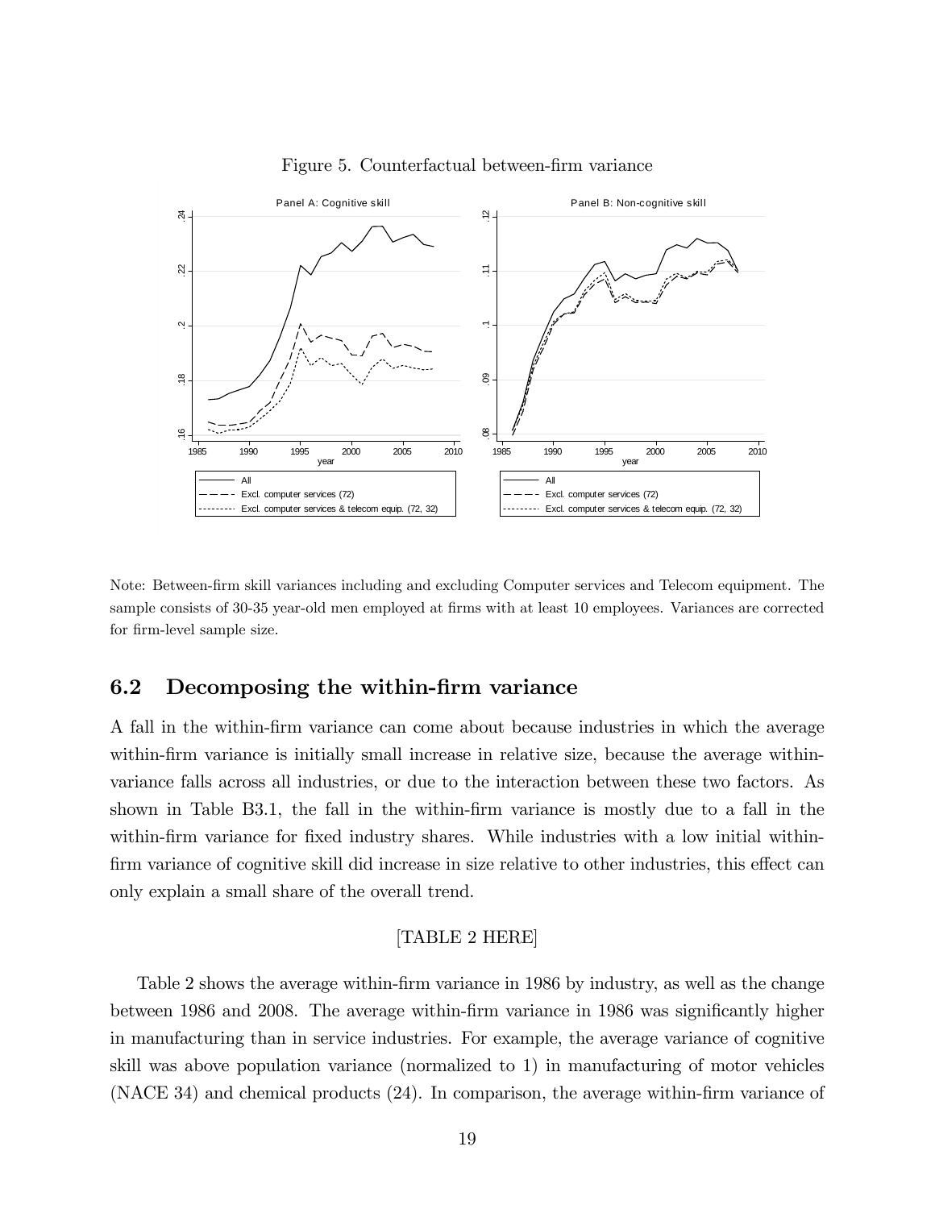Figure 5. Counterfactual between-firm variance

Note: Between-firm skill variances including and excluding Computer services and Telecom equipment. The sample consists of 30-35 year-old men employed at firms with at least 10 employees. Variances are corrected for firm-level sample size.

## 6.2 Decomposing the within-firm variance

A fall in the within-firm variance can come about because industries in which the average within-firm variance is initially small increase in relative size, because the average within-variance falls across all industries, or due to the interaction between these two factors. As shown in Table B3.1, the fall in the within-firm variance is mostly due to a fall in the within-firm variance for fixed industry shares. While industries with a low initial within-firm variance of cognitive skill did increase in size relative to other industries, this effect can only explain a small share of the overall trend.

[TABLE 2 HERE]

Table 2 shows the average within-firm variance in 1986 by industry, as well as the change between 1986 and 2008. The average within-firm variance in 1986 was significantly higher in manufacturing than in service industries. For example, the average variance of cognitive skill was above population variance (normalized to 1) in manufacturing of motor vehicles (NACE 34) and chemical products (24). In comparison, the average within-firm variance of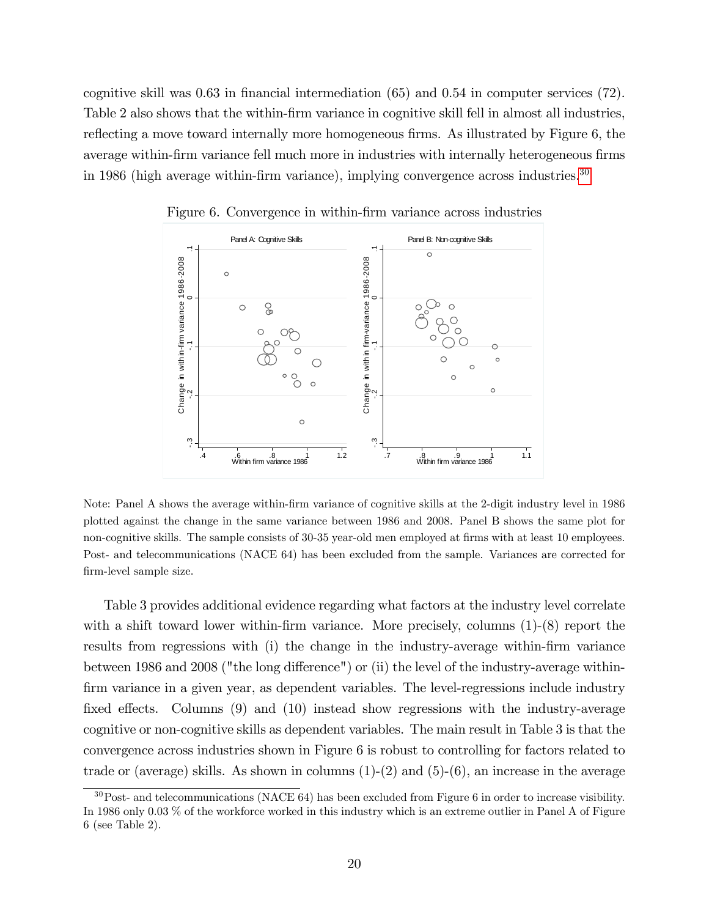cognitive skill was 0.63 in financial intermediation (65) and 0.54 in computer services (72). Table 2 also shows that the within-firm variance in cognitive skill fell in almost all industries, reflecting a move toward internally more homogeneous firms. As illustrated by Figure 6, the average within-firm variance fell much more in industries with internally heterogeneous firms in 1986 (high average within-firm variance), implying convergence across industries.[30]

Figure 6. Convergence in within-firm variance across industries

Note: Panel A shows the average within-firm variance of cognitive skills at the 2-digit industry level in 1986 plotted against the change in the same variance between 1986 and 2008. Panel B shows the same plot for non-cognitive skills. The sample consists of 30-35 year-old men employed at firms with at least 10 employees. Post- and telecommunications (NACE 64) has been excluded from the sample. Variances are corrected for firm-level sample size.

Table 3 provides additional evidence regarding what factors at the industry level correlate with a shift toward lower within-firm variance. More precisely, columns (1)-(8) report the results from regressions with (i) the change in the industry-average within-firm variance between 1986 and 2008 ("the long difference") or (ii) the level of the industry-average within-firm variance in a given year, as dependent variables. The level-regressions include industry fixed effects. Columns (9) and (10) instead show regressions with the industry-average cognitive or non-cognitive skills as dependent variables. The main result in Table 3 is that the convergence across industries shown in Figure 6 is robust to controlling for factors related to trade or (average) skills. As shown in columns (1)-(2) and (5)-(6), an increase in the average

[30] Post- and telecommunications (NACE 64) has been excluded from Figure 6 in order to increase visibility. In 1986 only 0.03 % of the workforce worked in this industry which is an extreme outlier in Panel A of Figure 6 (see Table 2).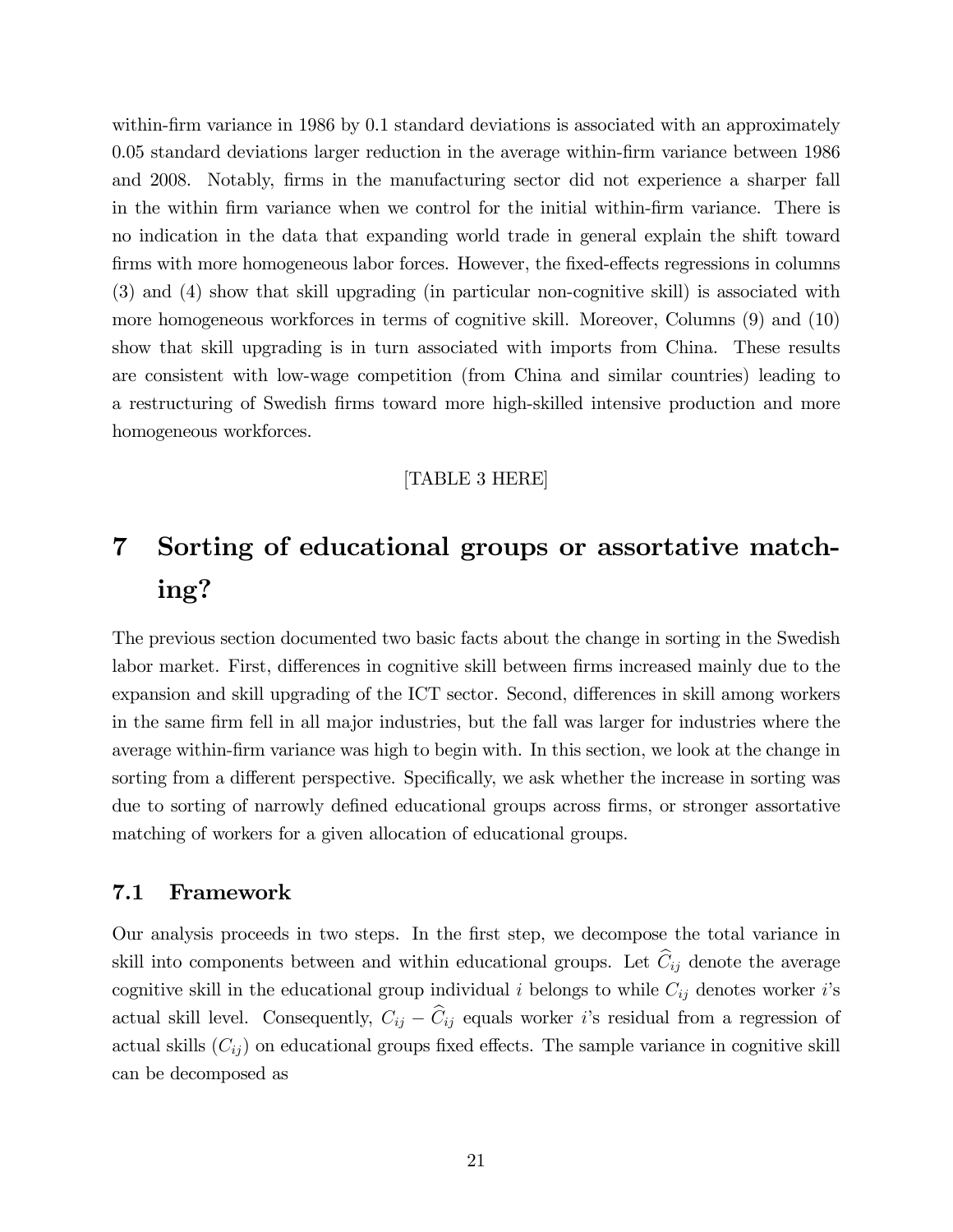within-firm variance in 1986 by 0.1 standard deviations is associated with an approximately 0.05 standard deviations larger reduction in the average within-firm variance between 1986 and 2008. Notably, firms in the manufacturing sector did not experience a sharper fall in the within firm variance when we control for the initial within-firm variance. There is no indication in the data that expanding world trade in general explain the shift toward firms with more homogeneous labor forces. However, the fixed-effects regressions in columns (3) and (4) show that skill upgrading (in particular non-cognitive skill) is associated with more homogeneous workforces in terms of cognitive skill. Moreover, Columns (9) and (10) show that skill upgrading is in turn associated with imports from China. These results are consistent with low-wage competition (from China and similar countries) leading to a restructuring of Swedish firms toward more high-skilled intensive production and more homogeneous workforces.

[TABLE 3 HERE]

# 7 Sorting of educational groups or assortative matching?

The previous section documented two basic facts about the change in sorting in the Swedish labor market. First, differences in cognitive skill between firms increased mainly due to the expansion and skill upgrading of the ICT sector. Second, differences in skill among workers in the same firm fell in all major industries, but the fall was larger for industries where the average within-firm variance was high to begin with. In this section, we look at the change in sorting from a different perspective. Specifically, we ask whether the increase in sorting was due to sorting of narrowly defined educational groups across firms, or stronger assortative matching of workers for a given allocation of educational groups.

## 7.1 Framework

Our analysis proceeds in two steps. In the first step, we decompose the total variance in skill into components between and within educational groups. Let $\widehat{C}_{ij}$ denote the average cognitive skill in the educational group individual $i$ belongs to while $C_{ij}$ denotes worker $i$'s actual skill level. Consequently, $C_{ij} - \widehat{C}_{ij}$ equals worker $i$'s residual from a regression of actual skills ($C_{ij}$) on educational groups fixed effects. The sample variance in cognitive skill can be decomposed as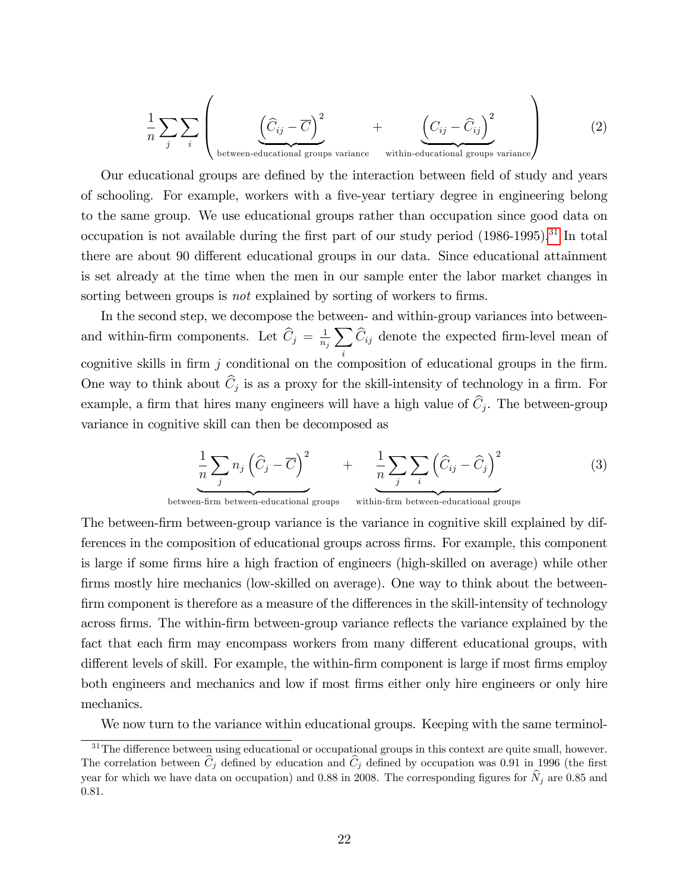$$\frac{1}{n}\sum_j \sum_i \left( \underbrace{\left(\widehat{C}_{ij} - \overline{C}\right)^2}_{\text{between-educational groups variance}} + \underbrace{\left(C_{ij} - \widehat{C}_{ij}\right)^2}_{\text{within-educational groups variance}} \right) \tag{2}$$

Our educational groups are defined by the interaction between field of study and years of schooling. For example, workers with a five-year tertiary degree in engineering belong to the same group. We use educational groups rather than occupation since good data on occupation is not available during the first part of our study period (1986-1995).[31] In total there are about 90 different educational groups in our data. Since educational attainment is set already at the time when the men in our sample enter the labor market changes in sorting between groups is *not* explained by sorting of workers to firms.

In the second step, we decompose the between- and within-group variances into between- and within-firm components. Let $\widehat{C}_j = \frac{1}{n_j}\sum_i \widehat{C}_{ij}$ denote the expected firm-level mean of cognitive skills in firm $j$ conditional on the composition of educational groups in the firm. One way to think about $\widehat{C}_j$ is as a proxy for the skill-intensity of technology in a firm. For example, a firm that hires many engineers will have a high value of $\widehat{C}_j$. The between-group variance in cognitive skill can then be decomposed as

$$\underbrace{\frac{1}{n}\sum_j n_j \left(\widehat{C}_j - \overline{C}\right)^2}_{\text{between-firm between-educational groups}} + \underbrace{\frac{1}{n}\sum_j \sum_i \left(\widehat{C}_{ij} - \widehat{C}_j\right)^2}_{\text{within-firm between-educational groups}} \tag{3}$$

The between-firm between-group variance is the variance in cognitive skill explained by differences in the composition of educational groups across firms. For example, this component is large if some firms hire a high fraction of engineers (high-skilled on average) while other firms mostly hire mechanics (low-skilled on average). One way to think about the between-firm component is therefore as a measure of the differences in the skill-intensity of technology across firms. The within-firm between-group variance reflects the variance explained by the fact that each firm may encompass workers from many different educational groups, with different levels of skill. For example, the within-firm component is large if most firms employ both engineers and mechanics and low if most firms either only hire engineers or only hire mechanics.

We now turn to the variance within educational groups. Keeping with the same terminol-

[31] The difference between using educational or occupational groups in this context are quite small, however. The correlation between $\widehat{C}_j$ defined by education and $\widehat{C}_j$ defined by occupation was 0.91 in 1996 (the first year for which we have data on occupation) and 0.88 in 2008. The corresponding figures for $\widehat{N}_j$ are 0.85 and 0.81.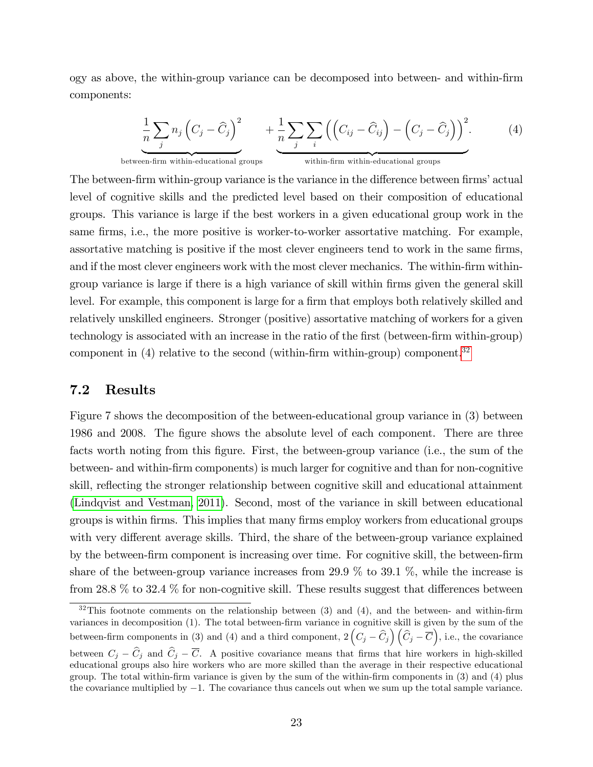ogy as above, the within-group variance can be decomposed into between- and within-firm components:

$$\underbrace{\frac{1}{n}\sum_{j} n_j \left(C_j - \widehat{C}_j\right)^2}_{\text{between-firm within-educational groups}} + \underbrace{\frac{1}{n}\sum_{j}\sum_{i}\left(\left(C_{ij} - \widehat{C}_{ij}\right) - \left(C_j - \widehat{C}_j\right)\right)^2}_{\text{within-firm within-educational groups}}. \tag{4}$$

The between-firm within-group variance is the variance in the difference between firms' actual level of cognitive skills and the predicted level based on their composition of educational groups. This variance is large if the best workers in a given educational group work in the same firms, i.e., the more positive is worker-to-worker assortative matching. For example, assortative matching is positive if the most clever engineers tend to work in the same firms, and if the most clever engineers work with the most clever mechanics. The within-firm within-group variance is large if there is a high variance of skill within firms given the general skill level. For example, this component is large for a firm that employs both relatively skilled and relatively unskilled engineers. Stronger (positive) assortative matching of workers for a given technology is associated with an increase in the ratio of the first (between-firm within-group) component in (4) relative to the second (within-firm within-group) component.[32]

## 7.2 Results

Figure 7 shows the decomposition of the between-educational group variance in (3) between 1986 and 2008. The figure shows the absolute level of each component. There are three facts worth noting from this figure. First, the between-group variance (i.e., the sum of the between- and within-firm components) is much larger for cognitive and than for non-cognitive skill, reflecting the stronger relationship between cognitive skill and educational attainment (Lindqvist and Vestman, 2011). Second, most of the variance in skill between educational groups is within firms. This implies that many firms employ workers from educational groups with very different average skills. Third, the share of the between-group variance explained by the between-firm component is increasing over time. For cognitive skill, the between-firm share of the between-group variance increases from 29.9 % to 39.1 %, while the increase is from 28.8 % to 32.4 % for non-cognitive skill. These results suggest that differences between

[32] This footnote comments on the relationship between (3) and (4), and the between- and within-firm variances in decomposition (1). The total between-firm variance in cognitive skill is given by the sum of the between-firm components in (3) and (4) and a third component, $2\left(C_j - \widehat{C}_j\right)\left(\widehat{C}_j - \overline{C}\right)$, i.e., the covariance between $C_j - \widehat{C}_j$ and $\widehat{C}_j - \overline{C}$. A positive covariance means that firms that hire workers in high-skilled educational groups also hire workers who are more skilled than the average in their respective educational group. The total within-firm variance is given by the sum of the within-firm components in (3) and (4) plus the covariance multiplied by $-1$. The covariance thus cancels out when we sum up the total sample variance.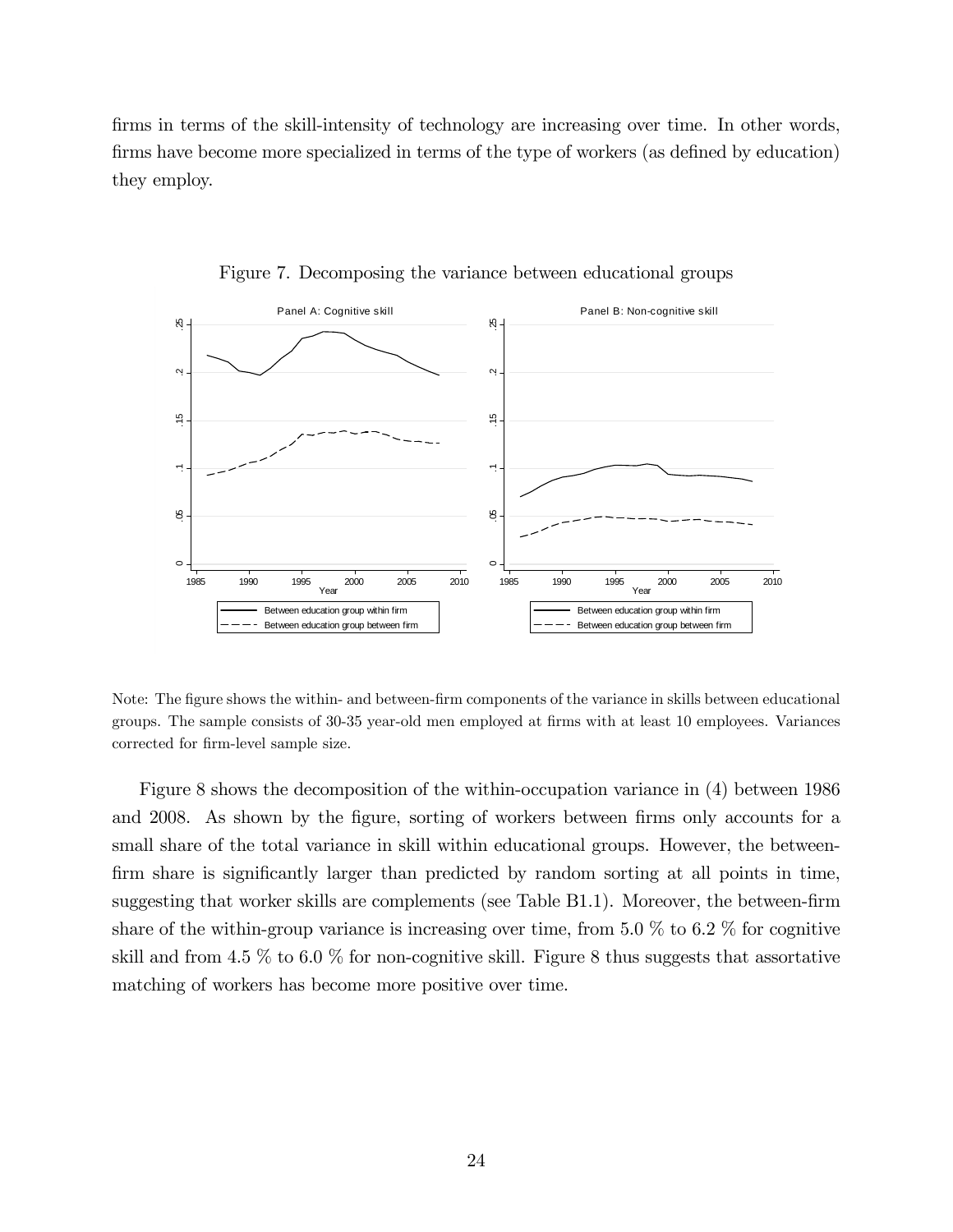firms in terms of the skill-intensity of technology are increasing over time. In other words, firms have become more specialized in terms of the type of workers (as defined by education) they employ.

Figure 7. Decomposing the variance between educational groups

Note: The figure shows the within- and between-firm components of the variance in skills between educational groups. The sample consists of 30-35 year-old men employed at firms with at least 10 employees. Variances corrected for firm-level sample size.

Figure 8 shows the decomposition of the within-occupation variance in (4) between 1986 and 2008. As shown by the figure, sorting of workers between firms only accounts for a small share of the total variance in skill within educational groups. However, the between-firm share is significantly larger than predicted by random sorting at all points in time, suggesting that worker skills are complements (see Table B1.1). Moreover, the between-firm share of the within-group variance is increasing over time, from 5.0 % to 6.2 % for cognitive skill and from 4.5 % to 6.0 % for non-cognitive skill. Figure 8 thus suggests that assortative matching of workers has become more positive over time.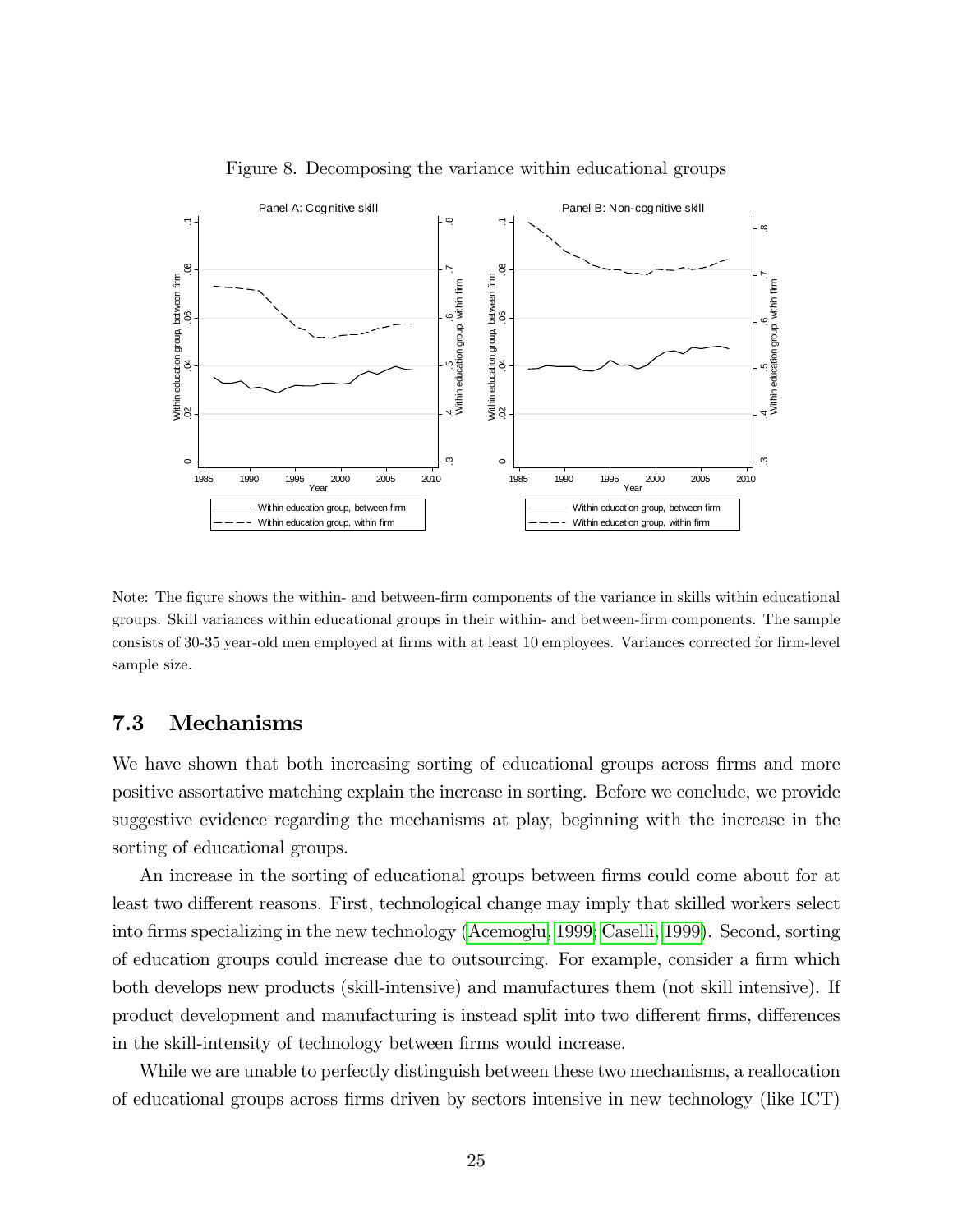Figure 8. Decomposing the variance within educational groups

Note: The figure shows the within- and between-firm components of the variance in skills within educational groups. Skill variances within educational groups in their within- and between-firm components. The sample consists of 30-35 year-old men employed at firms with at least 10 employees. Variances corrected for firm-level sample size.

### 7.3 Mechanisms

We have shown that both increasing sorting of educational groups across firms and more positive assortative matching explain the increase in sorting. Before we conclude, we provide suggestive evidence regarding the mechanisms at play, beginning with the increase in the sorting of educational groups.

An increase in the sorting of educational groups between firms could come about for at least two different reasons. First, technological change may imply that skilled workers select into firms specializing in the new technology (Acemoglu, 1999; Caselli, 1999). Second, sorting of education groups could increase due to outsourcing. For example, consider a firm which both develops new products (skill-intensive) and manufactures them (not skill intensive). If product development and manufacturing is instead split into two different firms, differences in the skill-intensity of technology between firms would increase.

While we are unable to perfectly distinguish between these two mechanisms, a reallocation of educational groups across firms driven by sectors intensive in new technology (like ICT)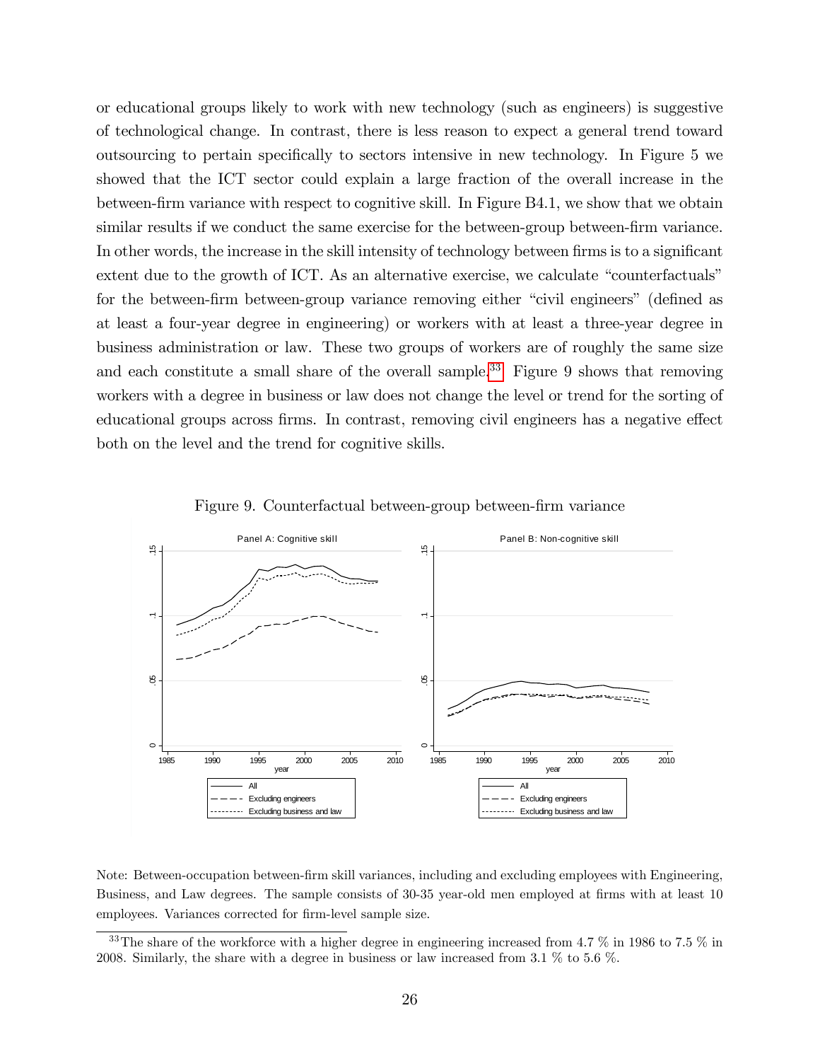or educational groups likely to work with new technology (such as engineers) is suggestive of technological change. In contrast, there is less reason to expect a general trend toward outsourcing to pertain specifically to sectors intensive in new technology. In Figure 5 we showed that the ICT sector could explain a large fraction of the overall increase in the between-firm variance with respect to cognitive skill. In Figure B4.1, we show that we obtain similar results if we conduct the same exercise for the between-group between-firm variance. In other words, the increase in the skill intensity of technology between firms is to a significant extent due to the growth of ICT. As an alternative exercise, we calculate "counterfactuals" for the between-firm between-group variance removing either "civil engineers" (defined as at least a four-year degree in engineering) or workers with at least a three-year degree in business administration or law. These two groups of workers are of roughly the same size and each constitute a small share of the overall sample.[33] Figure 9 shows that removing workers with a degree in business or law does not change the level or trend for the sorting of educational groups across firms. In contrast, removing civil engineers has a negative effect both on the level and the trend for cognitive skills.

Figure 9. Counterfactual between-group between-firm variance

Note: Between-occupation between-firm skill variances, including and excluding employees with Engineering, Business, and Law degrees. The sample consists of 30-35 year-old men employed at firms with at least 10 employees. Variances corrected for firm-level sample size.

[33] The share of the workforce with a higher degree in engineering increased from 4.7 % in 1986 to 7.5 % in 2008. Similarly, the share with a degree in business or law increased from 3.1 % to 5.6 %.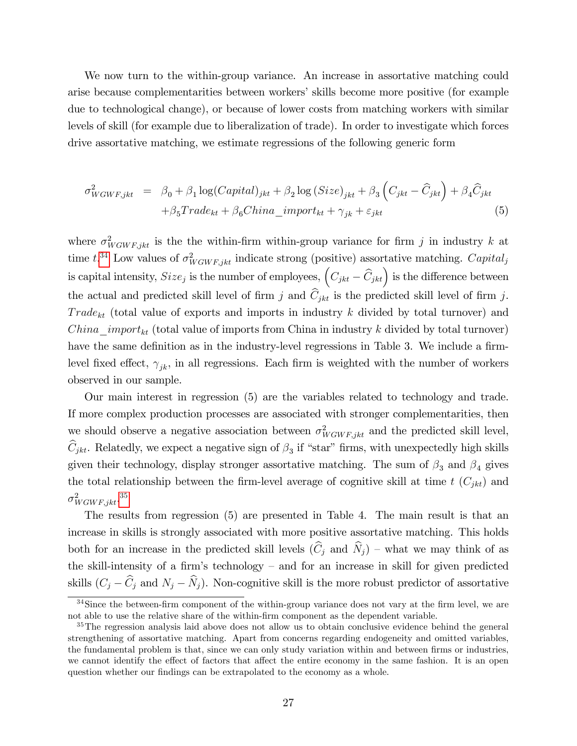We now turn to the within-group variance. An increase in assortative matching could arise because complementarities between workers' skills become more positive (for example due to technological change), or because of lower costs from matching workers with similar levels of skill (for example due to liberalization of trade). In order to investigate which forces drive assortative matching, we estimate regressions of the following generic form

$$
\begin{aligned}
\sigma^2_{WGWF,jkt} \;=\;& \beta_0 + \beta_1 \log(Capital)_{jkt} + \beta_2 \log(Size)_{jkt} + \beta_3 \left(C_{jkt} - \widehat{C}_{jkt}\right) + \beta_4 \widehat{C}_{jkt} \\
& + \beta_5 Trade_{kt} + \beta_6 China\_import_{kt} + \gamma_{jk} + \varepsilon_{jkt} \qquad (5)
\end{aligned}
$$

where $\sigma^2_{WGWF,jkt}$ is the the within-firm within-group variance for firm $j$ in industry $k$ at time $t$.[34] Low values of $\sigma^2_{WGWF,jkt}$ indicate strong (positive) assortative matching. $Capital_j$ is capital intensity, $Size_j$ is the number of employees, $\left(C_{jkt} - \widehat{C}_{jkt}\right)$ is the difference between the actual and predicted skill level of firm $j$ and $\widehat{C}_{jkt}$ is the predicted skill level of firm $j$. $Trade_{kt}$ (total value of exports and imports in industry $k$ divided by total turnover) and $China\_import_{kt}$ (total value of imports from China in industry $k$ divided by total turnover) have the same definition as in the industry-level regressions in Table 3. We include a firm-level fixed effect, $\gamma_{jk}$, in all regressions. Each firm is weighted with the number of workers observed in our sample.

Our main interest in regression (5) are the variables related to technology and trade. If more complex production processes are associated with stronger complementarities, then we should observe a negative association between $\sigma^2_{WGWF,jkt}$ and the predicted skill level, $\widehat{C}_{jkt}$. Relatedly, we expect a negative sign of $\beta_3$ if "star" firms, with unexpectedly high skills given their technology, display stronger assortative matching. The sum of $\beta_3$ and $\beta_4$ gives the total relationship between the firm-level average of cognitive skill at time $t$ ($C_{jkt}$) and $\sigma^2_{WGWF,jkt}$.[35]

The results from regression (5) are presented in Table 4. The main result is that an increase in skills is strongly associated with more positive assortative matching. This holds both for an increase in the predicted skill levels ($\widehat{C}_j$ and $\widehat{N}_j$) – what we may think of as the skill-intensity of a firm's technology – and for an increase in skill for given predicted skills ($C_j - \widehat{C}_j$ and $N_j - \widehat{N}_j$). Non-cognitive skill is the more robust predictor of assortative

[34] Since the between-firm component of the within-group variance does not vary at the firm level, we are not able to use the relative share of the within-firm component as the dependent variable.

[35] The regression analysis laid above does not allow us to obtain conclusive evidence behind the general strengthening of assortative matching. Apart from concerns regarding endogeneity and omitted variables, the fundamental problem is that, since we can only study variation within and between firms or industries, we cannot identify the effect of factors that affect the entire economy in the same fashion. It is an open question whether our findings can be extrapolated to the economy as a whole.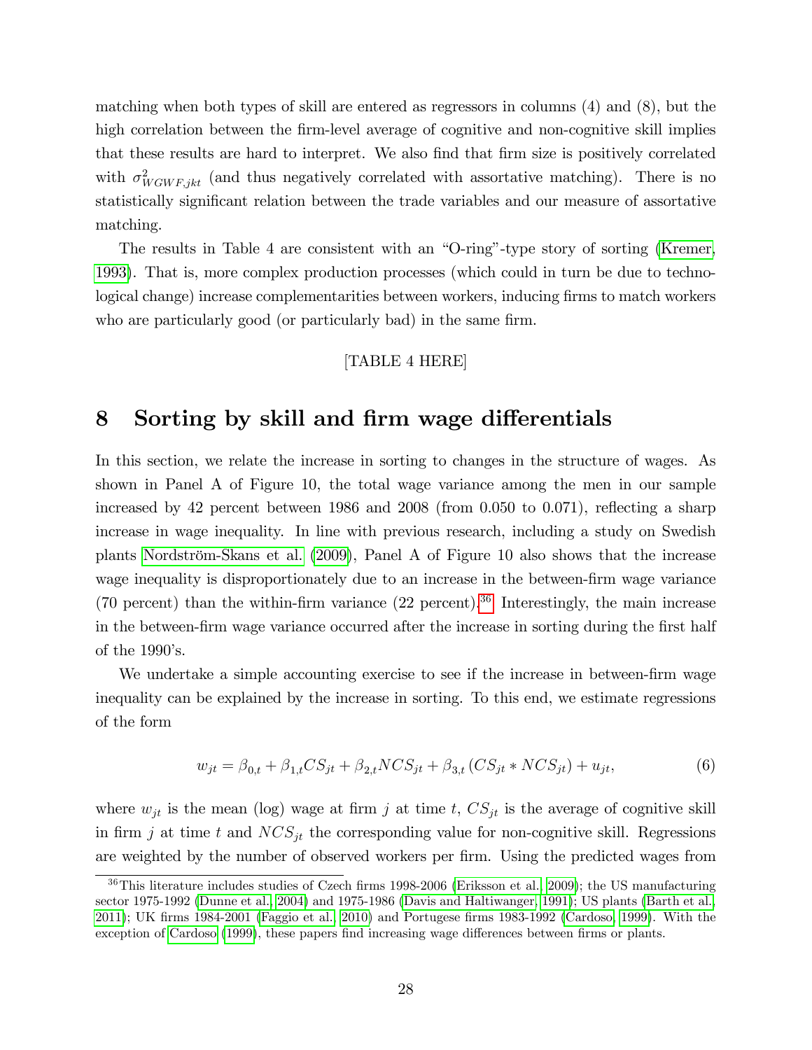matching when both types of skill are entered as regressors in columns (4) and (8), but the high correlation between the firm-level average of cognitive and non-cognitive skill implies that these results are hard to interpret. We also find that firm size is positively correlated with $\sigma^2_{WGWF,jkt}$ (and thus negatively correlated with assortative matching). There is no statistically significant relation between the trade variables and our measure of assortative matching.

The results in Table 4 are consistent with an "O-ring"-type story of sorting (Kremer, 1993). That is, more complex production processes (which could in turn be due to technological change) increase complementarities between workers, inducing firms to match workers who are particularly good (or particularly bad) in the same firm.

[TABLE 4 HERE]

# 8 Sorting by skill and firm wage differentials

In this section, we relate the increase in sorting to changes in the structure of wages. As shown in Panel A of Figure 10, the total wage variance among the men in our sample increased by 42 percent between 1986 and 2008 (from 0.050 to 0.071), reflecting a sharp increase in wage inequality. In line with previous research, including a study on Swedish plants Nordström-Skans et al. (2009), Panel A of Figure 10 also shows that the increase wage inequality is disproportionately due to an increase in the between-firm wage variance (70 percent) than the within-firm variance (22 percent).[36] Interestingly, the main increase in the between-firm wage variance occurred after the increase in sorting during the first half of the 1990's.

We undertake a simple accounting exercise to see if the increase in between-firm wage inequality can be explained by the increase in sorting. To this end, we estimate regressions of the form

$$w_{jt} = \beta_{0,t} + \beta_{1,t} CS_{jt} + \beta_{2,t} NCS_{jt} + \beta_{3,t} \left( CS_{jt} * NCS_{jt} \right) + u_{jt}, \tag{6}$$

where $w_{jt}$ is the mean (log) wage at firm $j$ at time $t$, $CS_{jt}$ is the average of cognitive skill in firm $j$ at time $t$ and $NCS_{jt}$ the corresponding value for non-cognitive skill. Regressions are weighted by the number of observed workers per firm. Using the predicted wages from

[36] This literature includes studies of Czech firms 1998-2006 (Eriksson et al., 2009); the US manufacturing sector 1975-1992 (Dunne et al., 2004) and 1975-1986 (Davis and Haltiwanger, 1991); US plants (Barth et al., 2011); UK firms 1984-2001 (Faggio et al., 2010) and Portugese firms 1983-1992 (Cardoso, 1999). With the exception of Cardoso (1999), these papers find increasing wage differences between firms or plants.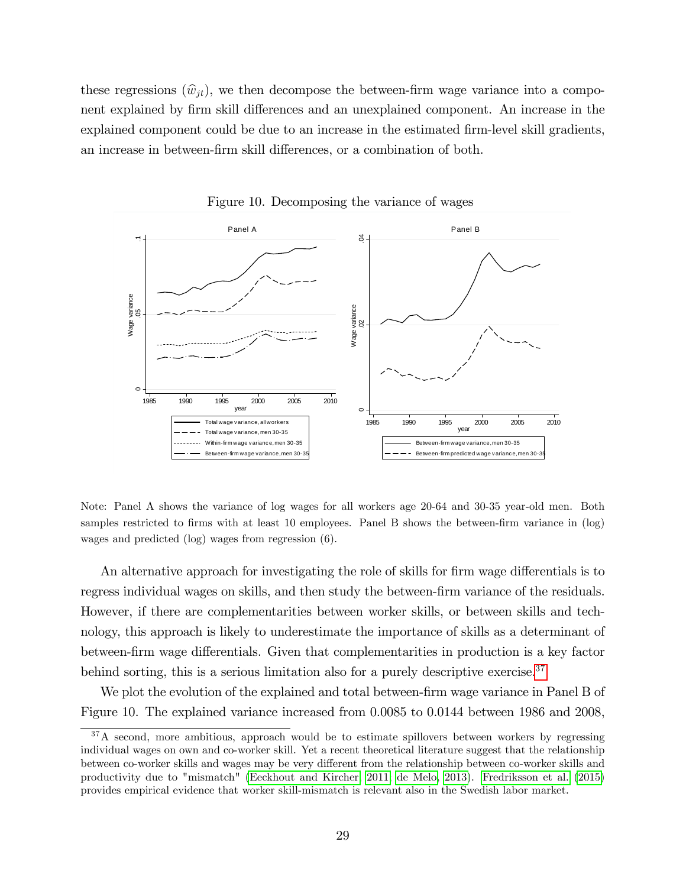these regressions ($\widehat{w}_{jt}$), we then decompose the between-firm wage variance into a component explained by firm skill differences and an unexplained component. An increase in the explained component could be due to an increase in the estimated firm-level skill gradients, an increase in between-firm skill differences, or a combination of both.

Figure 10. Decomposing the variance of wages

Note: Panel A shows the variance of log wages for all workers age 20-64 and 30-35 year-old men. Both samples restricted to firms with at least 10 employees. Panel B shows the between-firm variance in (log) wages and predicted (log) wages from regression (6).

An alternative approach for investigating the role of skills for firm wage differentials is to regress individual wages on skills, and then study the between-firm variance of the residuals. However, if there are complementarities between worker skills, or between skills and technology, this approach is likely to underestimate the importance of skills as a determinant of between-firm wage differentials. Given that complementarities in production is a key factor behind sorting, this is a serious limitation also for a purely descriptive exercise.[37]

We plot the evolution of the explained and total between-firm wage variance in Panel B of Figure 10. The explained variance increased from 0.0085 to 0.0144 between 1986 and 2008,

[37] A second, more ambitious, approach would be to estimate spillovers between workers by regressing individual wages on own and co-worker skill. Yet a recent theoretical literature suggest that the relationship between co-worker skills and wages may be very different from the relationship between co-worker skills and productivity due to "mismatch" (Eeckhout and Kircher, 2011; de Melo, 2013). Fredriksson et al. (2015) provides empirical evidence that worker skill-mismatch is relevant also in the Swedish labor market.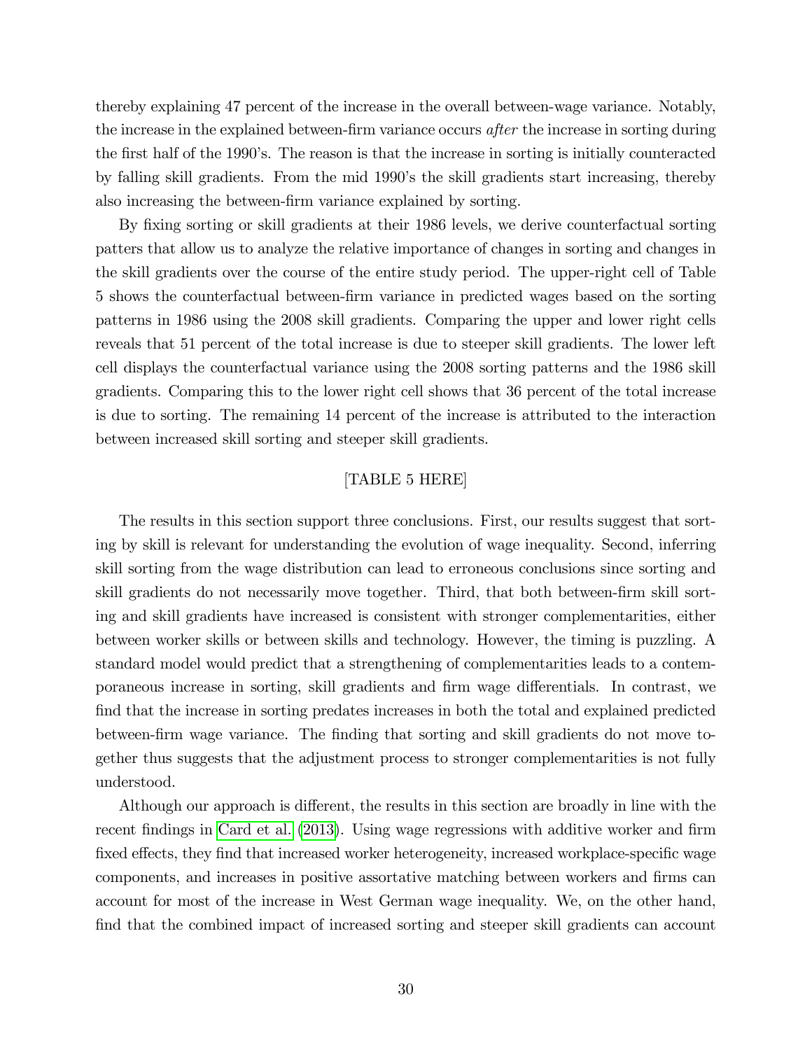thereby explaining 47 percent of the increase in the overall between-wage variance. Notably, the increase in the explained between-firm variance occurs *after* the increase in sorting during the first half of the 1990's. The reason is that the increase in sorting is initially counteracted by falling skill gradients. From the mid 1990's the skill gradients start increasing, thereby also increasing the between-firm variance explained by sorting.

By fixing sorting or skill gradients at their 1986 levels, we derive counterfactual sorting patters that allow us to analyze the relative importance of changes in sorting and changes in the skill gradients over the course of the entire study period. The upper-right cell of Table 5 shows the counterfactual between-firm variance in predicted wages based on the sorting patterns in 1986 using the 2008 skill gradients. Comparing the upper and lower right cells reveals that 51 percent of the total increase is due to steeper skill gradients. The lower left cell displays the counterfactual variance using the 2008 sorting patterns and the 1986 skill gradients. Comparing this to the lower right cell shows that 36 percent of the total increase is due to sorting. The remaining 14 percent of the increase is attributed to the interaction between increased skill sorting and steeper skill gradients.

[TABLE 5 HERE]

The results in this section support three conclusions. First, our results suggest that sorting by skill is relevant for understanding the evolution of wage inequality. Second, inferring skill sorting from the wage distribution can lead to erroneous conclusions since sorting and skill gradients do not necessarily move together. Third, that both between-firm skill sorting and skill gradients have increased is consistent with stronger complementarities, either between worker skills or between skills and technology. However, the timing is puzzling. A standard model would predict that a strengthening of complementarities leads to a contemporaneous increase in sorting, skill gradients and firm wage differentials. In contrast, we find that the increase in sorting predates increases in both the total and explained predicted between-firm wage variance. The finding that sorting and skill gradients do not move together thus suggests that the adjustment process to stronger complementarities is not fully understood.

Although our approach is different, the results in this section are broadly in line with the recent findings in Card et al. (2013). Using wage regressions with additive worker and firm fixed effects, they find that increased worker heterogeneity, increased workplace-specific wage components, and increases in positive assortative matching between workers and firms can account for most of the increase in West German wage inequality. We, on the other hand, find that the combined impact of increased sorting and steeper skill gradients can account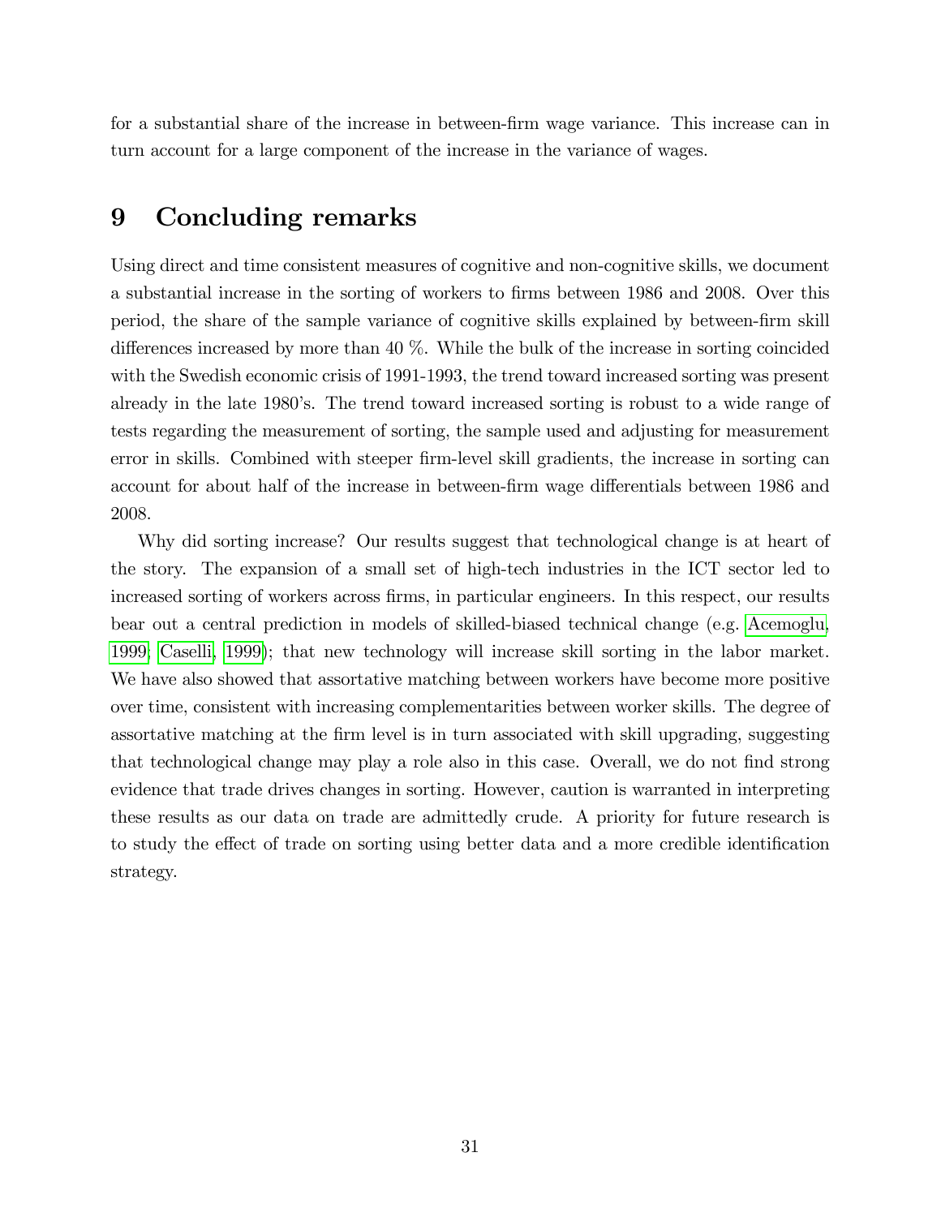for a substantial share of the increase in between-firm wage variance. This increase can in turn account for a large component of the increase in the variance of wages.

# 9 Concluding remarks

Using direct and time consistent measures of cognitive and non-cognitive skills, we document a substantial increase in the sorting of workers to firms between 1986 and 2008. Over this period, the share of the sample variance of cognitive skills explained by between-firm skill differences increased by more than 40 %. While the bulk of the increase in sorting coincided with the Swedish economic crisis of 1991-1993, the trend toward increased sorting was present already in the late 1980's. The trend toward increased sorting is robust to a wide range of tests regarding the measurement of sorting, the sample used and adjusting for measurement error in skills. Combined with steeper firm-level skill gradients, the increase in sorting can account for about half of the increase in between-firm wage differentials between 1986 and 2008.

Why did sorting increase? Our results suggest that technological change is at heart of the story. The expansion of a small set of high-tech industries in the ICT sector led to increased sorting of workers across firms, in particular engineers. In this respect, our results bear out a central prediction in models of skilled-biased technical change (e.g. Acemoglu, 1999; Caselli, 1999); that new technology will increase skill sorting in the labor market. We have also showed that assortative matching between workers have become more positive over time, consistent with increasing complementarities between worker skills. The degree of assortative matching at the firm level is in turn associated with skill upgrading, suggesting that technological change may play a role also in this case. Overall, we do not find strong evidence that trade drives changes in sorting. However, caution is warranted in interpreting these results as our data on trade are admittedly crude. A priority for future research is to study the effect of trade on sorting using better data and a more credible identification strategy.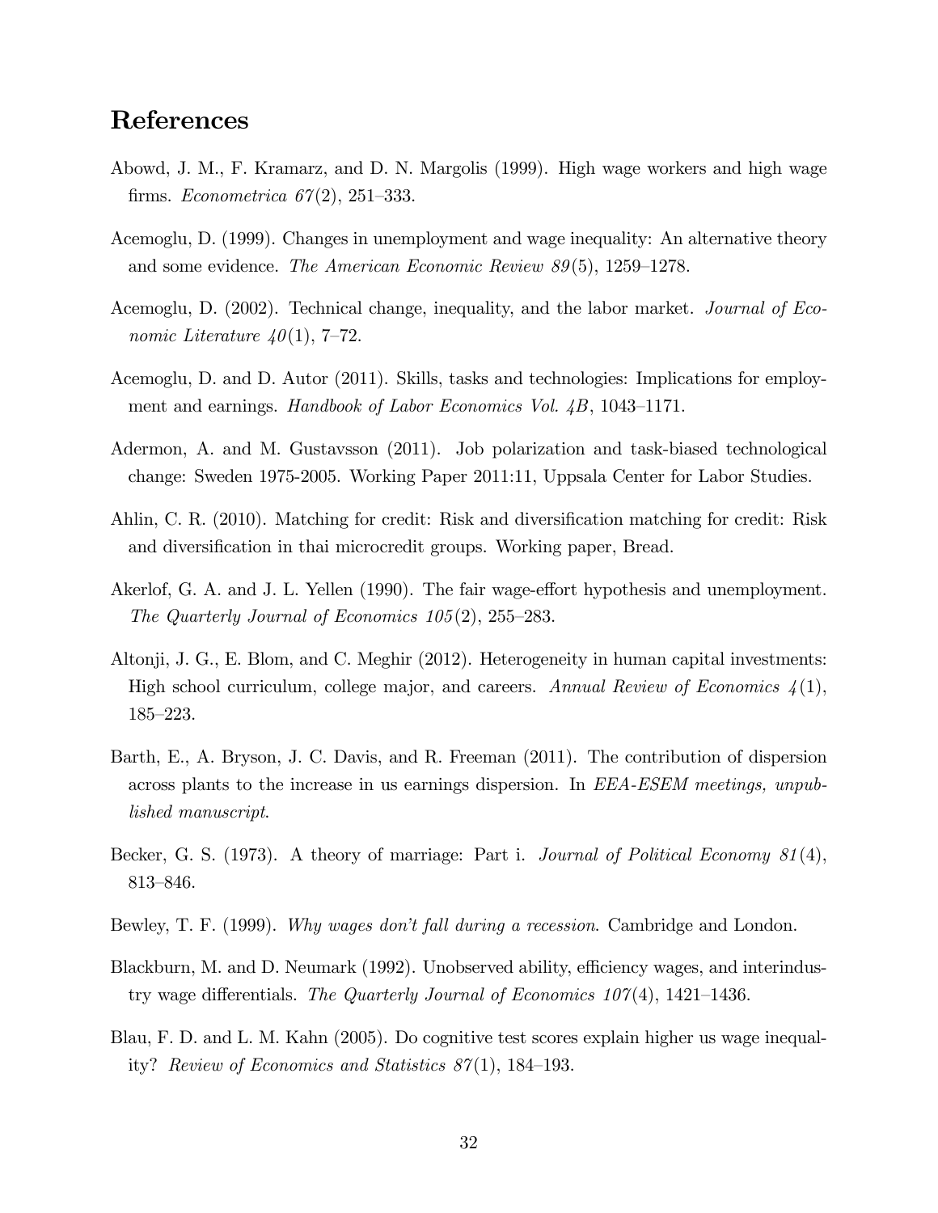## References

Abowd, J. M., F. Kramarz, and D. N. Margolis (1999). High wage workers and high wage firms. *Econometrica 67*(2), 251–333.

Acemoglu, D. (1999). Changes in unemployment and wage inequality: An alternative theory and some evidence. *The American Economic Review 89*(5), 1259–1278.

Acemoglu, D. (2002). Technical change, inequality, and the labor market. *Journal of Economic Literature 40*(1), 7–72.

Acemoglu, D. and D. Autor (2011). Skills, tasks and technologies: Implications for employment and earnings. *Handbook of Labor Economics Vol. 4B*, 1043–1171.

Adermon, A. and M. Gustavsson (2011). Job polarization and task-biased technological change: Sweden 1975-2005. Working Paper 2011:11, Uppsala Center for Labor Studies.

Ahlin, C. R. (2010). Matching for credit: Risk and diversification matching for credit: Risk and diversification in thai microcredit groups. Working paper, Bread.

Akerlof, G. A. and J. L. Yellen (1990). The fair wage-effort hypothesis and unemployment. *The Quarterly Journal of Economics 105*(2), 255–283.

Altonji, J. G., E. Blom, and C. Meghir (2012). Heterogeneity in human capital investments: High school curriculum, college major, and careers. *Annual Review of Economics 4*(1), 185–223.

Barth, E., A. Bryson, J. C. Davis, and R. Freeman (2011). The contribution of dispersion across plants to the increase in us earnings dispersion. In *EEA-ESEM meetings, unpublished manuscript*.

Becker, G. S. (1973). A theory of marriage: Part i. *Journal of Political Economy 81*(4), 813–846.

Bewley, T. F. (1999). *Why wages don't fall during a recession*. Cambridge and London.

Blackburn, M. and D. Neumark (1992). Unobserved ability, efficiency wages, and interindustry wage differentials. *The Quarterly Journal of Economics 107*(4), 1421–1436.

Blau, F. D. and L. M. Kahn (2005). Do cognitive test scores explain higher us wage inequality? *Review of Economics and Statistics 87*(1), 184–193.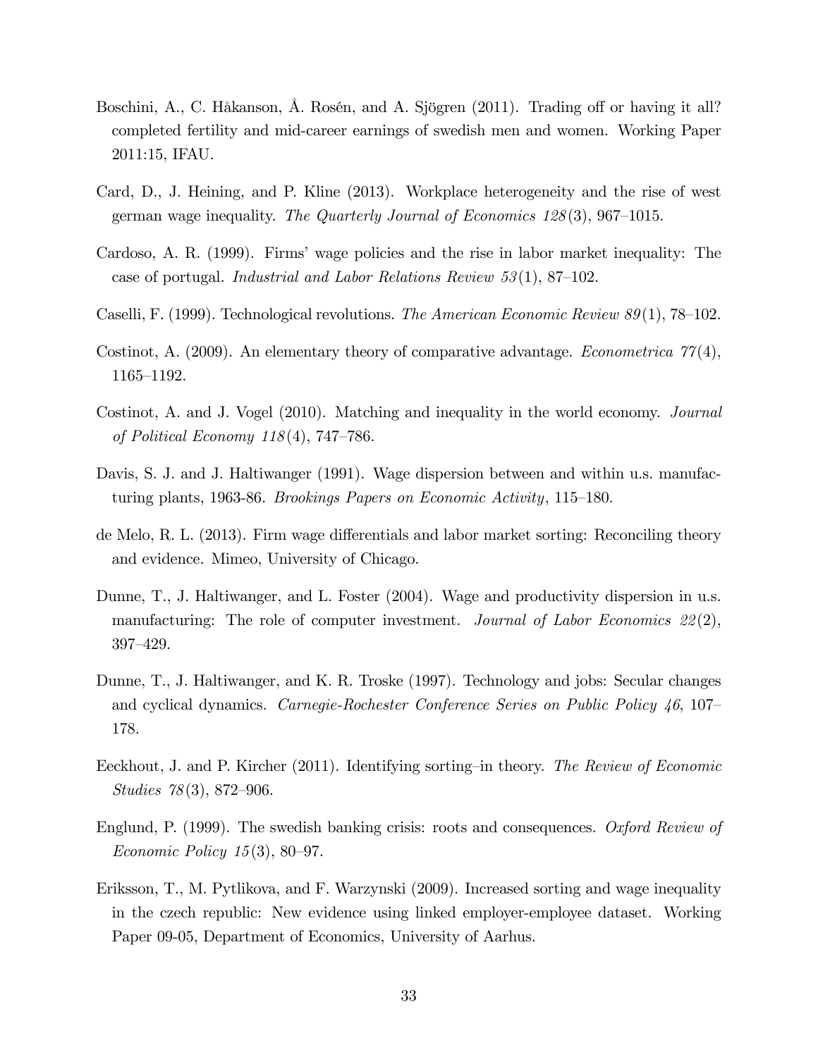Boschini, A., C. Håkanson, Å. Rosén, and A. Sjögren (2011). Trading off or having it all? completed fertility and mid-career earnings of swedish men and women. Working Paper 2011:15, IFAU.

Card, D., J. Heining, and P. Kline (2013). Workplace heterogeneity and the rise of west german wage inequality. *The Quarterly Journal of Economics 128*(3), 967–1015.

Cardoso, A. R. (1999). Firms' wage policies and the rise in labor market inequality: The case of portugal. *Industrial and Labor Relations Review 53*(1), 87–102.

Caselli, F. (1999). Technological revolutions. *The American Economic Review 89*(1), 78–102.

Costinot, A. (2009). An elementary theory of comparative advantage. *Econometrica 77*(4), 1165–1192.

Costinot, A. and J. Vogel (2010). Matching and inequality in the world economy. *Journal of Political Economy 118*(4), 747–786.

Davis, S. J. and J. Haltiwanger (1991). Wage dispersion between and within u.s. manufacturing plants, 1963-86. *Brookings Papers on Economic Activity*, 115–180.

de Melo, R. L. (2013). Firm wage differentials and labor market sorting: Reconciling theory and evidence. Mimeo, University of Chicago.

Dunne, T., J. Haltiwanger, and L. Foster (2004). Wage and productivity dispersion in u.s. manufacturing: The role of computer investment. *Journal of Labor Economics 22*(2), 397–429.

Dunne, T., J. Haltiwanger, and K. R. Troske (1997). Technology and jobs: Secular changes and cyclical dynamics. *Carnegie-Rochester Conference Series on Public Policy 46*, 107–178.

Eeckhout, J. and P. Kircher (2011). Identifying sorting–in theory. *The Review of Economic Studies 78*(3), 872–906.

Englund, P. (1999). The swedish banking crisis: roots and consequences. *Oxford Review of Economic Policy 15*(3), 80–97.

Eriksson, T., M. Pytlikova, and F. Warzynski (2009). Increased sorting and wage inequality in the czech republic: New evidence using linked employer-employee dataset. Working Paper 09-05, Department of Economics, University of Aarhus.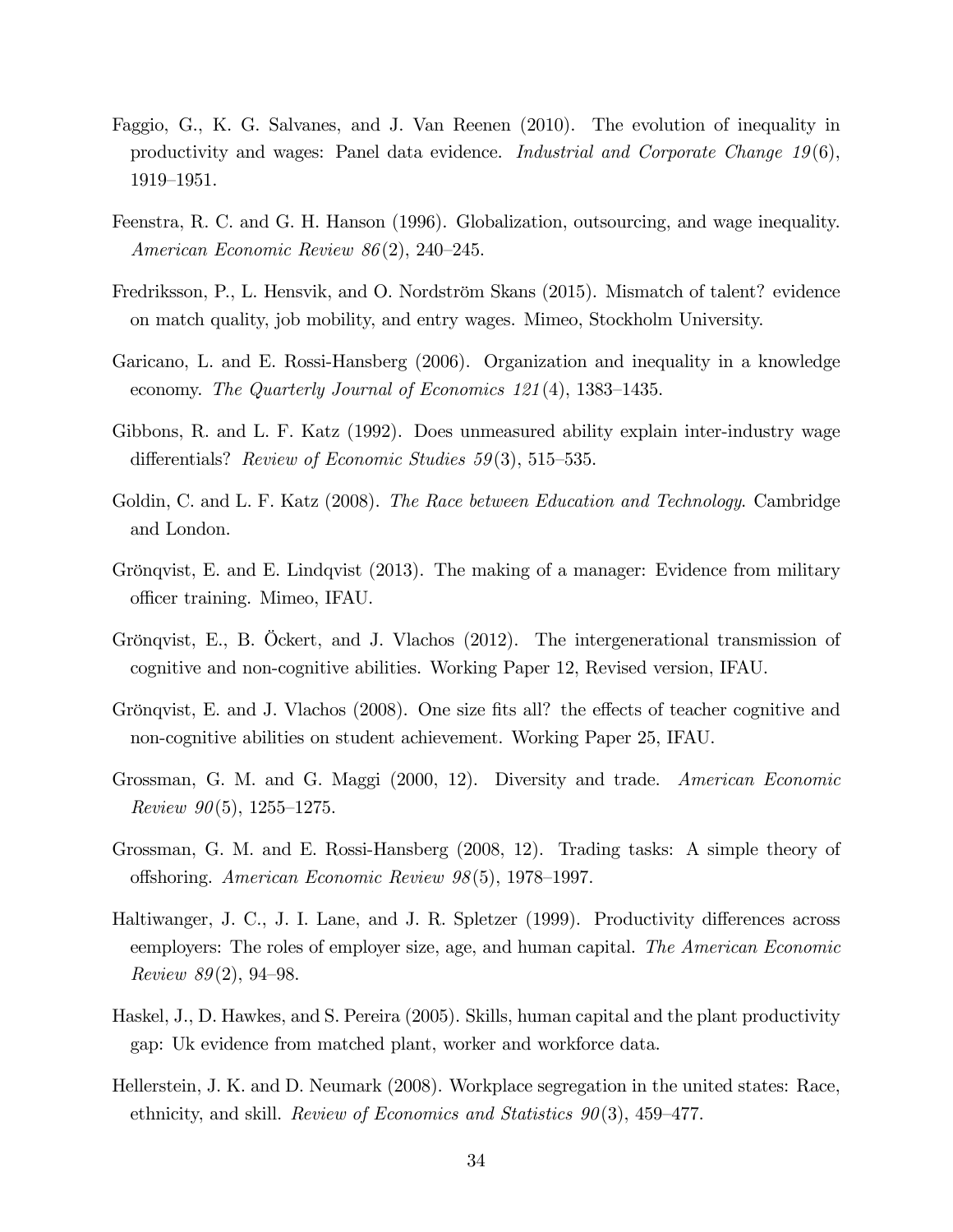Faggio, G., K. G. Salvanes, and J. Van Reenen (2010). The evolution of inequality in productivity and wages: Panel data evidence. *Industrial and Corporate Change 19*(6), 1919–1951.

Feenstra, R. C. and G. H. Hanson (1996). Globalization, outsourcing, and wage inequality. *American Economic Review 86*(2), 240–245.

Fredriksson, P., L. Hensvik, and O. Nordström Skans (2015). Mismatch of talent? evidence on match quality, job mobility, and entry wages. Mimeo, Stockholm University.

Garicano, L. and E. Rossi-Hansberg (2006). Organization and inequality in a knowledge economy. *The Quarterly Journal of Economics 121*(4), 1383–1435.

Gibbons, R. and L. F. Katz (1992). Does unmeasured ability explain inter-industry wage differentials? *Review of Economic Studies 59*(3), 515–535.

Goldin, C. and L. F. Katz (2008). *The Race between Education and Technology*. Cambridge and London.

Grönqvist, E. and E. Lindqvist (2013). The making of a manager: Evidence from military officer training. Mimeo, IFAU.

Grönqvist, E., B. Öckert, and J. Vlachos (2012). The intergenerational transmission of cognitive and non-cognitive abilities. Working Paper 12, Revised version, IFAU.

Grönqvist, E. and J. Vlachos (2008). One size fits all? the effects of teacher cognitive and non-cognitive abilities on student achievement. Working Paper 25, IFAU.

Grossman, G. M. and G. Maggi (2000, 12). Diversity and trade. *American Economic Review 90*(5), 1255–1275.

Grossman, G. M. and E. Rossi-Hansberg (2008, 12). Trading tasks: A simple theory of offshoring. *American Economic Review 98*(5), 1978–1997.

Haltiwanger, J. C., J. I. Lane, and J. R. Spletzer (1999). Productivity differences across eemployers: The roles of employer size, age, and human capital. *The American Economic Review 89*(2), 94–98.

Haskel, J., D. Hawkes, and S. Pereira (2005). Skills, human capital and the plant productivity gap: Uk evidence from matched plant, worker and workforce data.

Hellerstein, J. K. and D. Neumark (2008). Workplace segregation in the united states: Race, ethnicity, and skill. *Review of Economics and Statistics 90*(3), 459–477.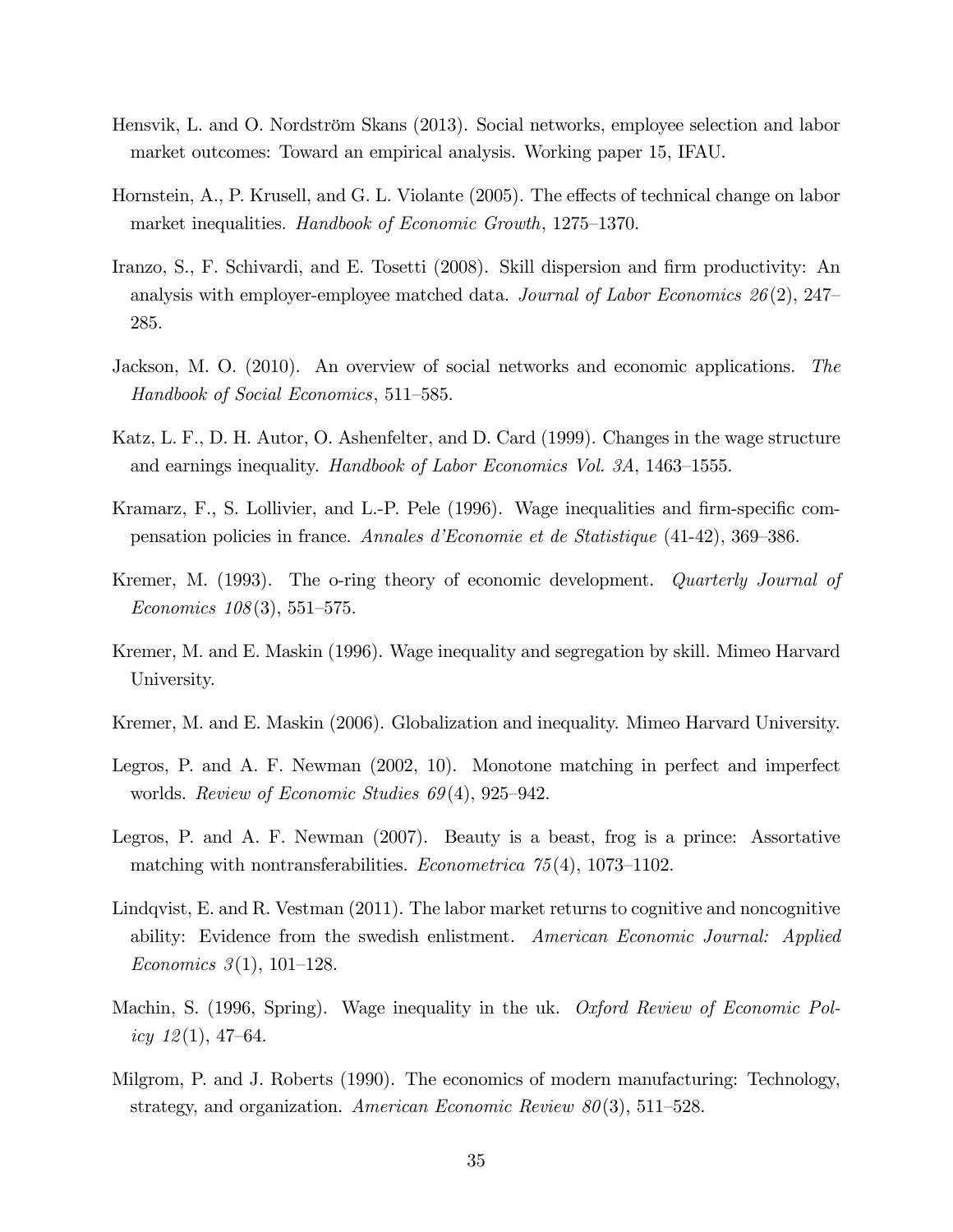Hensvik, L. and O. Nordström Skans (2013). Social networks, employee selection and labor market outcomes: Toward an empirical analysis. Working paper 15, IFAU.

Hornstein, A., P. Krusell, and G. L. Violante (2005). The effects of technical change on labor market inequalities. *Handbook of Economic Growth*, 1275–1370.

Iranzo, S., F. Schivardi, and E. Tosetti (2008). Skill dispersion and firm productivity: An analysis with employer-employee matched data. *Journal of Labor Economics 26*(2), 247–285.

Jackson, M. O. (2010). An overview of social networks and economic applications. *The Handbook of Social Economics*, 511–585.

Katz, L. F., D. H. Autor, O. Ashenfelter, and D. Card (1999). Changes in the wage structure and earnings inequality. *Handbook of Labor Economics Vol. 3A*, 1463–1555.

Kramarz, F., S. Lollivier, and L.-P. Pele (1996). Wage inequalities and firm-specific compensation policies in france. *Annales d'Economie et de Statistique* (41-42), 369–386.

Kremer, M. (1993). The o-ring theory of economic development. *Quarterly Journal of Economics 108*(3), 551–575.

Kremer, M. and E. Maskin (1996). Wage inequality and segregation by skill. Mimeo Harvard University.

Kremer, M. and E. Maskin (2006). Globalization and inequality. Mimeo Harvard University.

Legros, P. and A. F. Newman (2002, 10). Monotone matching in perfect and imperfect worlds. *Review of Economic Studies 69*(4), 925–942.

Legros, P. and A. F. Newman (2007). Beauty is a beast, frog is a prince: Assortative matching with nontransferabilities. *Econometrica 75*(4), 1073–1102.

Lindqvist, E. and R. Vestman (2011). The labor market returns to cognitive and noncognitive ability: Evidence from the swedish enlistment. *American Economic Journal: Applied Economics 3*(1), 101–128.

Machin, S. (1996, Spring). Wage inequality in the uk. *Oxford Review of Economic Policy 12*(1), 47–64.

Milgrom, P. and J. Roberts (1990). The economics of modern manufacturing: Technology, strategy, and organization. *American Economic Review 80*(3), 511–528.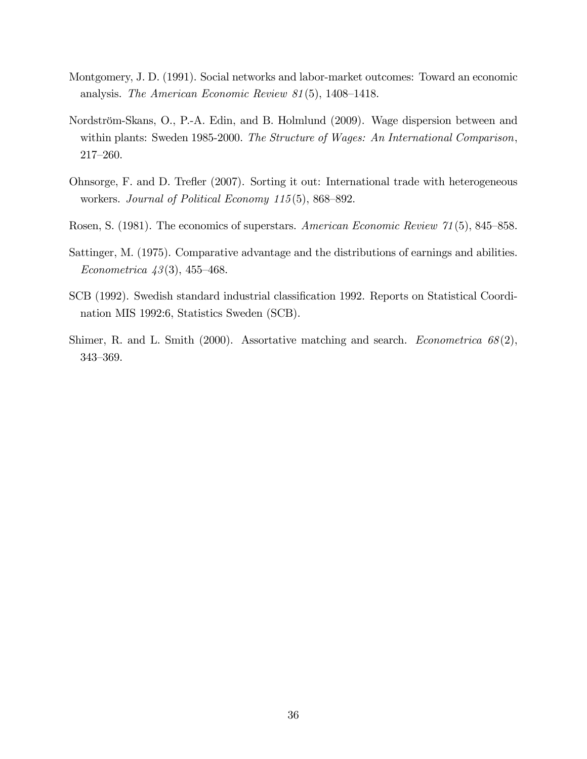Montgomery, J. D. (1991). Social networks and labor-market outcomes: Toward an economic analysis. *The American Economic Review 81*(5), 1408–1418.

Nordström-Skans, O., P.-A. Edin, and B. Holmlund (2009). Wage dispersion between and within plants: Sweden 1985-2000. *The Structure of Wages: An International Comparison*, 217–260.

Ohnsorge, F. and D. Trefler (2007). Sorting it out: International trade with heterogeneous workers. *Journal of Political Economy 115*(5), 868–892.

Rosen, S. (1981). The economics of superstars. *American Economic Review 71*(5), 845–858.

Sattinger, M. (1975). Comparative advantage and the distributions of earnings and abilities. *Econometrica 43*(3), 455–468.

SCB (1992). Swedish standard industrial classification 1992. Reports on Statistical Coordination MIS 1992:6, Statistics Sweden (SCB).

Shimer, R. and L. Smith (2000). Assortative matching and search. *Econometrica 68*(2), 343–369.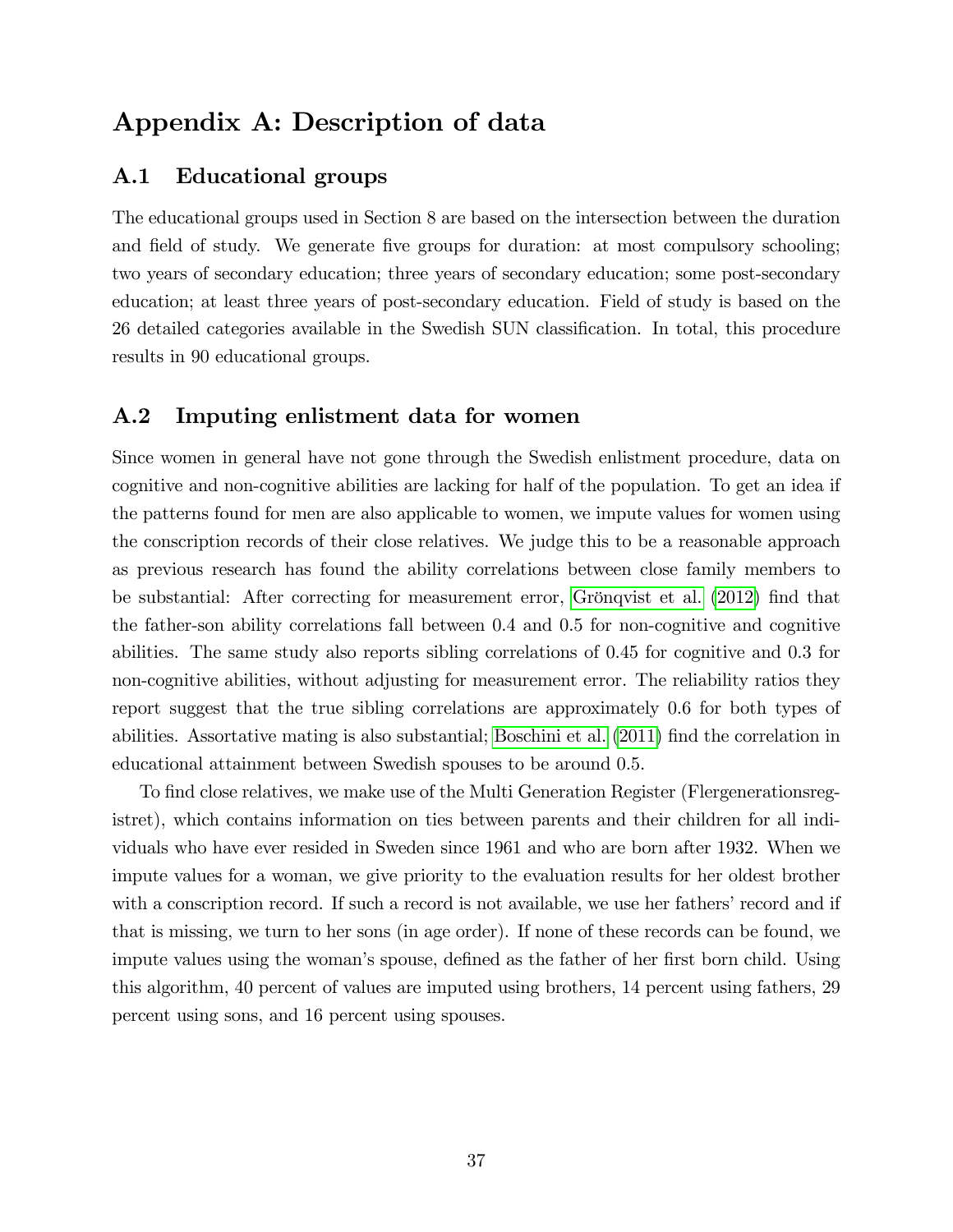# Appendix A: Description of data

## A.1 Educational groups

The educational groups used in Section 8 are based on the intersection between the duration and field of study. We generate five groups for duration: at most compulsory schooling; two years of secondary education; three years of secondary education; some post-secondary education; at least three years of post-secondary education. Field of study is based on the 26 detailed categories available in the Swedish SUN classification. In total, this procedure results in 90 educational groups.

## A.2 Imputing enlistment data for women

Since women in general have not gone through the Swedish enlistment procedure, data on cognitive and non-cognitive abilities are lacking for half of the population. To get an idea if the patterns found for men are also applicable to women, we impute values for women using the conscription records of their close relatives. We judge this to be a reasonable approach as previous research has found the ability correlations between close family members to be substantial: After correcting for measurement error, Grönqvist et al. (2012) find that the father-son ability correlations fall between 0.4 and 0.5 for non-cognitive and cognitive abilities. The same study also reports sibling correlations of 0.45 for cognitive and 0.3 for non-cognitive abilities, without adjusting for measurement error. The reliability ratios they report suggest that the true sibling correlations are approximately 0.6 for both types of abilities. Assortative mating is also substantial; Boschini et al. (2011) find the correlation in educational attainment between Swedish spouses to be around 0.5.

To find close relatives, we make use of the Multi Generation Register (Flergenerationsregistret), which contains information on ties between parents and their children for all individuals who have ever resided in Sweden since 1961 and who are born after 1932. When we impute values for a woman, we give priority to the evaluation results for her oldest brother with a conscription record. If such a record is not available, we use her fathers' record and if that is missing, we turn to her sons (in age order). If none of these records can be found, we impute values using the woman's spouse, defined as the father of her first born child. Using this algorithm, 40 percent of values are imputed using brothers, 14 percent using fathers, 29 percent using sons, and 16 percent using spouses.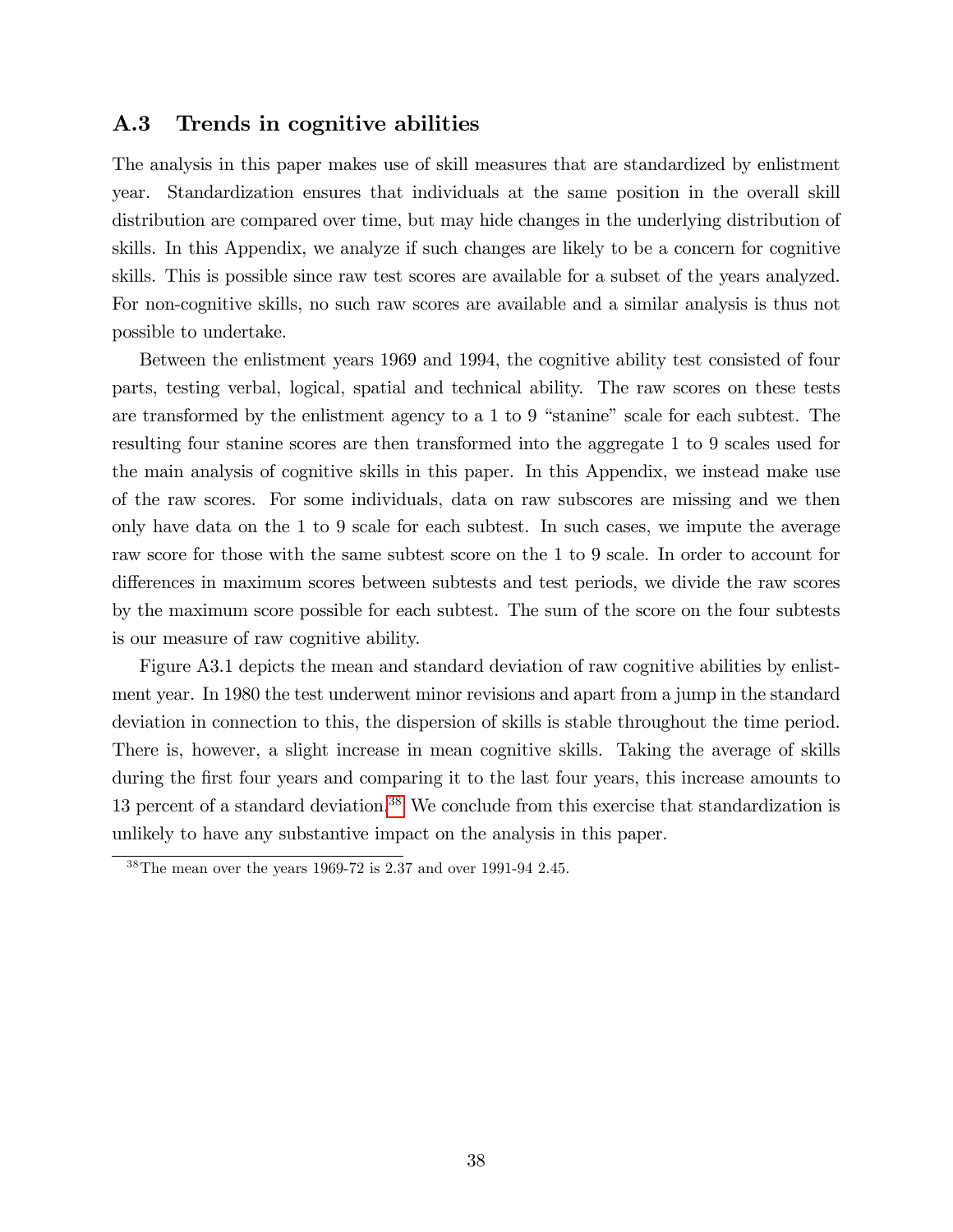## A.3 Trends in cognitive abilities

The analysis in this paper makes use of skill measures that are standardized by enlistment year. Standardization ensures that individuals at the same position in the overall skill distribution are compared over time, but may hide changes in the underlying distribution of skills. In this Appendix, we analyze if such changes are likely to be a concern for cognitive skills. This is possible since raw test scores are available for a subset of the years analyzed. For non-cognitive skills, no such raw scores are available and a similar analysis is thus not possible to undertake.

Between the enlistment years 1969 and 1994, the cognitive ability test consisted of four parts, testing verbal, logical, spatial and technical ability. The raw scores on these tests are transformed by the enlistment agency to a 1 to 9 "stanine" scale for each subtest. The resulting four stanine scores are then transformed into the aggregate 1 to 9 scales used for the main analysis of cognitive skills in this paper. In this Appendix, we instead make use of the raw scores. For some individuals, data on raw subscores are missing and we then only have data on the 1 to 9 scale for each subtest. In such cases, we impute the average raw score for those with the same subtest score on the 1 to 9 scale. In order to account for differences in maximum scores between subtests and test periods, we divide the raw scores by the maximum score possible for each subtest. The sum of the score on the four subtests is our measure of raw cognitive ability.

Figure A3.1 depicts the mean and standard deviation of raw cognitive abilities by enlistment year. In 1980 the test underwent minor revisions and apart from a jump in the standard deviation in connection to this, the dispersion of skills is stable throughout the time period. There is, however, a slight increase in mean cognitive skills. Taking the average of skills during the first four years and comparing it to the last four years, this increase amounts to 13 percent of a standard deviation.[38] We conclude from this exercise that standardization is unlikely to have any substantive impact on the analysis in this paper.

[38] The mean over the years 1969-72 is 2.37 and over 1991-94 2.45.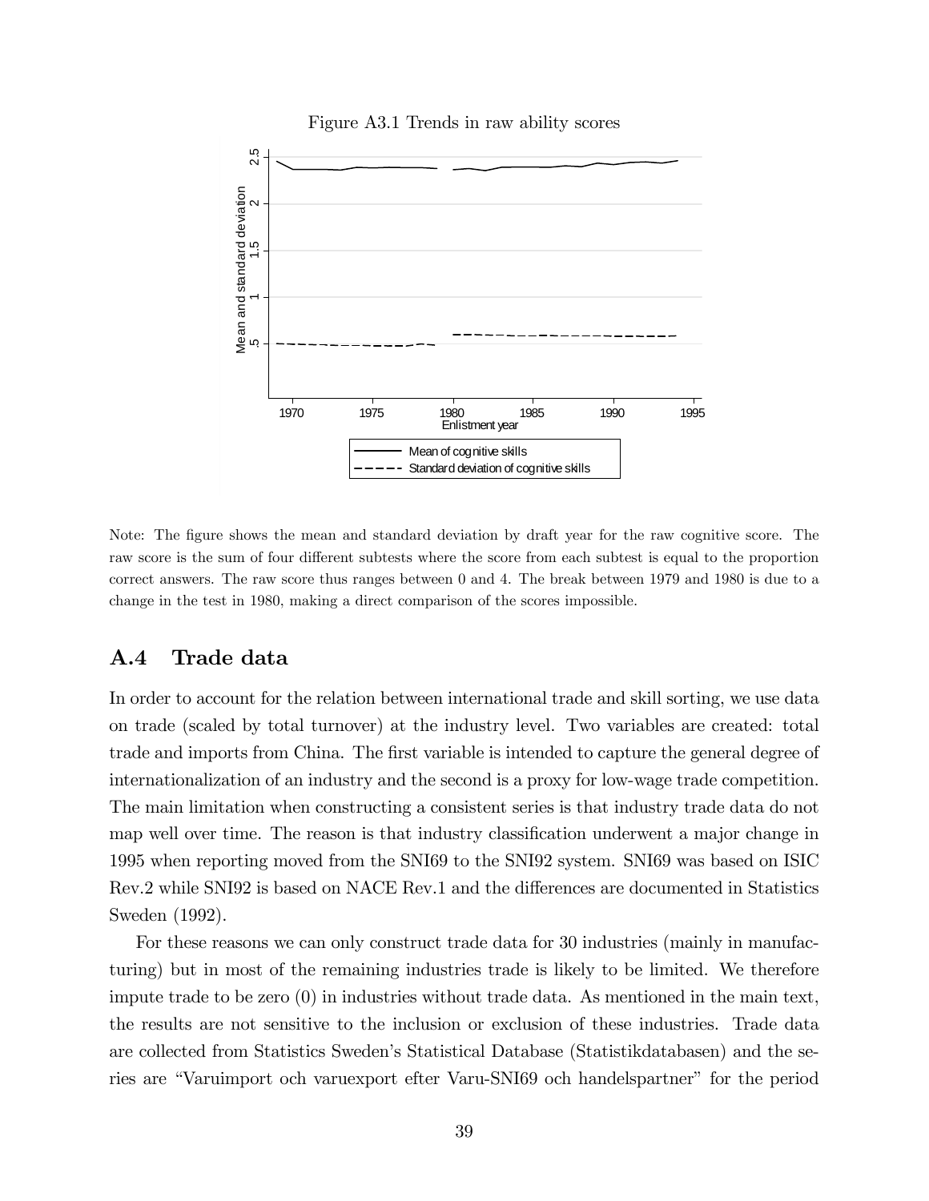Figure A3.1 Trends in raw ability scores

Note: The figure shows the mean and standard deviation by draft year for the raw cognitive score. The raw score is the sum of four different subtests where the score from each subtest is equal to the proportion correct answers. The raw score thus ranges between 0 and 4. The break between 1979 and 1980 is due to a change in the test in 1980, making a direct comparison of the scores impossible.

## A.4 Trade data

In order to account for the relation between international trade and skill sorting, we use data on trade (scaled by total turnover) at the industry level. Two variables are created: total trade and imports from China. The first variable is intended to capture the general degree of internationalization of an industry and the second is a proxy for low-wage trade competition. The main limitation when constructing a consistent series is that industry trade data do not map well over time. The reason is that industry classification underwent a major change in 1995 when reporting moved from the SNI69 to the SNI92 system. SNI69 was based on ISIC Rev.2 while SNI92 is based on NACE Rev.1 and the differences are documented in Statistics Sweden (1992).

For these reasons we can only construct trade data for 30 industries (mainly in manufacturing) but in most of the remaining industries trade is likely to be limited. We therefore impute trade to be zero (0) in industries without trade data. As mentioned in the main text, the results are not sensitive to the inclusion or exclusion of these industries. Trade data are collected from Statistics Sweden's Statistical Database (Statistikdatabasen) and the series are "Varuimport och varuexport efter Varu-SNI69 och handelspartner" for the period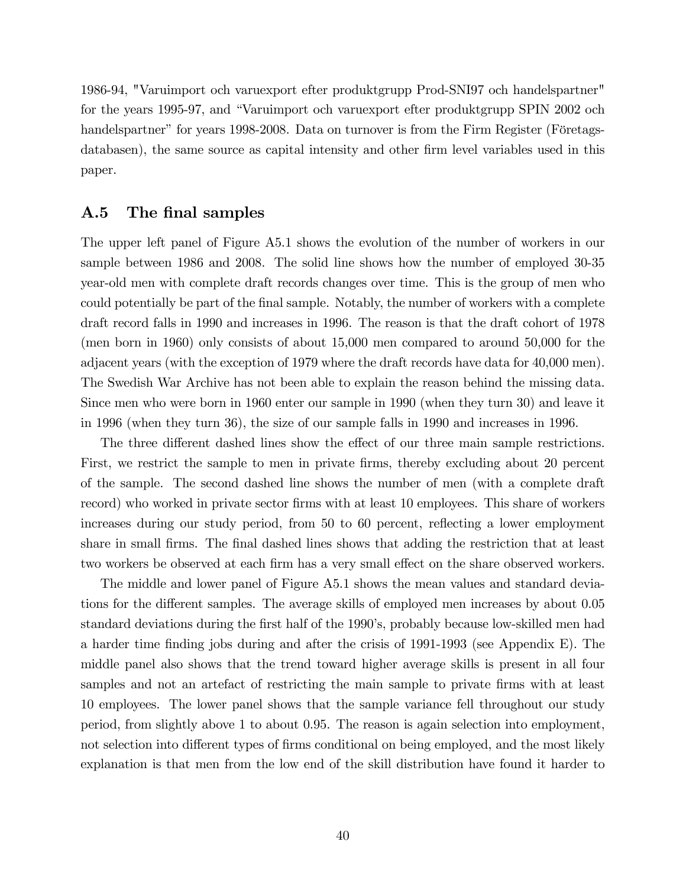1986-94, "Varuimport och varuexport efter produktgrupp Prod-SNI97 och handelspartner" for the years 1995-97, and "Varuimport och varuexport efter produktgrupp SPIN 2002 och handelspartner" for years 1998-2008. Data on turnover is from the Firm Register (Företagsdatabasen), the same source as capital intensity and other firm level variables used in this paper.

## A.5 The final samples

The upper left panel of Figure A5.1 shows the evolution of the number of workers in our sample between 1986 and 2008. The solid line shows how the number of employed 30-35 year-old men with complete draft records changes over time. This is the group of men who could potentially be part of the final sample. Notably, the number of workers with a complete draft record falls in 1990 and increases in 1996. The reason is that the draft cohort of 1978 (men born in 1960) only consists of about 15,000 men compared to around 50,000 for the adjacent years (with the exception of 1979 where the draft records have data for 40,000 men). The Swedish War Archive has not been able to explain the reason behind the missing data. Since men who were born in 1960 enter our sample in 1990 (when they turn 30) and leave it in 1996 (when they turn 36), the size of our sample falls in 1990 and increases in 1996.

The three different dashed lines show the effect of our three main sample restrictions. First, we restrict the sample to men in private firms, thereby excluding about 20 percent of the sample. The second dashed line shows the number of men (with a complete draft record) who worked in private sector firms with at least 10 employees. This share of workers increases during our study period, from 50 to 60 percent, reflecting a lower employment share in small firms. The final dashed lines shows that adding the restriction that at least two workers be observed at each firm has a very small effect on the share observed workers.

The middle and lower panel of Figure A5.1 shows the mean values and standard deviations for the different samples. The average skills of employed men increases by about 0.05 standard deviations during the first half of the 1990's, probably because low-skilled men had a harder time finding jobs during and after the crisis of 1991-1993 (see Appendix E). The middle panel also shows that the trend toward higher average skills is present in all four samples and not an artefact of restricting the main sample to private firms with at least 10 employees. The lower panel shows that the sample variance fell throughout our study period, from slightly above 1 to about 0.95. The reason is again selection into employment, not selection into different types of firms conditional on being employed, and the most likely explanation is that men from the low end of the skill distribution have found it harder to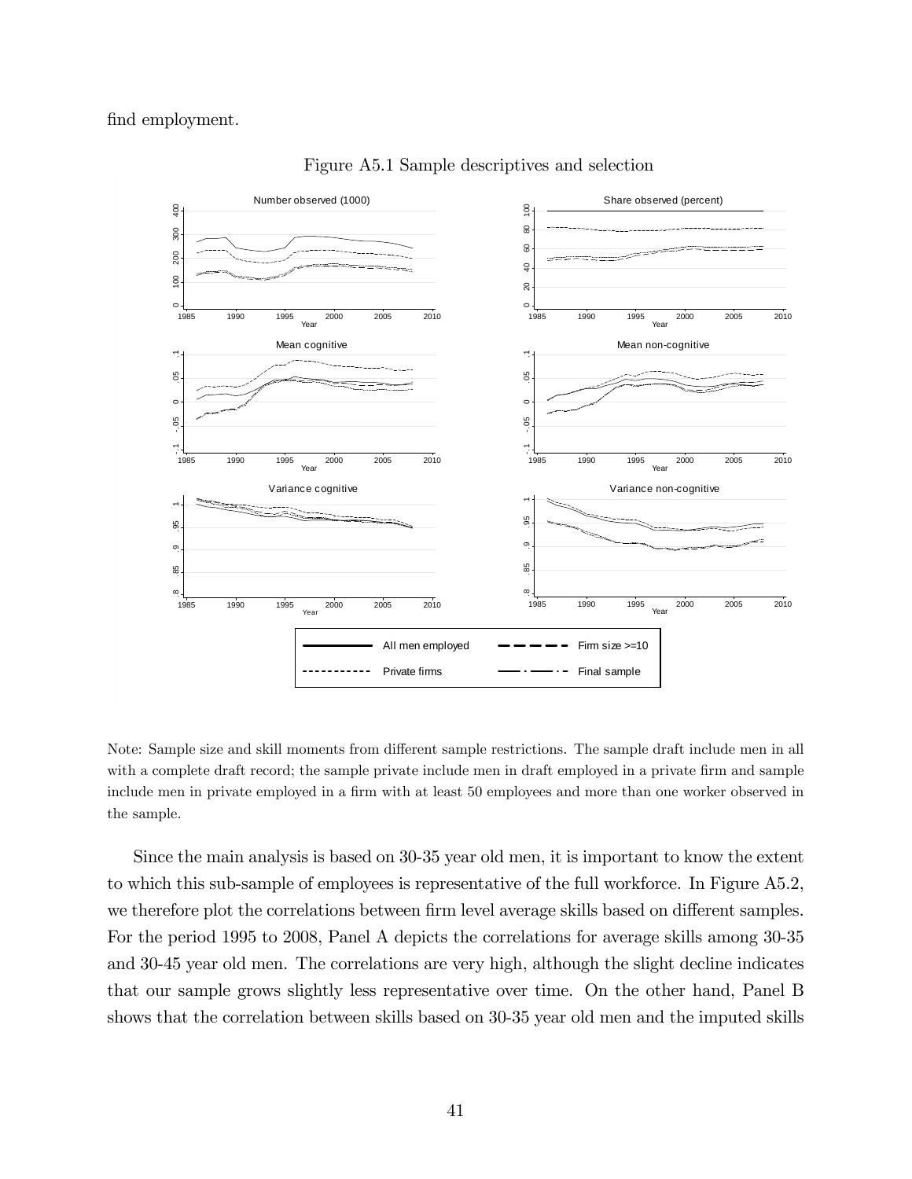find employment.

Figure A5.1 Sample descriptives and selection

Note: Sample size and skill moments from different sample restrictions. The sample draft include men in all with a complete draft record; the sample private include men in draft employed in a private firm and sample include men in private employed in a firm with at least 50 employees and more than one worker observed in the sample.

Since the main analysis is based on 30-35 year old men, it is important to know the extent to which this sub-sample of employees is representative of the full workforce. In Figure A5.2, we therefore plot the correlations between firm level average skills based on different samples. For the period 1995 to 2008, Panel A depicts the correlations for average skills among 30-35 and 30-45 year old men. The correlations are very high, although the slight decline indicates that our sample grows slightly less representative over time. On the other hand, Panel B shows that the correlation between skills based on 30-35 year old men and the imputed skills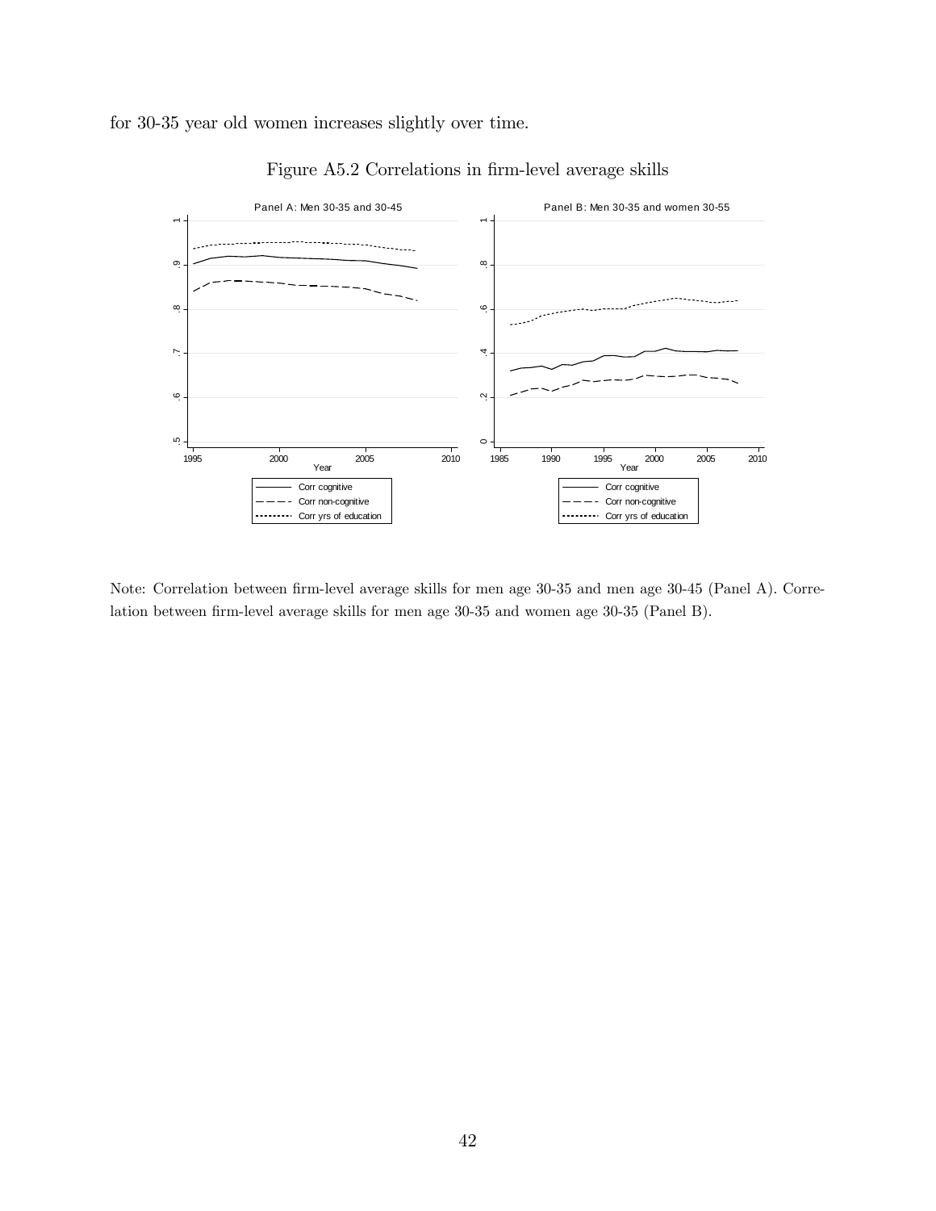for 30-35 year old women increases slightly over time.

Figure A5.2 Correlations in firm-level average skills

Note: Correlation between firm-level average skills for men age 30-35 and men age 30-45 (Panel A). Correlation between firm-level average skills for men age 30-35 and women age 30-35 (Panel B).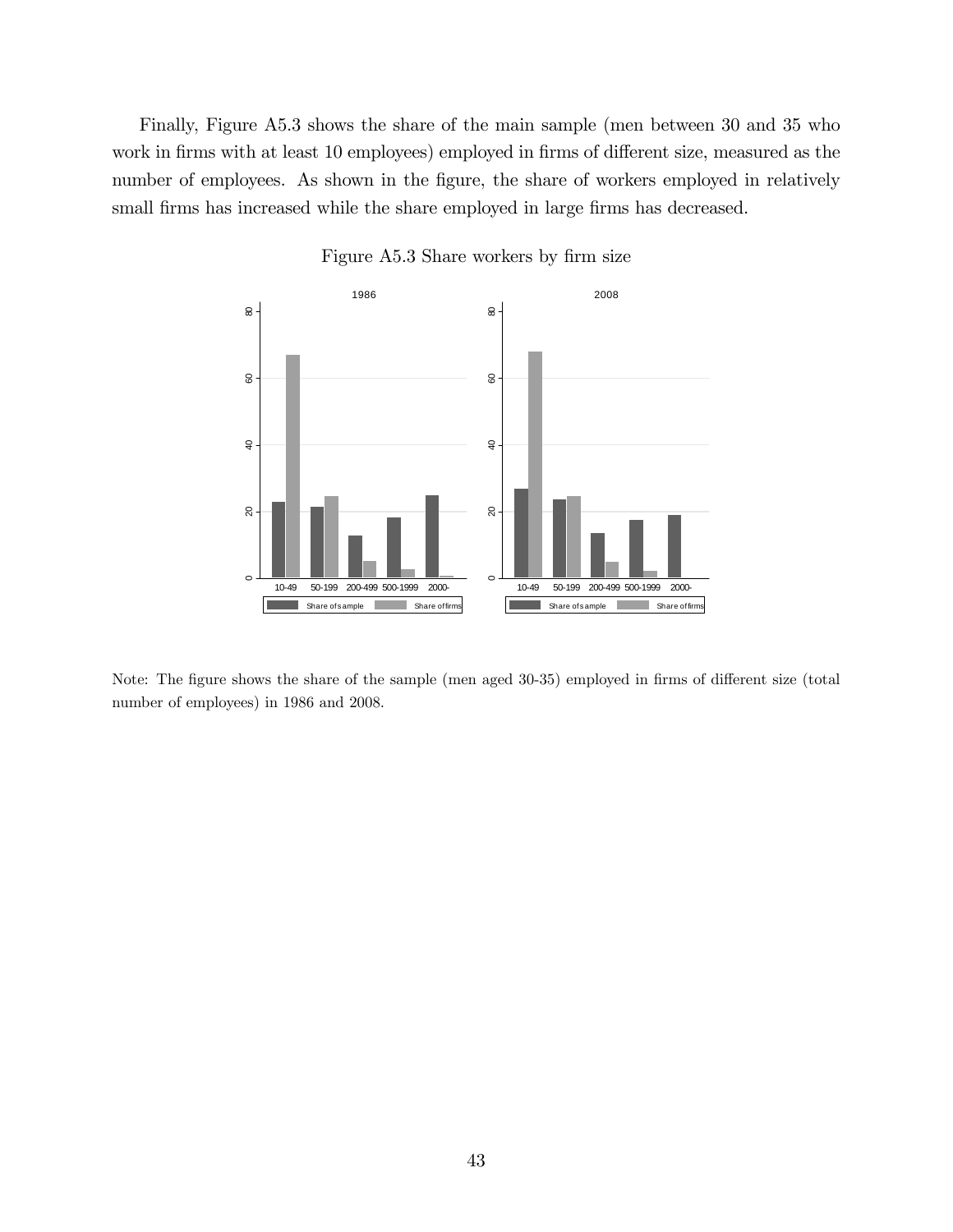Finally, Figure A5.3 shows the share of the main sample (men between 30 and 35 who work in firms with at least 10 employees) employed in firms of different size, measured as the number of employees. As shown in the figure, the share of workers employed in relatively small firms has increased while the share employed in large firms has decreased.

Figure A5.3 Share workers by firm size

Note: The figure shows the share of the sample (men aged 30-35) employed in firms of different size (total number of employees) in 1986 and 2008.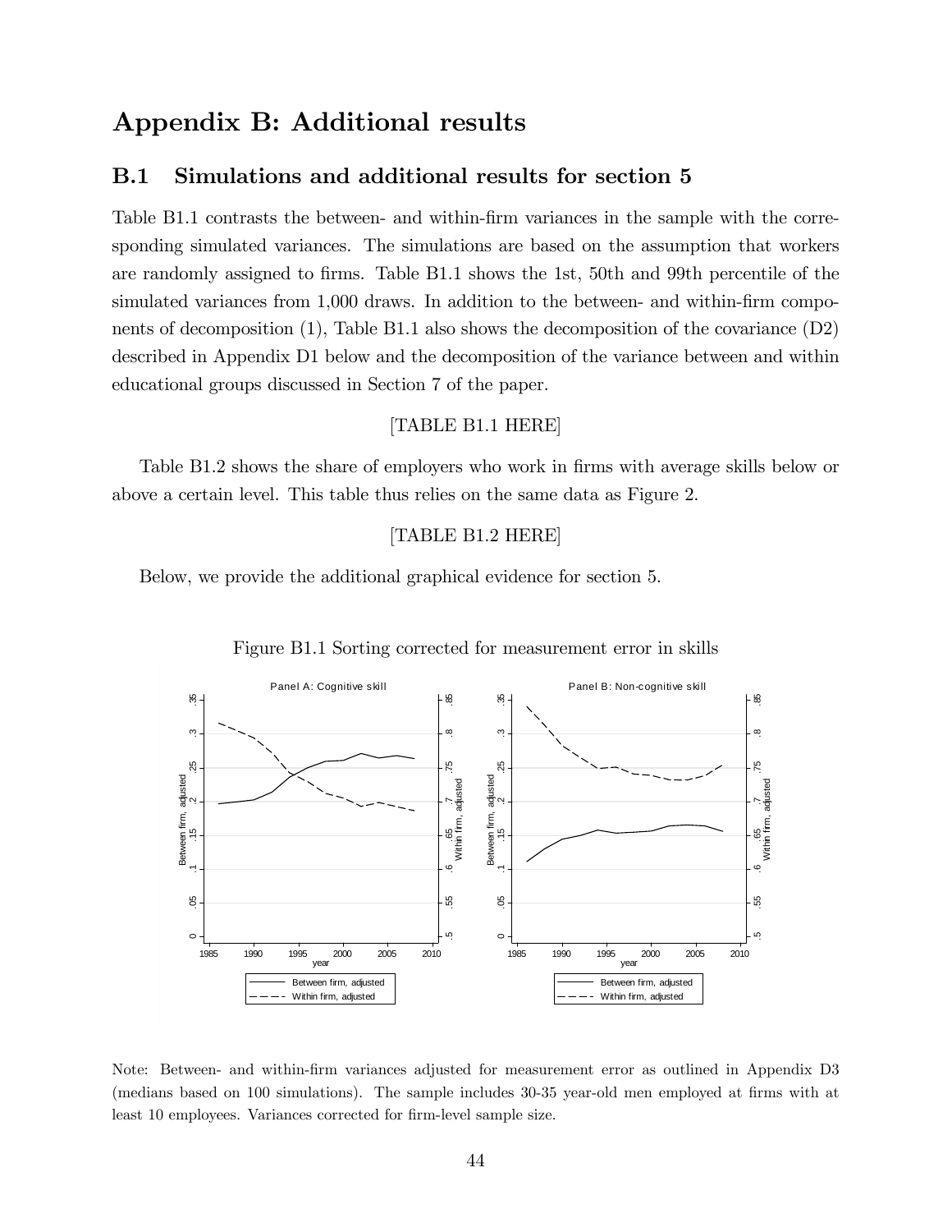# Appendix B: Additional results

## B.1 Simulations and additional results for section 5

Table B1.1 contrasts the between- and within-firm variances in the sample with the corresponding simulated variances. The simulations are based on the assumption that workers are randomly assigned to firms. Table B1.1 shows the 1st, 50th and 99th percentile of the simulated variances from 1,000 draws. In addition to the between- and within-firm components of decomposition (1), Table B1.1 also shows the decomposition of the covariance (D2) described in Appendix D1 below and the decomposition of the variance between and within educational groups discussed in Section 7 of the paper.

[TABLE B1.1 HERE]

Table B1.2 shows the share of employers who work in firms with average skills below or above a certain level. This table thus relies on the same data as Figure 2.

[TABLE B1.2 HERE]

Below, we provide the additional graphical evidence for section 5.

Figure B1.1 Sorting corrected for measurement error in skills

Note: Between- and within-firm variances adjusted for measurement error as outlined in Appendix D3 (medians based on 100 simulations). The sample includes 30-35 year-old men employed at firms with at least 10 employees. Variances corrected for firm-level sample size.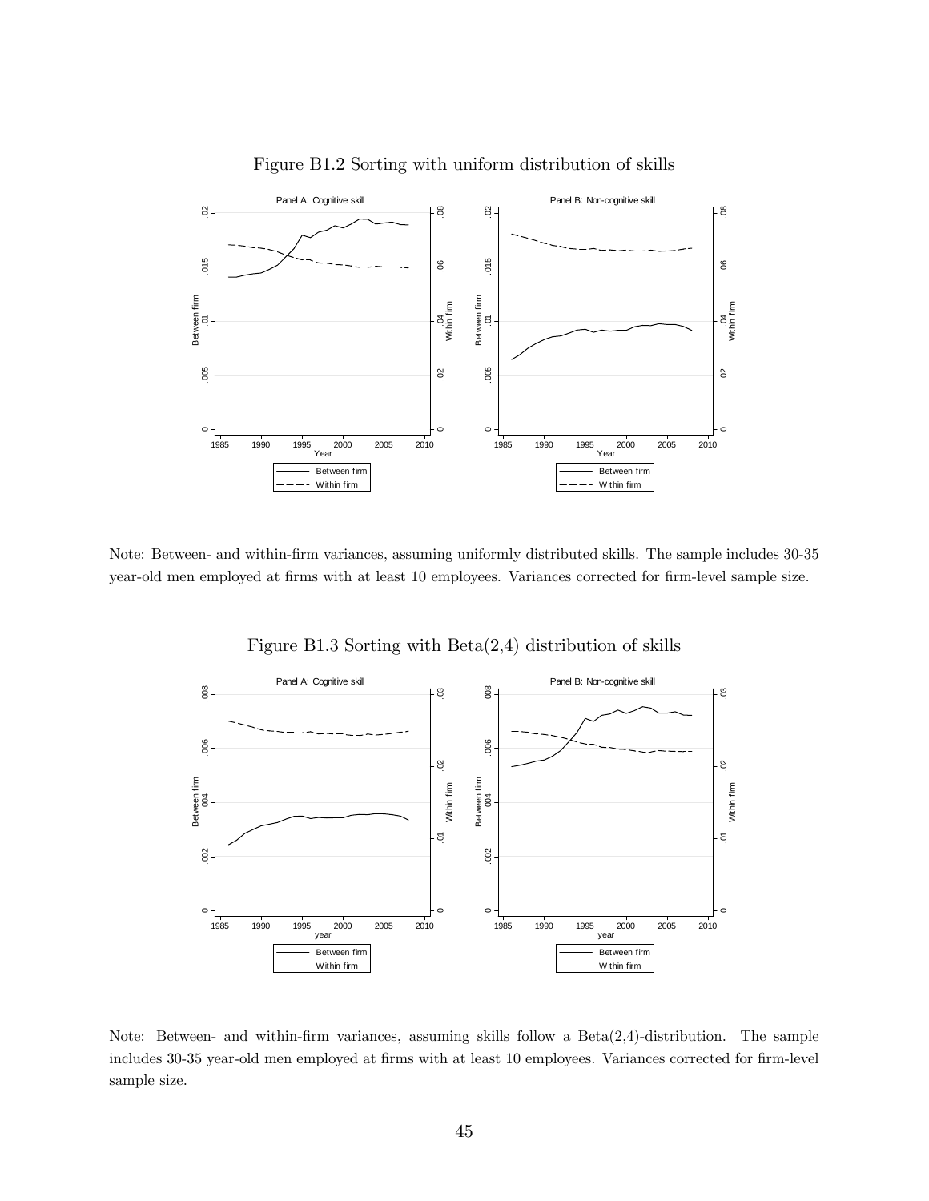Figure B1.2 Sorting with uniform distribution of skills

Note: Between- and within-firm variances, assuming uniformly distributed skills. The sample includes 30-35 year-old men employed at firms with at least 10 employees. Variances corrected for firm-level sample size.

Figure B1.3 Sorting with Beta(2,4) distribution of skills

Note: Between- and within-firm variances, assuming skills follow a Beta(2,4)-distribution. The sample includes 30-35 year-old men employed at firms with at least 10 employees. Variances corrected for firm-level sample size.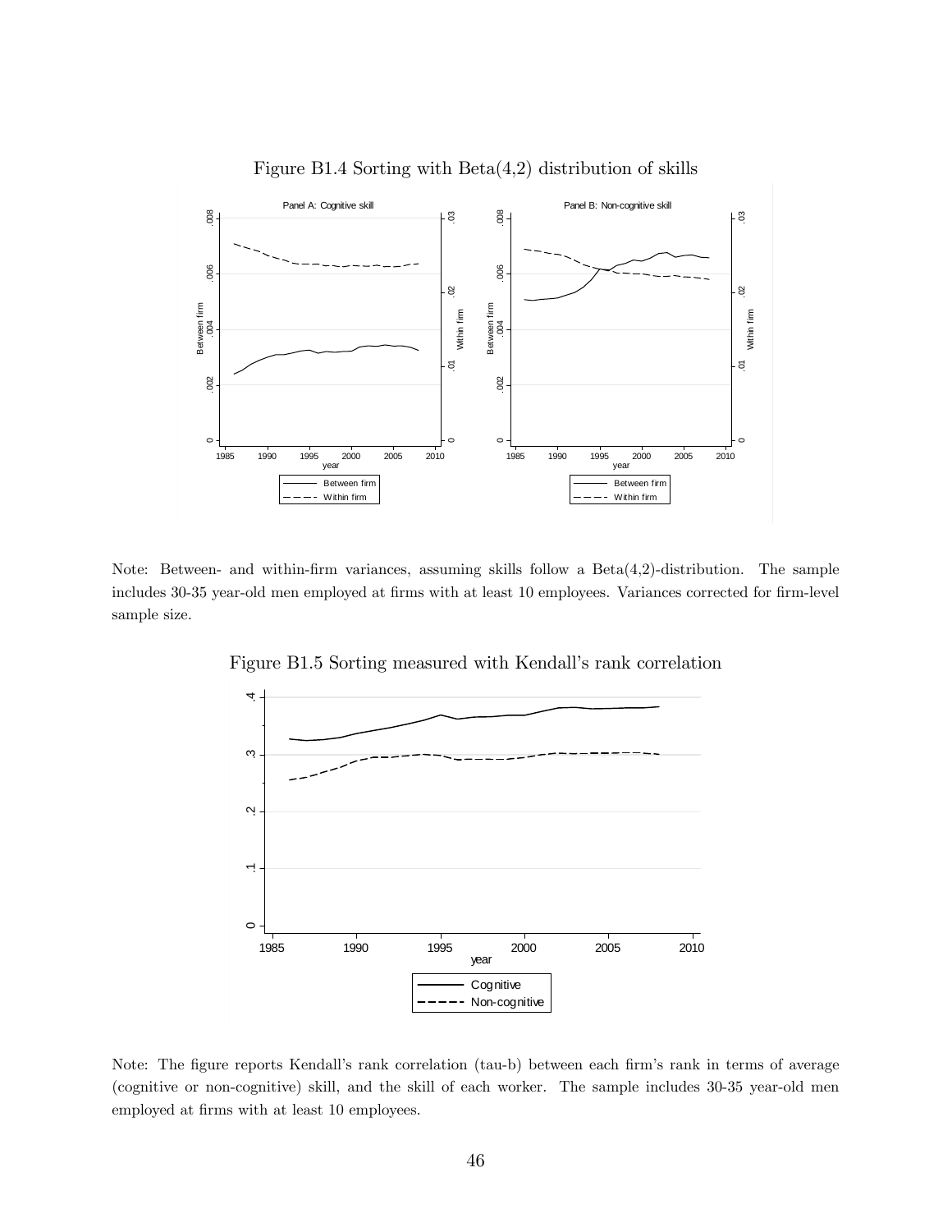Figure B1.4 Sorting with Beta(4,2) distribution of skills

Note: Between- and within-firm variances, assuming skills follow a Beta(4,2)-distribution. The sample includes 30-35 year-old men employed at firms with at least 10 employees. Variances corrected for firm-level sample size.

Figure B1.5 Sorting measured with Kendall's rank correlation

Note: The figure reports Kendall's rank correlation (tau-b) between each firm's rank in terms of average (cognitive or non-cognitive) skill, and the skill of each worker. The sample includes 30-35 year-old men employed at firms with at least 10 employees.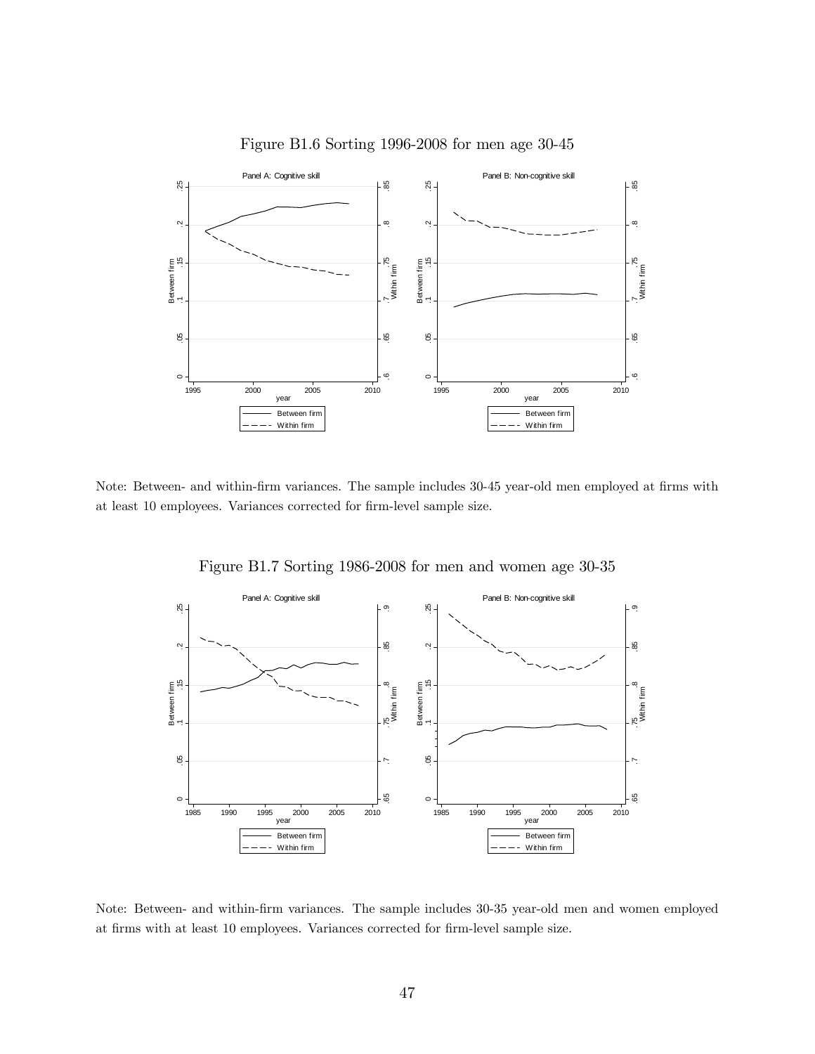Figure B1.6 Sorting 1996-2008 for men age 30-45

Note: Between- and within-firm variances. The sample includes 30-45 year-old men employed at firms with at least 10 employees. Variances corrected for firm-level sample size.

Figure B1.7 Sorting 1986-2008 for men and women age 30-35

Note: Between- and within-firm variances. The sample includes 30-35 year-old men and women employed at firms with at least 10 employees. Variances corrected for firm-level sample size.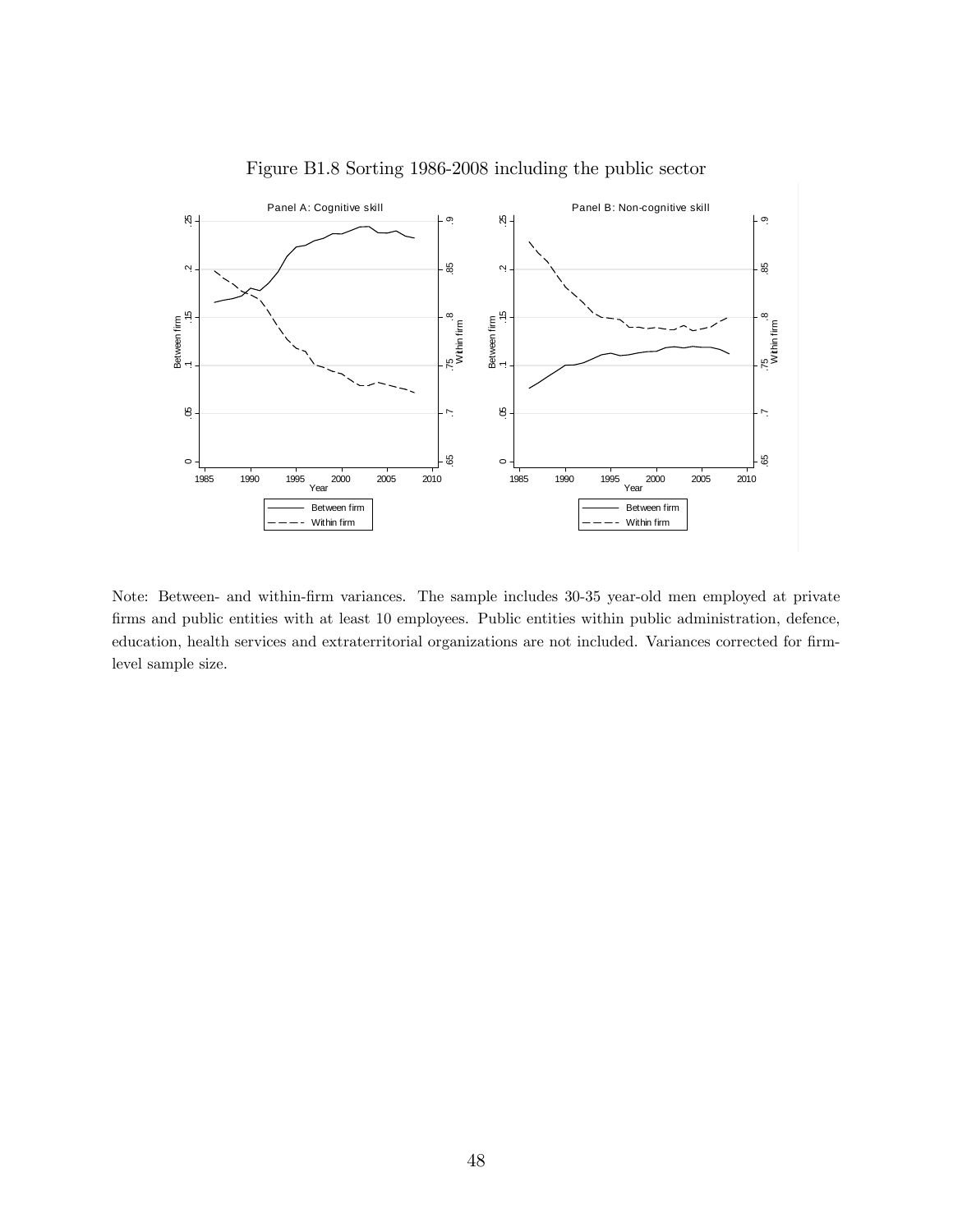Figure B1.8 Sorting 1986-2008 including the public sector

Note: Between- and within-firm variances. The sample includes 30-35 year-old men employed at private firms and public entities with at least 10 employees. Public entities within public administration, defence, education, health services and extraterritorial organizations are not included. Variances corrected for firm-level sample size.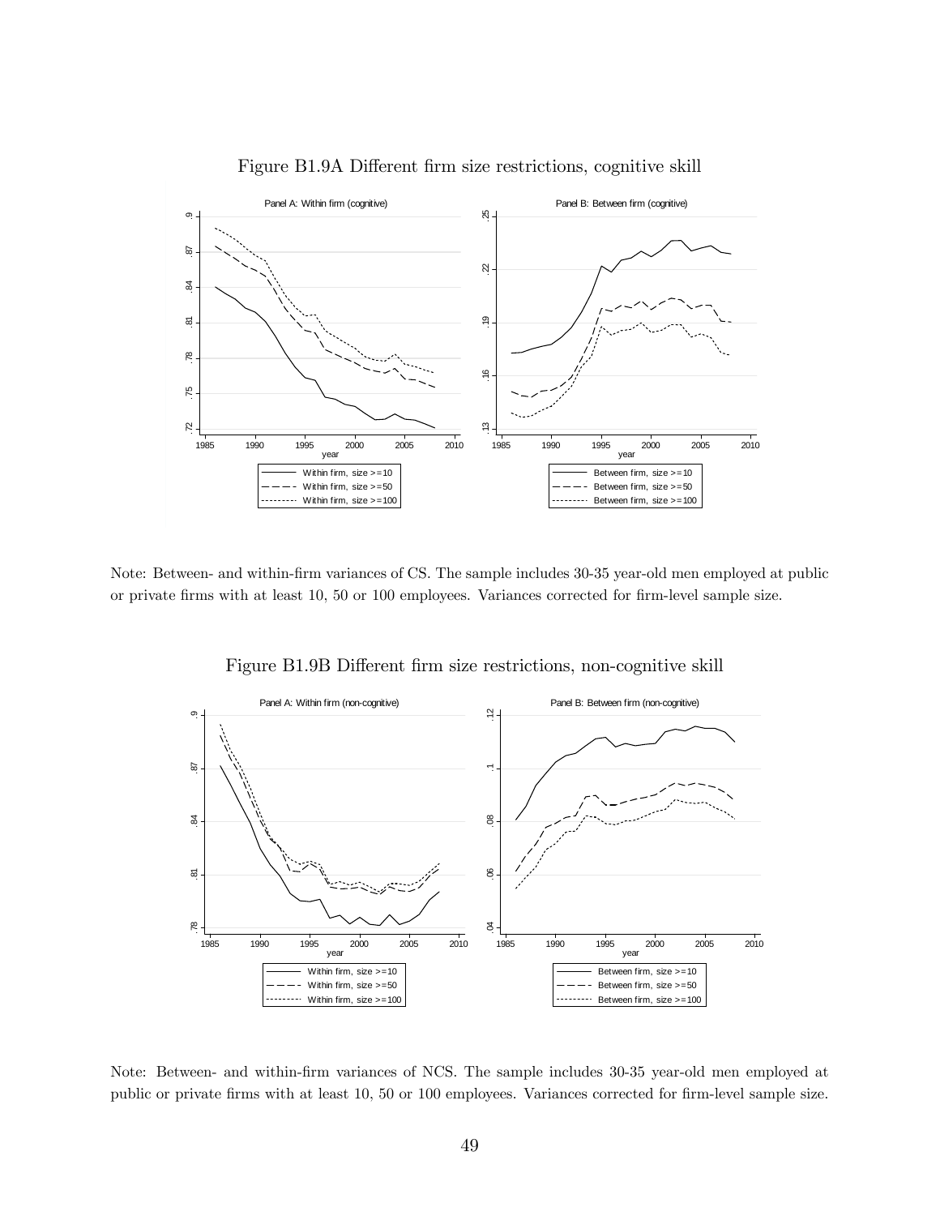Figure B1.9A Different firm size restrictions, cognitive skill

Note: Between- and within-firm variances of CS. The sample includes 30-35 year-old men employed at public or private firms with at least 10, 50 or 100 employees. Variances corrected for firm-level sample size.

Figure B1.9B Different firm size restrictions, non-cognitive skill

Note: Between- and within-firm variances of NCS. The sample includes 30-35 year-old men employed at public or private firms with at least 10, 50 or 100 employees. Variances corrected for firm-level sample size.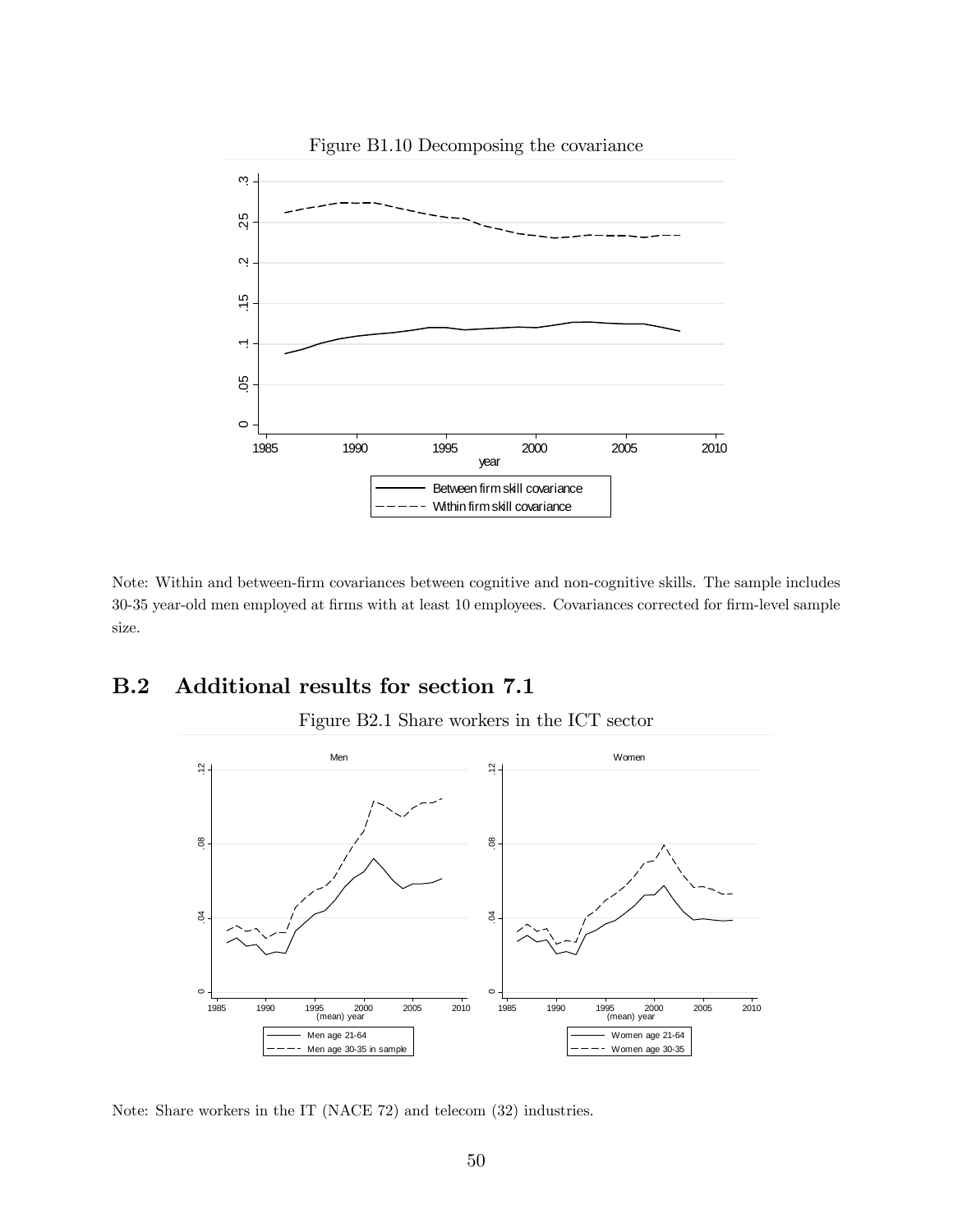Figure B1.10 Decomposing the covariance

Note: Within and between-firm covariances between cognitive and non-cognitive skills. The sample includes 30-35 year-old men employed at firms with at least 10 employees. Covariances corrected for firm-level sample size.

## B.2 Additional results for section 7.1

Figure B2.1 Share workers in the ICT sector

Note: Share workers in the IT (NACE 72) and telecom (32) industries.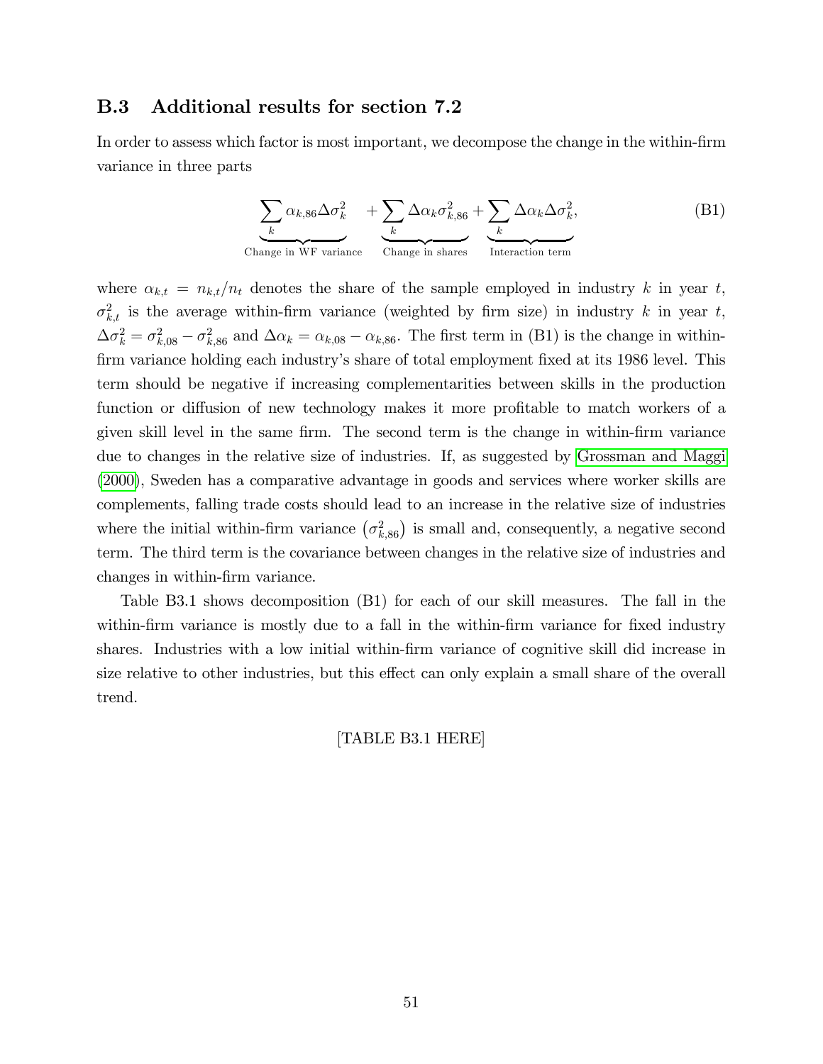### B.3 Additional results for section 7.2

In order to assess which factor is most important, we decompose the change in the within-firm variance in three parts

$$\underbrace{\sum_k \alpha_{k,86} \Delta\sigma_k^2}_{\text{Change in WF variance}} + \underbrace{\sum_k \Delta\alpha_k \sigma_{k,86}^2}_{\text{Change in shares}} + \underbrace{\sum_k \Delta\alpha_k \Delta\sigma_k^2}_{\text{Interaction term}}, \tag{B1}$$

where $\alpha_{k,t} = n_{k,t}/n_t$ denotes the share of the sample employed in industry $k$ in year $t$, $\sigma_{k,t}^2$ is the average within-firm variance (weighted by firm size) in industry $k$ in year $t$, $\Delta\sigma_k^2 = \sigma_{k,08}^2 - \sigma_{k,86}^2$ and $\Delta\alpha_k = \alpha_{k,08} - \alpha_{k,86}$. The first term in (B1) is the change in within-firm variance holding each industry's share of total employment fixed at its 1986 level. This term should be negative if increasing complementarities between skills in the production function or diffusion of new technology makes it more profitable to match workers of a given skill level in the same firm. The second term is the change in within-firm variance due to changes in the relative size of industries. If, as suggested by Grossman and Maggi (2000), Sweden has a comparative advantage in goods and services where worker skills are complements, falling trade costs should lead to an increase in the relative size of industries where the initial within-firm variance $\left(\sigma_{k,86}^2\right)$ is small and, consequently, a negative second term. The third term is the covariance between changes in the relative size of industries and changes in within-firm variance.

Table B3.1 shows decomposition (B1) for each of our skill measures. The fall in the within-firm variance is mostly due to a fall in the within-firm variance for fixed industry shares. Industries with a low initial within-firm variance of cognitive skill did increase in size relative to other industries, but this effect can only explain a small share of the overall trend.

[TABLE B3.1 HERE]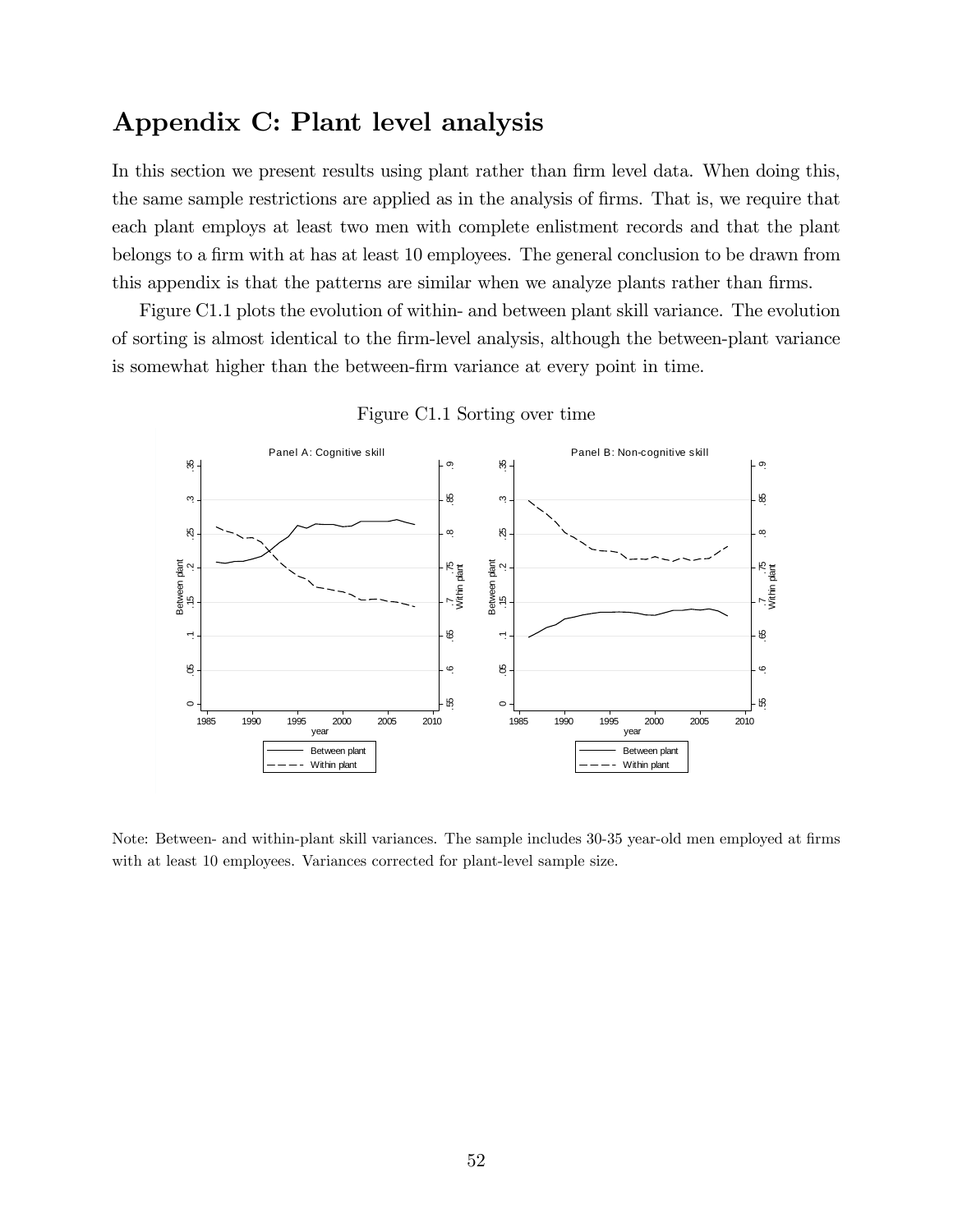# Appendix C: Plant level analysis

In this section we present results using plant rather than firm level data. When doing this, the same sample restrictions are applied as in the analysis of firms. That is, we require that each plant employs at least two men with complete enlistment records and that the plant belongs to a firm with at has at least 10 employees. The general conclusion to be drawn from this appendix is that the patterns are similar when we analyze plants rather than firms.

Figure C1.1 plots the evolution of within- and between plant skill variance. The evolution of sorting is almost identical to the firm-level analysis, although the between-plant variance is somewhat higher than the between-firm variance at every point in time.

Figure C1.1 Sorting over time

Note: Between- and within-plant skill variances. The sample includes 30-35 year-old men employed at firms with at least 10 employees. Variances corrected for plant-level sample size.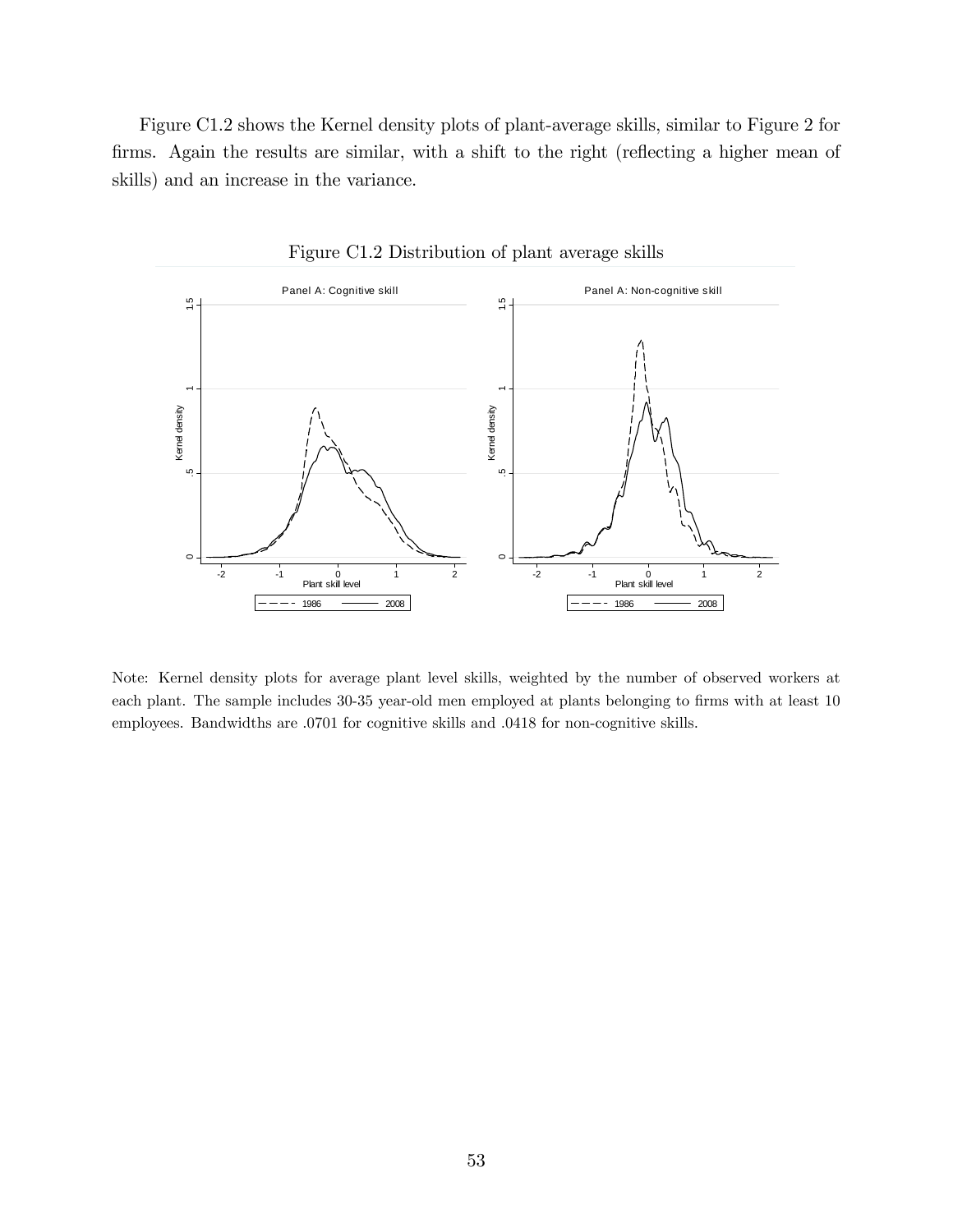Figure C1.2 shows the Kernel density plots of plant-average skills, similar to Figure 2 for firms. Again the results are similar, with a shift to the right (reflecting a higher mean of skills) and an increase in the variance.

Figure C1.2 Distribution of plant average skills

Note: Kernel density plots for average plant level skills, weighted by the number of observed workers at each plant. The sample includes 30-35 year-old men employed at plants belonging to firms with at least 10 employees. Bandwidths are .0701 for cognitive skills and .0418 for non-cognitive skills.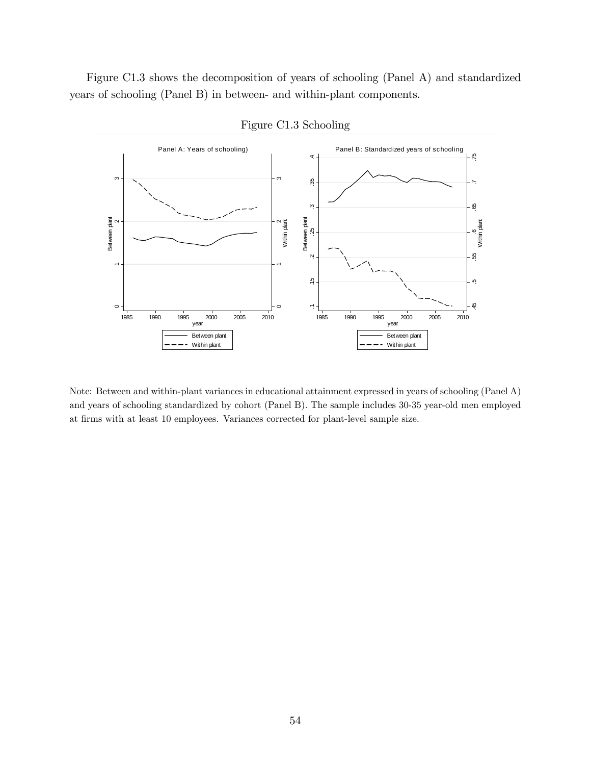Figure C1.3 shows the decomposition of years of schooling (Panel A) and standardized years of schooling (Panel B) in between- and within-plant components.

Figure C1.3 Schooling

Note: Between and within-plant variances in educational attainment expressed in years of schooling (Panel A) and years of schooling standardized by cohort (Panel B). The sample includes 30-35 year-old men employed at firms with at least 10 employees. Variances corrected for plant-level sample size.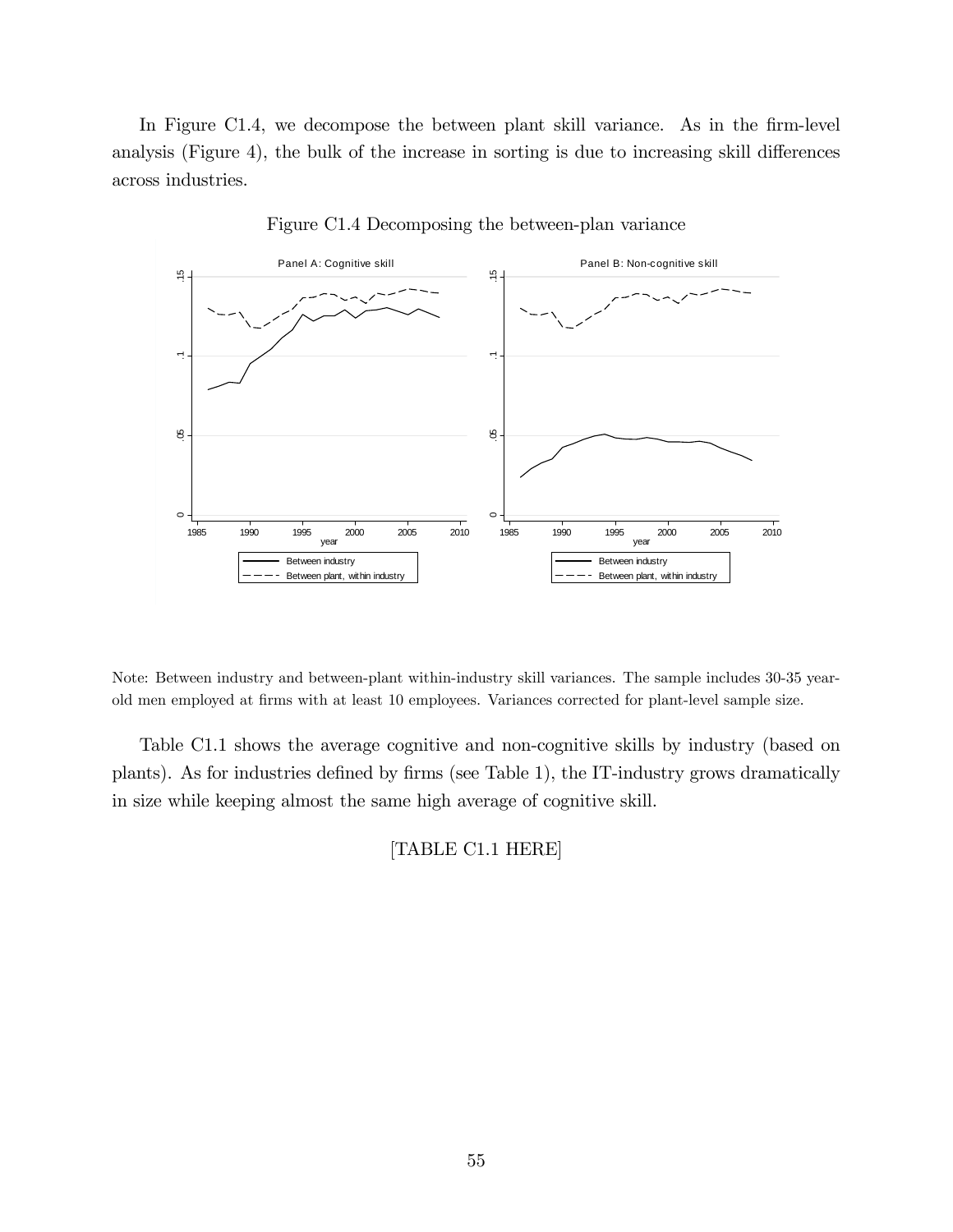In Figure C1.4, we decompose the between plant skill variance. As in the firm-level analysis (Figure 4), the bulk of the increase in sorting is due to increasing skill differences across industries.

Figure C1.4 Decomposing the between-plan variance

Note: Between industry and between-plant within-industry skill variances. The sample includes 30-35 year-old men employed at firms with at least 10 employees. Variances corrected for plant-level sample size.

Table C1.1 shows the average cognitive and non-cognitive skills by industry (based on plants). As for industries defined by firms (see Table 1), the IT-industry grows dramatically in size while keeping almost the same high average of cognitive skill.

[TABLE C1.1 HERE]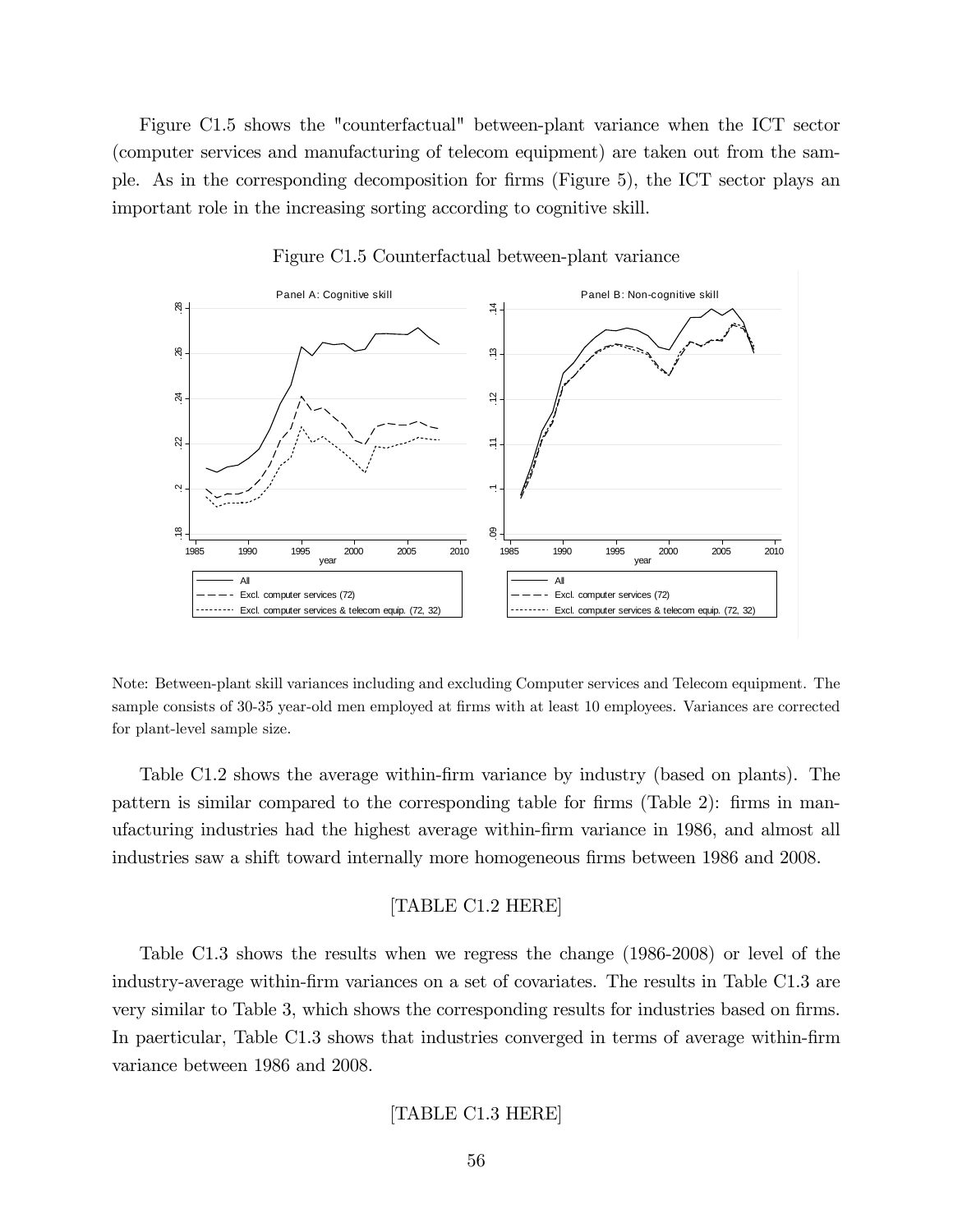Figure C1.5 shows the "counterfactual" between-plant variance when the ICT sector (computer services and manufacturing of telecom equipment) are taken out from the sample. As in the corresponding decomposition for firms (Figure 5), the ICT sector plays an important role in the increasing sorting according to cognitive skill.

Figure C1.5 Counterfactual between-plant variance

Note: Between-plant skill variances including and excluding Computer services and Telecom equipment. The sample consists of 30-35 year-old men employed at firms with at least 10 employees. Variances are corrected for plant-level sample size.

Table C1.2 shows the average within-firm variance by industry (based on plants). The pattern is similar compared to the corresponding table for firms (Table 2): firms in manufacturing industries had the highest average within-firm variance in 1986, and almost all industries saw a shift toward internally more homogeneous firms between 1986 and 2008.

[TABLE C1.2 HERE]

Table C1.3 shows the results when we regress the change (1986-2008) or level of the industry-average within-firm variances on a set of covariates. The results in Table C1.3 are very similar to Table 3, which shows the corresponding results for industries based on firms. In paerticular, Table C1.3 shows that industries converged in terms of average within-firm variance between 1986 and 2008.

[TABLE C1.3 HERE]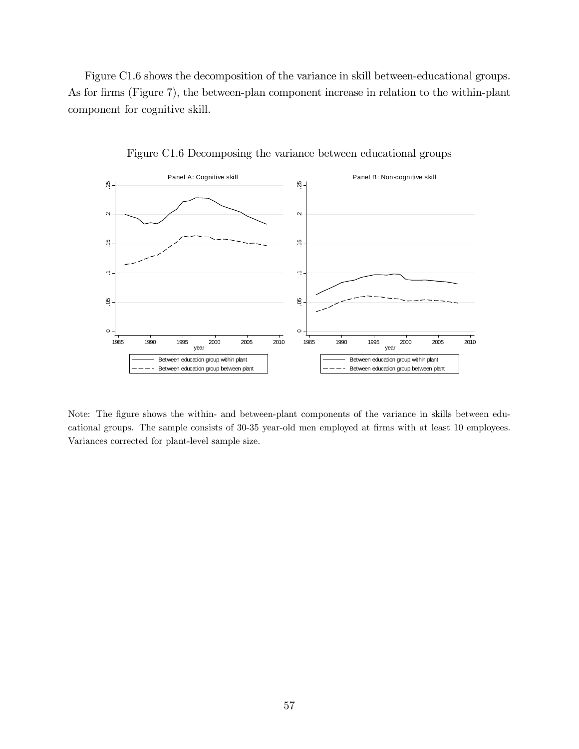Figure C1.6 shows the decomposition of the variance in skill between-educational groups. As for firms (Figure 7), the between-plan component increase in relation to the within-plant component for cognitive skill.

Figure C1.6 Decomposing the variance between educational groups

Note: The figure shows the within- and between-plant components of the variance in skills between educational groups. The sample consists of 30-35 year-old men employed at firms with at least 10 employees. Variances corrected for plant-level sample size.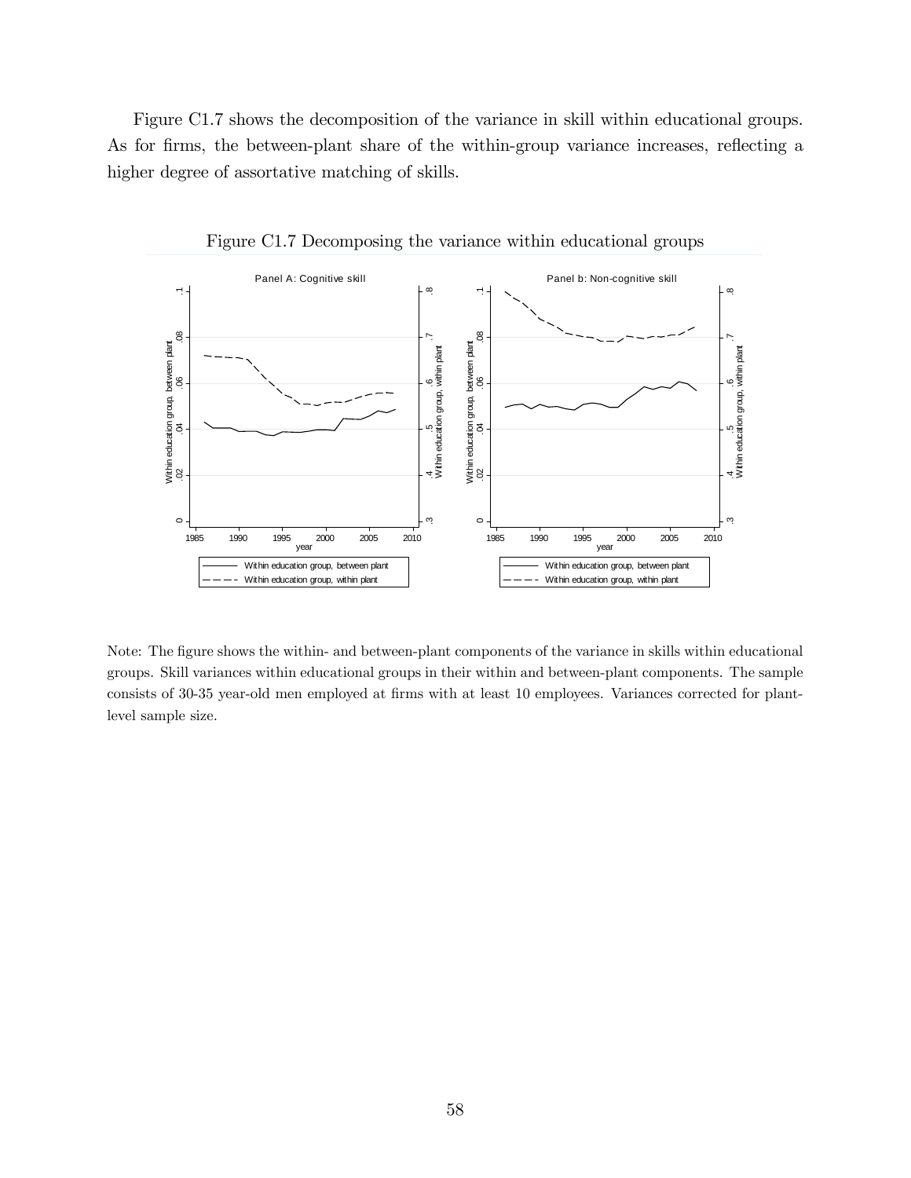Figure C1.7 shows the decomposition of the variance in skill within educational groups. As for firms, the between-plant share of the within-group variance increases, reflecting a higher degree of assortative matching of skills.

Figure C1.7 Decomposing the variance within educational groups

Note: The figure shows the within- and between-plant components of the variance in skills within educational groups. Skill variances within educational groups in their within and between-plant components. The sample consists of 30-35 year-old men employed at firms with at least 10 employees. Variances corrected for plant-level sample size.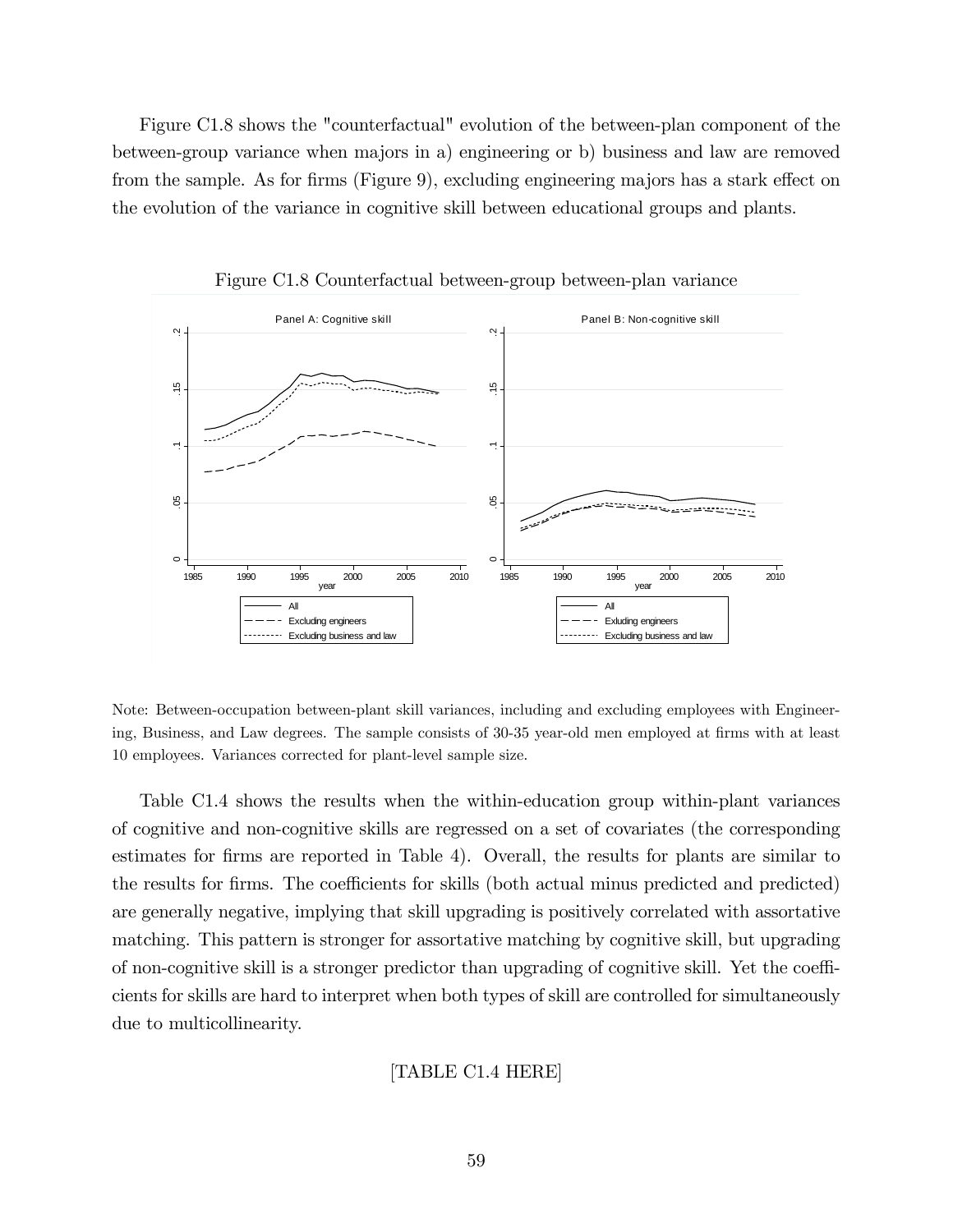Figure C1.8 shows the "counterfactual" evolution of the between-plan component of the between-group variance when majors in a) engineering or b) business and law are removed from the sample. As for firms (Figure 9), excluding engineering majors has a stark effect on the evolution of the variance in cognitive skill between educational groups and plants.

Figure C1.8 Counterfactual between-group between-plan variance

Note: Between-occupation between-plant skill variances, including and excluding employees with Engineering, Business, and Law degrees. The sample consists of 30-35 year-old men employed at firms with at least 10 employees. Variances corrected for plant-level sample size.

Table C1.4 shows the results when the within-education group within-plant variances of cognitive and non-cognitive skills are regressed on a set of covariates (the corresponding estimates for firms are reported in Table 4). Overall, the results for plants are similar to the results for firms. The coefficients for skills (both actual minus predicted and predicted) are generally negative, implying that skill upgrading is positively correlated with assortative matching. This pattern is stronger for assortative matching by cognitive skill, but upgrading of non-cognitive skill is a stronger predictor than upgrading of cognitive skill. Yet the coefficients for skills are hard to interpret when both types of skill are controlled for simultaneously due to multicollinearity.

[TABLE C1.4 HERE]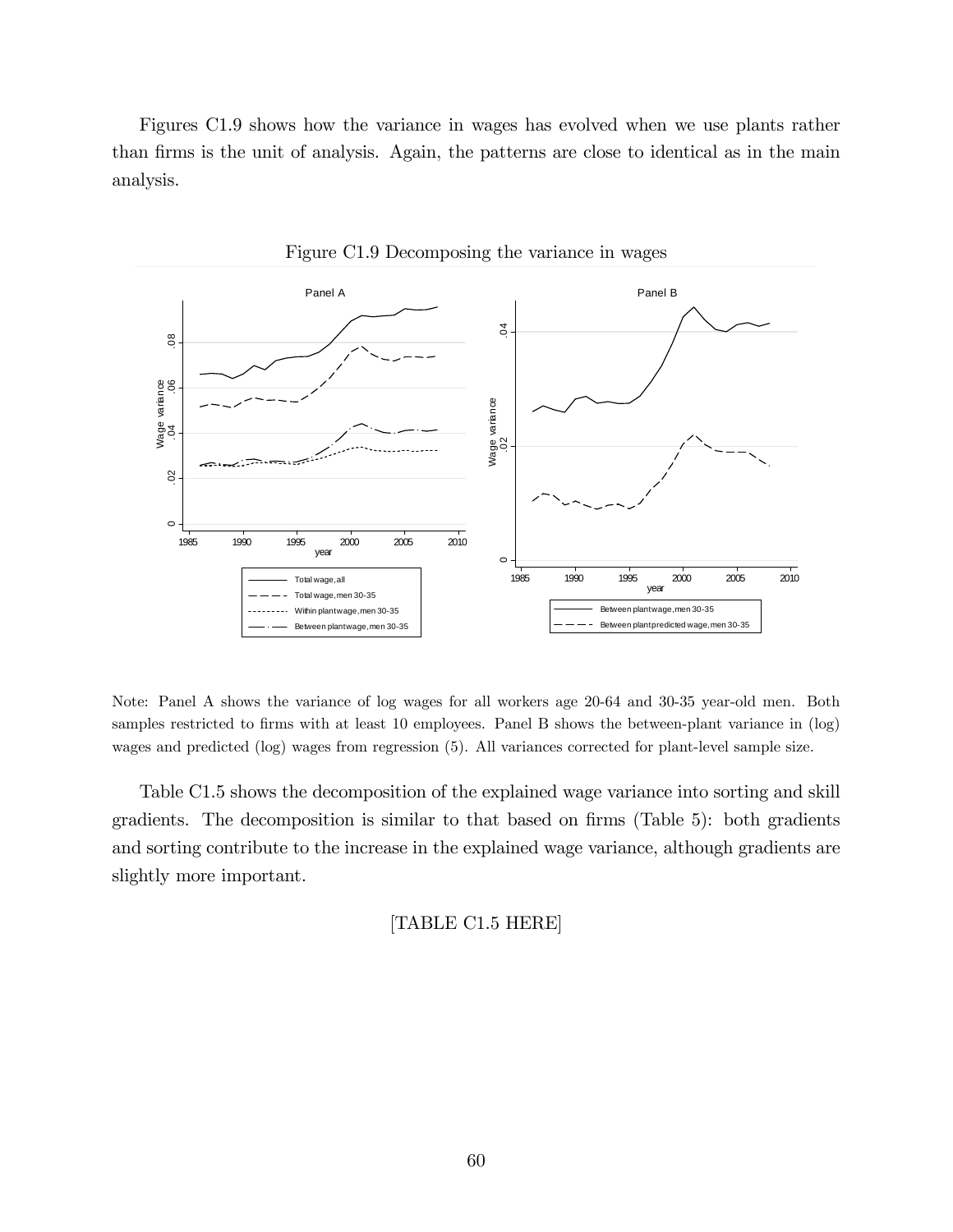Figures C1.9 shows how the variance in wages has evolved when we use plants rather than firms is the unit of analysis. Again, the patterns are close to identical as in the main analysis.

Figure C1.9 Decomposing the variance in wages

Note: Panel A shows the variance of log wages for all workers age 20-64 and 30-35 year-old men. Both samples restricted to firms with at least 10 employees. Panel B shows the between-plant variance in (log) wages and predicted (log) wages from regression (5). All variances corrected for plant-level sample size.

Table C1.5 shows the decomposition of the explained wage variance into sorting and skill gradients. The decomposition is similar to that based on firms (Table 5): both gradients and sorting contribute to the increase in the explained wage variance, although gradients are slightly more important.

[TABLE C1.5 HERE]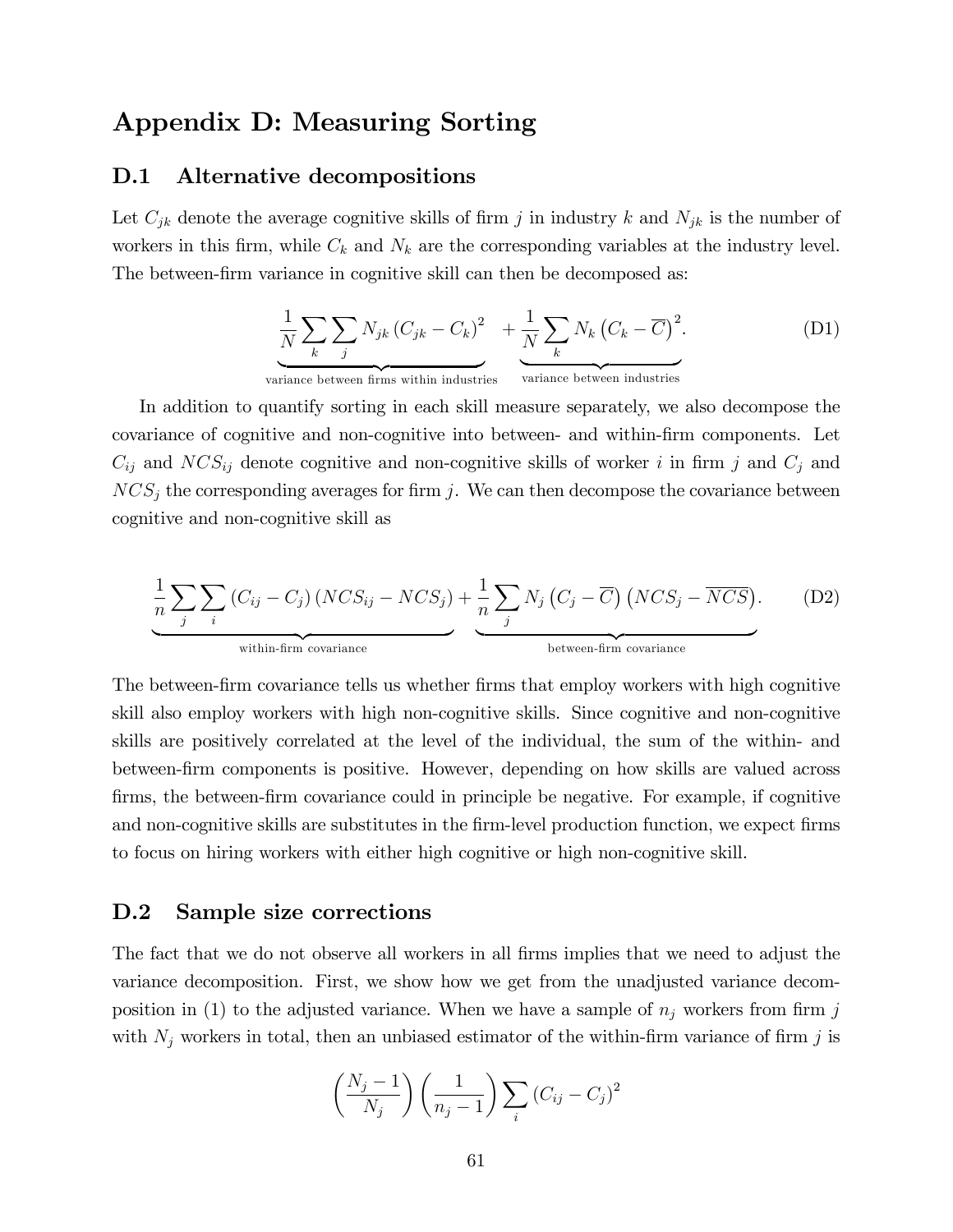# Appendix D: Measuring Sorting

## D.1 Alternative decompositions

Let $C_{jk}$ denote the average cognitive skills of firm $j$ in industry $k$ and $N_{jk}$ is the number of workers in this firm, while $C_k$ and $N_k$ are the corresponding variables at the industry level. The between-firm variance in cognitive skill can then be decomposed as:

$$\underbrace{\frac{1}{N}\sum_k \sum_j N_{jk}\left(C_{jk} - C_k\right)^2}_{\text{variance between firms within industries}} + \underbrace{\frac{1}{N}\sum_k N_k\left(C_k - \overline{C}\right)^2}_{\text{variance between industries}}. \tag{D1}$$

In addition to quantify sorting in each skill measure separately, we also decompose the covariance of cognitive and non-cognitive into between- and within-firm components. Let $C_{ij}$ and $NCS_{ij}$ denote cognitive and non-cognitive skills of worker $i$ in firm $j$ and $C_j$ and $NCS_j$ the corresponding averages for firm $j$. We can then decompose the covariance between cognitive and non-cognitive skill as

$$\underbrace{\frac{1}{n}\sum_j \sum_i \left(C_{ij} - C_j\right)\left(NCS_{ij} - NCS_j\right)}_{\text{within-firm covariance}} + \underbrace{\frac{1}{n}\sum_j N_j\left(C_j - \overline{C}\right)\left(NCS_j - \overline{NCS}\right)}_{\text{between-firm covariance}}. \tag{D2}$$

The between-firm covariance tells us whether firms that employ workers with high cognitive skill also employ workers with high non-cognitive skills. Since cognitive and non-cognitive skills are positively correlated at the level of the individual, the sum of the within- and between-firm components is positive. However, depending on how skills are valued across firms, the between-firm covariance could in principle be negative. For example, if cognitive and non-cognitive skills are substitutes in the firm-level production function, we expect firms to focus on hiring workers with either high cognitive or high non-cognitive skill.

## D.2 Sample size corrections

The fact that we do not observe all workers in all firms implies that we need to adjust the variance decomposition. First, we show how we get from the unadjusted variance decomposition in (1) to the adjusted variance. When we have a sample of $n_j$ workers from firm $j$ with $N_j$ workers in total, then an unbiased estimator of the within-firm variance of firm $j$ is

$$\left(\frac{N_j - 1}{N_j}\right)\left(\frac{1}{n_j - 1}\right)\sum_i \left(C_{ij} - C_j\right)^2$$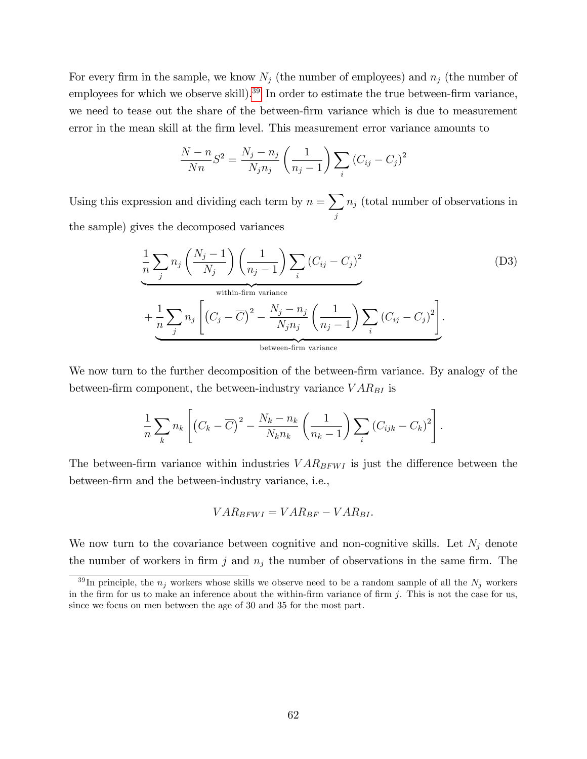For every firm in the sample, we know $N_j$ (the number of employees) and $n_j$ (the number of employees for which we observe skill).[39] In order to estimate the true between-firm variance, we need to tease out the share of the between-firm variance which is due to measurement error in the mean skill at the firm level. This measurement error variance amounts to

$$\frac{N-n}{Nn}S^2 = \frac{N_j - n_j}{N_j n_j}\left(\frac{1}{n_j - 1}\right)\sum_i \left(C_{ij} - C_j\right)^2$$

Using this expression and dividing each term by $n = \sum_j n_j$ (total number of observations in the sample) gives the decomposed variances

$$\underbrace{\frac{1}{n}\sum_j n_j \left(\frac{N_j - 1}{N_j}\right)\left(\frac{1}{n_j - 1}\right)\sum_i \left(C_{ij} - C_j\right)^2}_{\text{within-firm variance}} \\ + \underbrace{\frac{1}{n}\sum_j n_j \left[\left(C_j - \overline{C}\right)^2 - \frac{N_j - n_j}{N_j n_j}\left(\frac{1}{n_j - 1}\right)\sum_i \left(C_{ij} - C_j\right)^2\right]}_{\text{between-firm variance}}. \tag{D3}$$

We now turn to the further decomposition of the between-firm variance. By analogy of the between-firm component, the between-industry variance $VAR_{BI}$ is

$$\frac{1}{n}\sum_k n_k \left[\left(C_k - \overline{C}\right)^2 - \frac{N_k - n_k}{N_k n_k}\left(\frac{1}{n_k - 1}\right)\sum_i \left(C_{ijk} - C_k\right)^2\right].$$

The between-firm variance within industries $VAR_{BFWI}$ is just the difference between the between-firm and the between-industry variance, i.e.,

$$VAR_{BFWI} = VAR_{BF} - VAR_{BI}.$$

We now turn to the covariance between cognitive and non-cognitive skills. Let $N_j$ denote the number of workers in firm $j$ and $n_j$ the number of observations in the same firm. The

[39] In principle, the $n_j$ workers whose skills we observe need to be a random sample of all the $N_j$ workers in the firm for us to make an inference about the within-firm variance of firm $j$. This is not the case for us, since we focus on men between the age of 30 and 35 for the most part.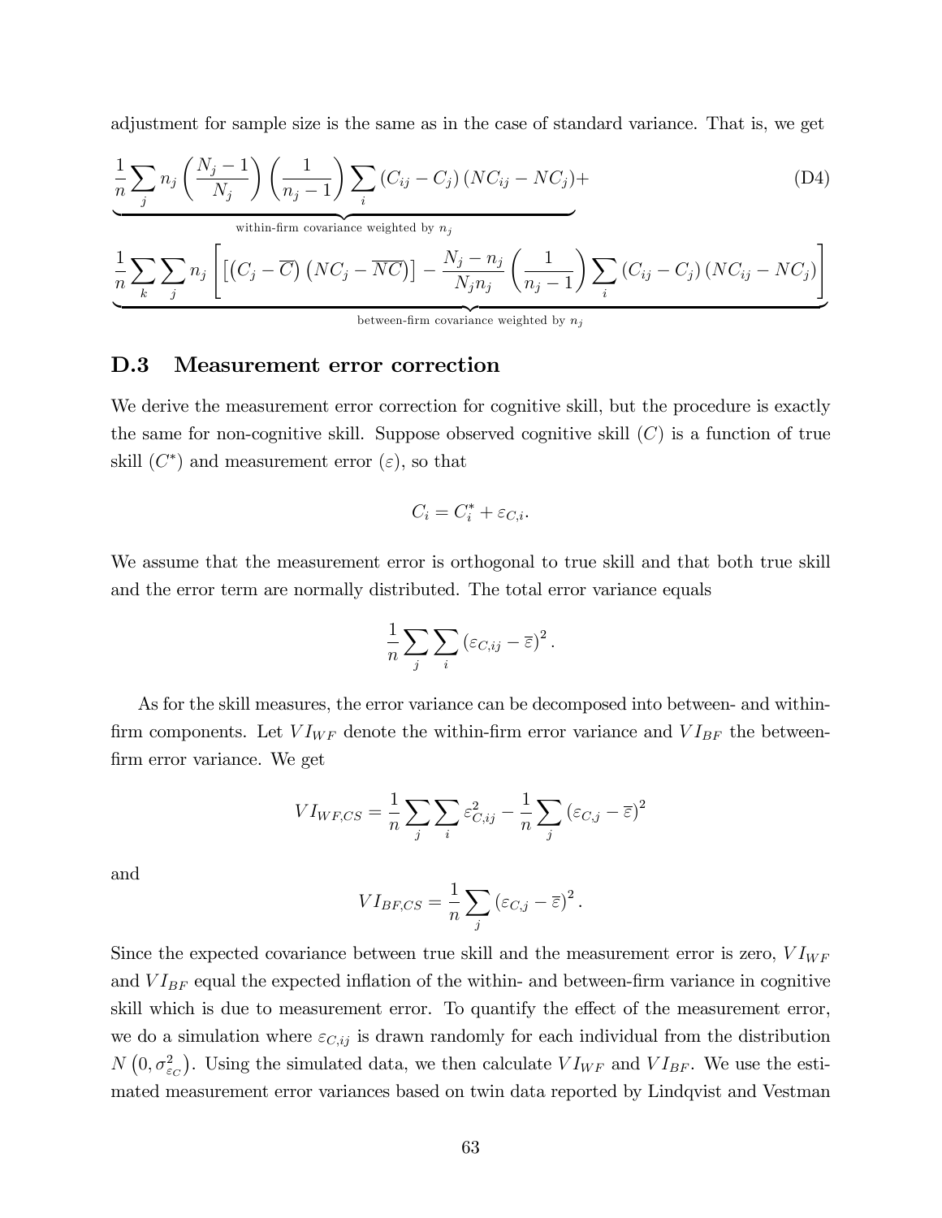adjustment for sample size is the same as in the case of standard variance. That is, we get

$$\underbrace{\frac{1}{n}\sum_j n_j\left(\frac{N_j-1}{N_j}\right)\left(\frac{1}{n_j-1}\right)\sum_i\left(C_{ij}-C_j\right)\left(NC_{ij}-NC_j\right)+}_{\text{within-firm covariance weighted by } n_j} \tag{D4}$$

$$\underbrace{\frac{1}{n}\sum_k\sum_j n_j\left[\left[\left(C_j-\overline{C}\right)\left(NC_j-\overline{NC}\right)\right]-\frac{N_j-n_j}{N_j n_j}\left(\frac{1}{n_j-1}\right)\sum_i\left(C_{ij}-C_j\right)\left(NC_{ij}-NC_j\right)\right]}_{\text{between-firm covariance weighted by } n_j}$$

## D.3 Measurement error correction

We derive the measurement error correction for cognitive skill, but the procedure is exactly the same for non-cognitive skill. Suppose observed cognitive skill ($C$) is a function of true skill ($C^*$) and measurement error ($\varepsilon$), so that

$$C_i = C_i^* + \varepsilon_{C,i}.$$

We assume that the measurement error is orthogonal to true skill and that both true skill and the error term are normally distributed. The total error variance equals

$$\frac{1}{n}\sum_j\sum_i\left(\varepsilon_{C,ij}-\overline{\varepsilon}\right)^2.$$

As for the skill measures, the error variance can be decomposed into between- and within-firm components. Let $VI_{WF}$ denote the within-firm error variance and $VI_{BF}$ the between-firm error variance. We get

$$VI_{WF,CS} = \frac{1}{n}\sum_j\sum_i\varepsilon_{C,ij}^2 - \frac{1}{n}\sum_j\left(\varepsilon_{C,j}-\overline{\varepsilon}\right)^2$$

and

$$VI_{BF,CS} = \frac{1}{n}\sum_j\left(\varepsilon_{C,j}-\overline{\varepsilon}\right)^2.$$

Since the expected covariance between true skill and the measurement error is zero, $VI_{WF}$ and $VI_{BF}$ equal the expected inflation of the within- and between-firm variance in cognitive skill which is due to measurement error. To quantify the effect of the measurement error, we do a simulation where $\varepsilon_{C,ij}$ is drawn randomly for each individual from the distribution $N\left(0,\sigma_{\varepsilon_C}^2\right)$. Using the simulated data, we then calculate $VI_{WF}$ and $VI_{BF}$. We use the estimated measurement error variances based on twin data reported by Lindqvist and Vestman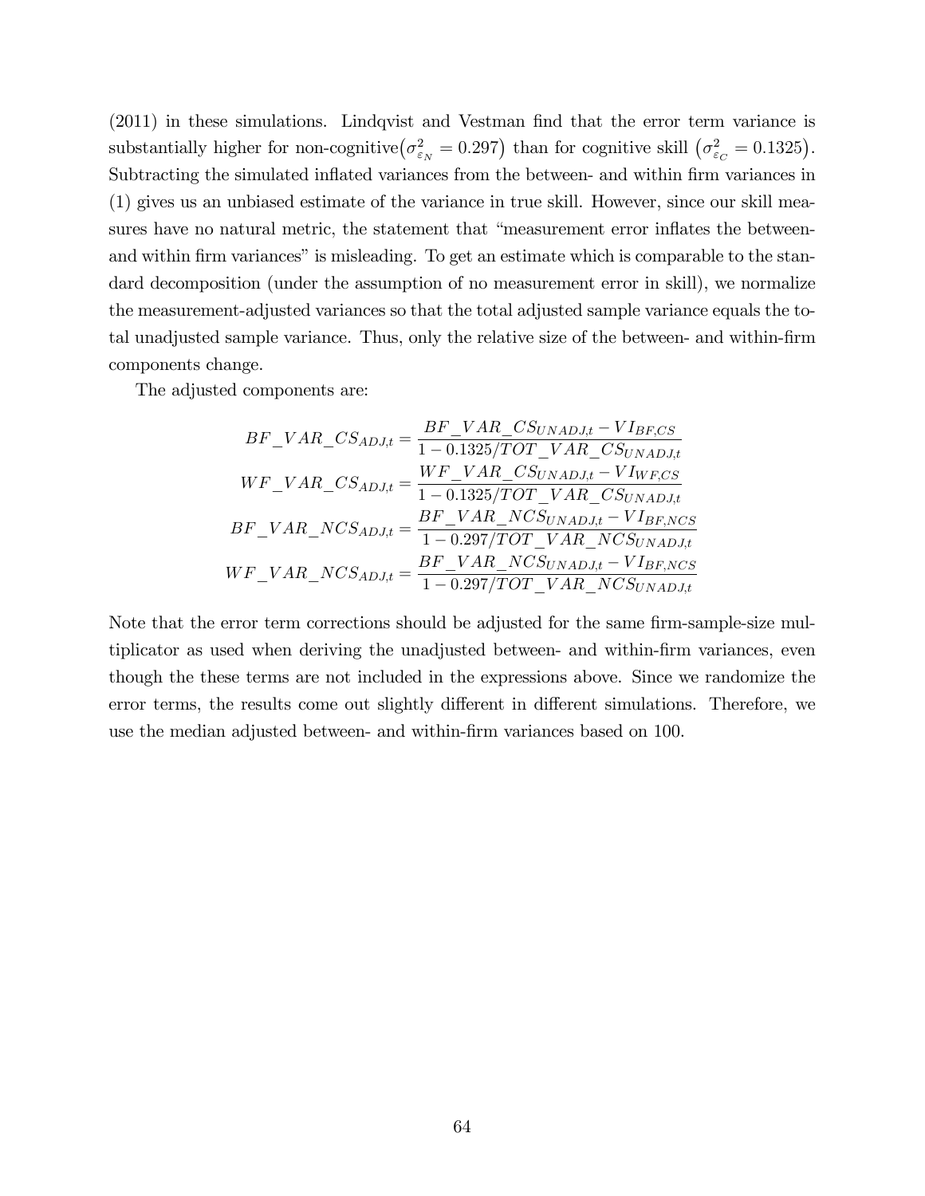(2011) in these simulations. Lindqvist and Vestman find that the error term variance is substantially higher for non-cognitive$\left(\sigma^2_{\varepsilon_N} = 0.297\right)$ than for cognitive skill $\left(\sigma^2_{\varepsilon_C} = 0.1325\right)$. Subtracting the simulated inflated variances from the between- and within firm variances in (1) gives us an unbiased estimate of the variance in true skill. However, since our skill measures have no natural metric, the statement that "measurement error inflates the between- and within firm variances" is misleading. To get an estimate which is comparable to the standard decomposition (under the assumption of no measurement error in skill), we normalize the measurement-adjusted variances so that the total adjusted sample variance equals the total unadjusted sample variance. Thus, only the relative size of the between- and within-firm components change.

The adjusted components are:

$$
\begin{aligned}
BF\_VAR\_CS_{ADJ,t} &= \frac{BF\_VAR\_CS_{UNADJ,t} - VI_{BF,CS}}{1 - 0.1325/TOT\_VAR\_CS_{UNADJ,t}} \\
WF\_VAR\_CS_{ADJ,t} &= \frac{WF\_VAR\_CS_{UNADJ,t} - VI_{WF,CS}}{1 - 0.1325/TOT\_VAR\_CS_{UNADJ,t}} \\
BF\_VAR\_NCS_{ADJ,t} &= \frac{BF\_VAR\_NCS_{UNADJ,t} - VI_{BF,NCS}}{1 - 0.297/TOT\_VAR\_NCS_{UNADJ,t}} \\
WF\_VAR\_NCS_{ADJ,t} &= \frac{BF\_VAR\_NCS_{UNADJ,t} - VI_{BF,NCS}}{1 - 0.297/TOT\_VAR\_NCS_{UNADJ,t}}
\end{aligned}
$$

Note that the error term corrections should be adjusted for the same firm-sample-size multiplicator as used when deriving the unadjusted between- and within-firm variances, even though the these terms are not included in the expressions above. Since we randomize the error terms, the results come out slightly different in different simulations. Therefore, we use the median adjusted between- and within-firm variances based on 100.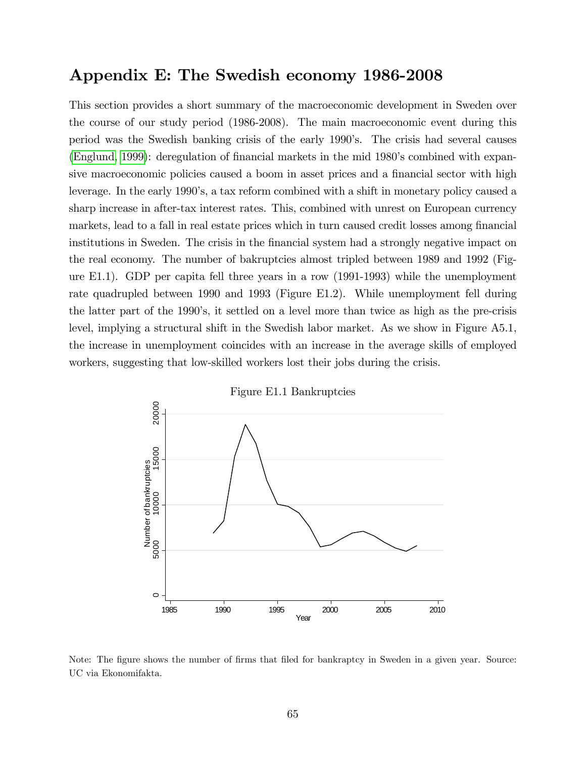# Appendix E: The Swedish economy 1986-2008

This section provides a short summary of the macroeconomic development in Sweden over the course of our study period (1986-2008). The main macroeconomic event during this period was the Swedish banking crisis of the early 1990's. The crisis had several causes (Englund, 1999): deregulation of financial markets in the mid 1980's combined with expansive macroeconomic policies caused a boom in asset prices and a financial sector with high leverage. In the early 1990's, a tax reform combined with a shift in monetary policy caused a sharp increase in after-tax interest rates. This, combined with unrest on European currency markets, lead to a fall in real estate prices which in turn caused credit losses among financial institutions in Sweden. The crisis in the financial system had a strongly negative impact on the real economy. The number of bakruptcies almost tripled between 1989 and 1992 (Figure E1.1). GDP per capita fell three years in a row (1991-1993) while the unemployment rate quadrupled between 1990 and 1993 (Figure E1.2). While unemployment fell during the latter part of the 1990's, it settled on a level more than twice as high as the pre-crisis level, implying a structural shift in the Swedish labor market. As we show in Figure A5.1, the increase in unemployment coincides with an increase in the average skills of employed workers, suggesting that low-skilled workers lost their jobs during the crisis.

Figure E1.1 Bankruptcies

Note: The figure shows the number of firms that filed for bankraptcy in Sweden in a given year. Source: UC via Ekonomifakta.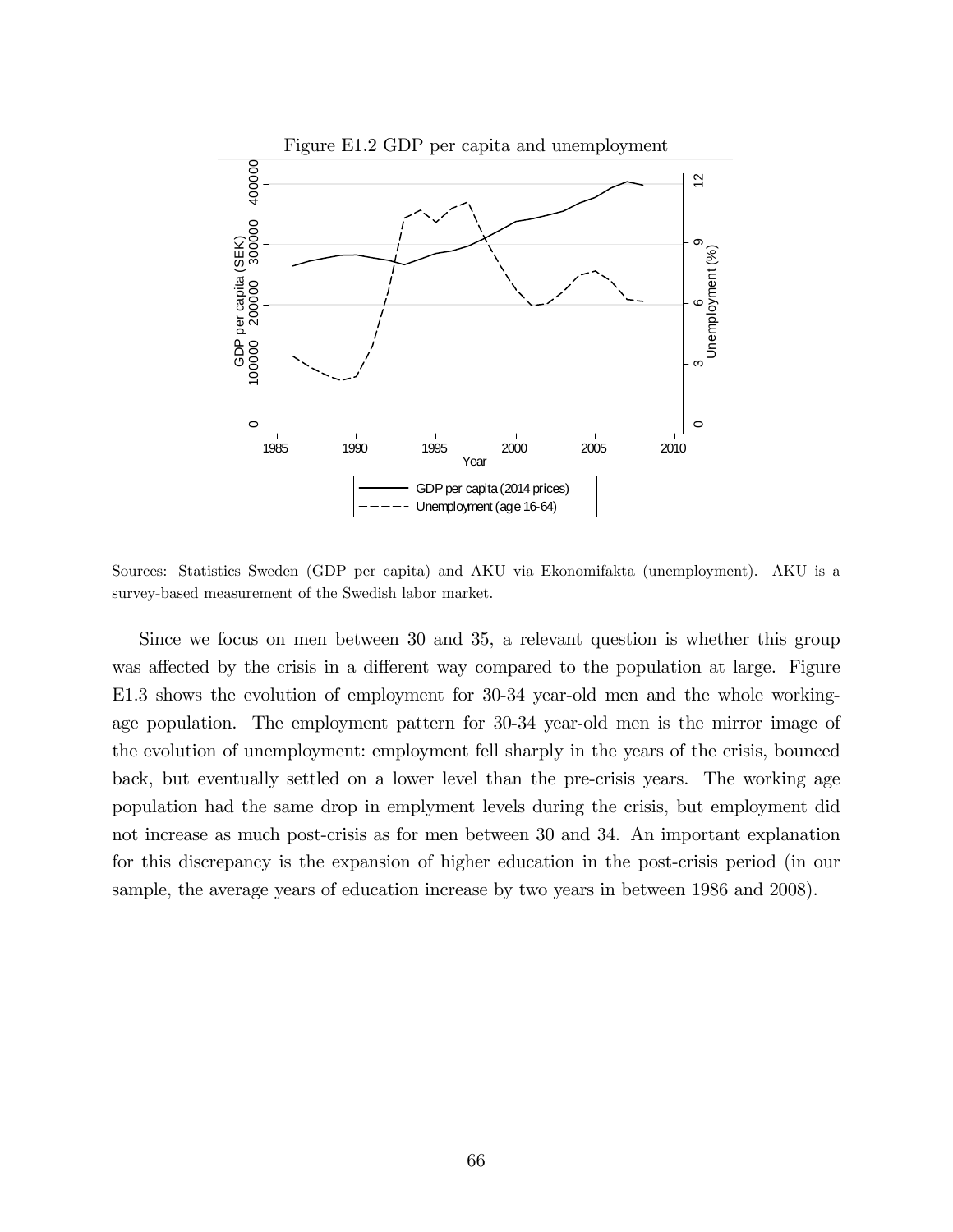Figure E1.2 GDP per capita and unemployment

Sources: Statistics Sweden (GDP per capita) and AKU via Ekonomifakta (unemployment). AKU is a survey-based measurement of the Swedish labor market.

Since we focus on men between 30 and 35, a relevant question is whether this group was affected by the crisis in a different way compared to the population at large. Figure E1.3 shows the evolution of employment for 30-34 year-old men and the whole working-age population. The employment pattern for 30-34 year-old men is the mirror image of the evolution of unemployment: employment fell sharply in the years of the crisis, bounced back, but eventually settled on a lower level than the pre-crisis years. The working age population had the same drop in emplyment levels during the crisis, but employment did not increase as much post-crisis as for men between 30 and 34. An important explanation for this discrepancy is the expansion of higher education in the post-crisis period (in our sample, the average years of education increase by two years in between 1986 and 2008).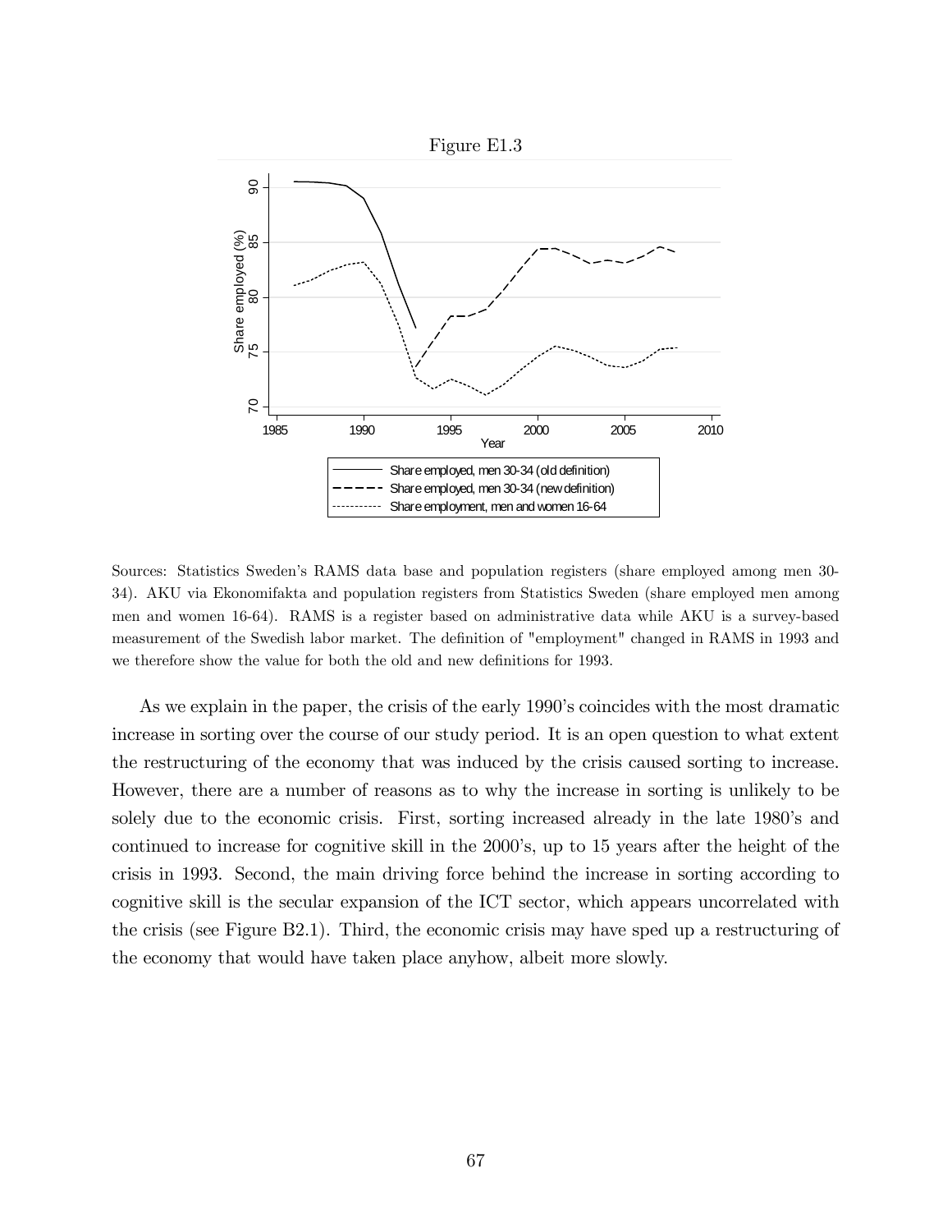Figure E1.3

Sources: Statistics Sweden's RAMS data base and population registers (share employed among men 30-34). AKU via Ekonomifakta and population registers from Statistics Sweden (share employed men among men and women 16-64). RAMS is a register based on administrative data while AKU is a survey-based measurement of the Swedish labor market. The definition of "employment" changed in RAMS in 1993 and we therefore show the value for both the old and new definitions for 1993.

As we explain in the paper, the crisis of the early 1990's coincides with the most dramatic increase in sorting over the course of our study period. It is an open question to what extent the restructuring of the economy that was induced by the crisis caused sorting to increase. However, there are a number of reasons as to why the increase in sorting is unlikely to be solely due to the economic crisis. First, sorting increased already in the late 1980's and continued to increase for cognitive skill in the 2000's, up to 15 years after the height of the crisis in 1993. Second, the main driving force behind the increase in sorting according to cognitive skill is the secular expansion of the ICT sector, which appears uncorrelated with the crisis (see Figure B2.1). Third, the economic crisis may have sped up a restructuring of the economy that would have taken place anyhow, albeit more slowly.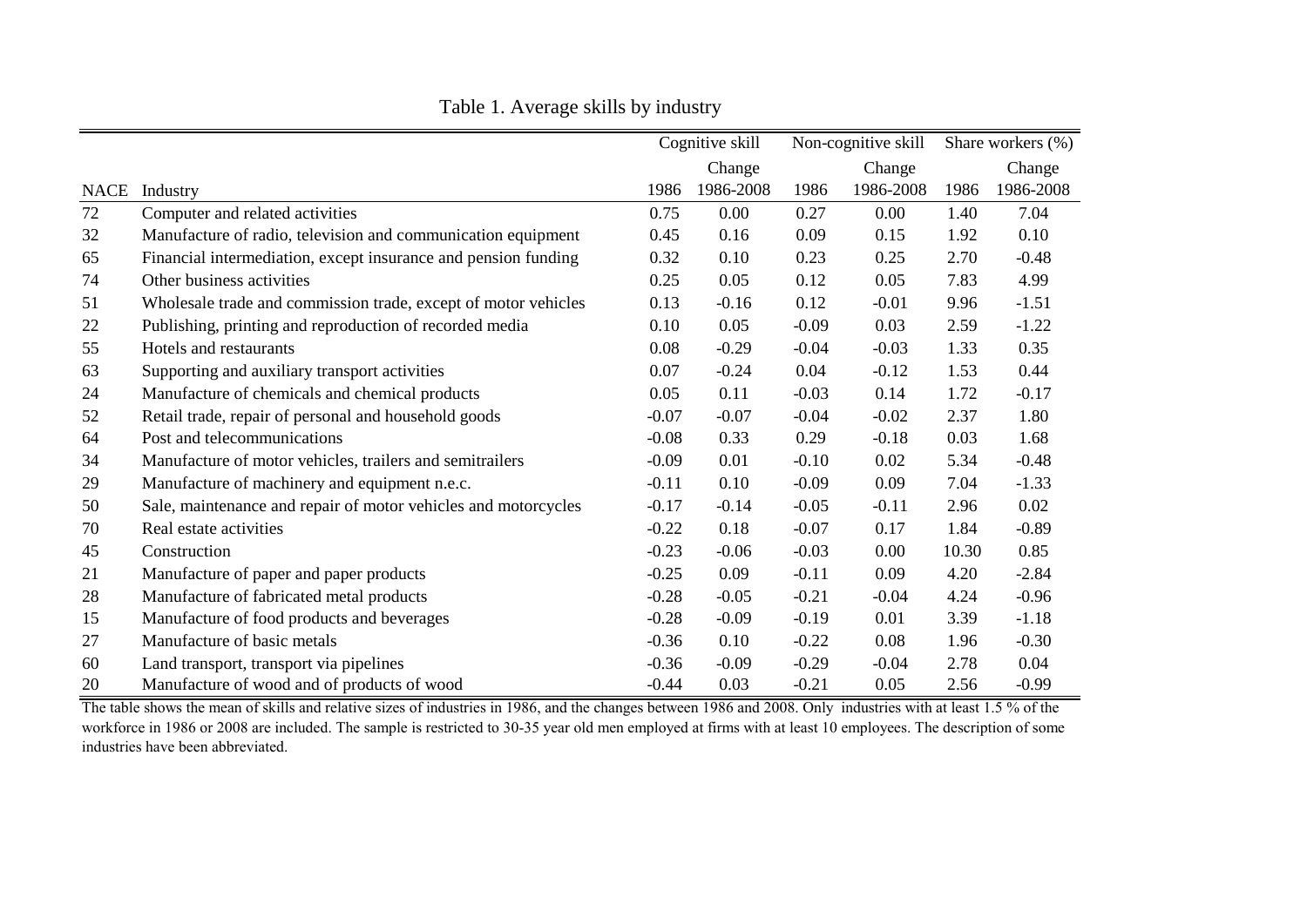# Table 1. Average skills by industry

| | | Cognitive skill | | Non-cognitive skill | | Share workers (%) | |
|---|---|---|---|---|---|---|---|
| | | | Change | | Change | | Change |
| NACE | Industry | 1986 | 1986-2008 | 1986 | 1986-2008 | 1986 | 1986-2008 |
| 72 | Computer and related activities | 0.75 | 0.00 | 0.27 | 0.00 | 1.40 | 7.04 |
| 32 | Manufacture of radio, television and communication equipment | 0.45 | 0.16 | 0.09 | 0.15 | 1.92 | 0.10 |
| 65 | Financial intermediation, except insurance and pension funding | 0.32 | 0.10 | 0.23 | 0.25 | 2.70 | -0.48 |
| 74 | Other business activities | 0.25 | 0.05 | 0.12 | 0.05 | 7.83 | 4.99 |
| 51 | Wholesale trade and commission trade, except of motor vehicles | 0.13 | -0.16 | 0.12 | -0.01 | 9.96 | -1.51 |
| 22 | Publishing, printing and reproduction of recorded media | 0.10 | 0.05 | -0.09 | 0.03 | 2.59 | -1.22 |
| 55 | Hotels and restaurants | 0.08 | -0.29 | -0.04 | -0.03 | 1.33 | 0.35 |
| 63 | Supporting and auxiliary transport activities | 0.07 | -0.24 | 0.04 | -0.12 | 1.53 | 0.44 |
| 24 | Manufacture of chemicals and chemical products | 0.05 | 0.11 | -0.03 | 0.14 | 1.72 | -0.17 |
| 52 | Retail trade, repair of personal and household goods | -0.07 | -0.07 | -0.04 | -0.02 | 2.37 | 1.80 |
| 64 | Post and telecommunications | -0.08 | 0.33 | 0.29 | -0.18 | 0.03 | 1.68 |
| 34 | Manufacture of motor vehicles, trailers and semitrailers | -0.09 | 0.01 | -0.10 | 0.02 | 5.34 | -0.48 |
| 29 | Manufacture of machinery and equipment n.e.c. | -0.11 | 0.10 | -0.09 | 0.09 | 7.04 | -1.33 |
| 50 | Sale, maintenance and repair of motor vehicles and motorcycles | -0.17 | -0.14 | -0.05 | -0.11 | 2.96 | 0.02 |
| 70 | Real estate activities | -0.22 | 0.18 | -0.07 | 0.17 | 1.84 | -0.89 |
| 45 | Construction | -0.23 | -0.06 | -0.03 | 0.00 | 10.30 | 0.85 |
| 21 | Manufacture of paper and paper products | -0.25 | 0.09 | -0.11 | 0.09 | 4.20 | -2.84 |
| 28 | Manufacture of fabricated metal products | -0.28 | -0.05 | -0.21 | -0.04 | 4.24 | -0.96 |
| 15 | Manufacture of food products and beverages | -0.28 | -0.09 | -0.19 | 0.01 | 3.39 | -1.18 |
| 27 | Manufacture of basic metals | -0.36 | 0.10 | -0.22 | 0.08 | 1.96 | -0.30 |
| 60 | Land transport, transport via pipelines | -0.36 | -0.09 | -0.29 | -0.04 | 2.78 | 0.04 |
| 20 | Manufacture of wood and of products of wood | -0.44 | 0.03 | -0.21 | 0.05 | 2.56 | -0.99 |

The table shows the mean of skills and relative sizes of industries in 1986, and the changes between 1986 and 2008. Only industries with at least 1.5 % of the workforce in 1986 or 2008 are included. The sample is restricted to 30-35 year old men employed at firms with at least 10 employees. The description of some industries have been abbreviated.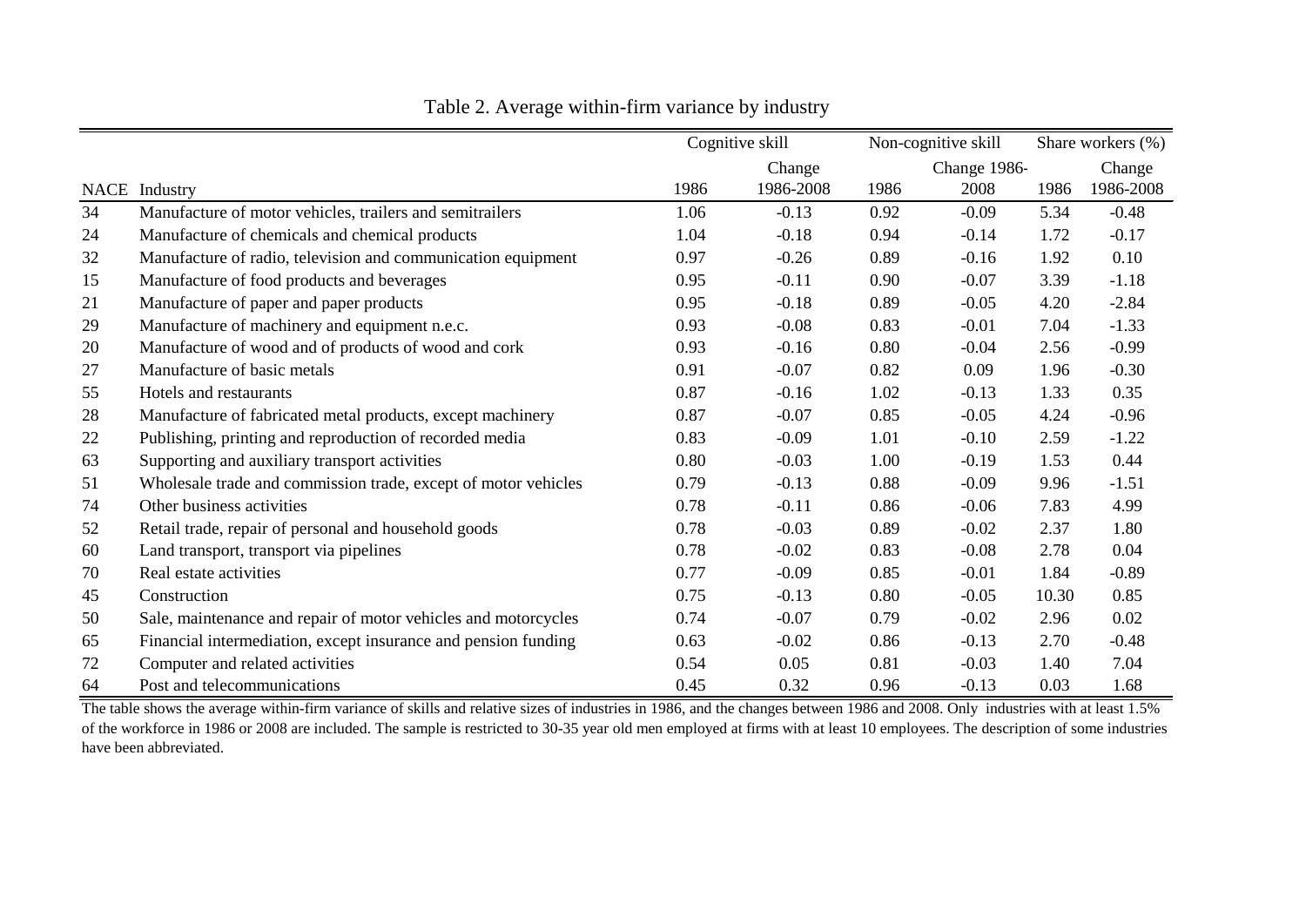Table 2. Average within-firm variance by industry

| NACE | Industry | Cognitive skill 1986 | Cognitive skill Change 1986-2008 | Non-cognitive skill 1986 | Non-cognitive skill Change 1986-2008 | Share workers (%) 1986 | Share workers (%) Change 1986-2008 |
|---|---|---|---|---|---|---|---|
| 34 | Manufacture of motor vehicles, trailers and semitrailers | 1.06 | -0.13 | 0.92 | -0.09 | 5.34 | -0.48 |
| 24 | Manufacture of chemicals and chemical products | 1.04 | -0.18 | 0.94 | -0.14 | 1.72 | -0.17 |
| 32 | Manufacture of radio, television and communication equipment | 0.97 | -0.26 | 0.89 | -0.16 | 1.92 | 0.10 |
| 15 | Manufacture of food products and beverages | 0.95 | -0.11 | 0.90 | -0.07 | 3.39 | -1.18 |
| 21 | Manufacture of paper and paper products | 0.95 | -0.18 | 0.89 | -0.05 | 4.20 | -2.84 |
| 29 | Manufacture of machinery and equipment n.e.c. | 0.93 | -0.08 | 0.83 | -0.01 | 7.04 | -1.33 |
| 20 | Manufacture of wood and of products of wood and cork | 0.93 | -0.16 | 0.80 | -0.04 | 2.56 | -0.99 |
| 27 | Manufacture of basic metals | 0.91 | -0.07 | 0.82 | 0.09 | 1.96 | -0.30 |
| 55 | Hotels and restaurants | 0.87 | -0.16 | 1.02 | -0.13 | 1.33 | 0.35 |
| 28 | Manufacture of fabricated metal products, except machinery | 0.87 | -0.07 | 0.85 | -0.05 | 4.24 | -0.96 |
| 22 | Publishing, printing and reproduction of recorded media | 0.83 | -0.09 | 1.01 | -0.10 | 2.59 | -1.22 |
| 63 | Supporting and auxiliary transport activities | 0.80 | -0.03 | 1.00 | -0.19 | 1.53 | 0.44 |
| 51 | Wholesale trade and commission trade, except of motor vehicles | 0.79 | -0.13 | 0.88 | -0.09 | 9.96 | -1.51 |
| 74 | Other business activities | 0.78 | -0.11 | 0.86 | -0.06 | 7.83 | 4.99 |
| 52 | Retail trade, repair of personal and household goods | 0.78 | -0.03 | 0.89 | -0.02 | 2.37 | 1.80 |
| 60 | Land transport, transport via pipelines | 0.78 | -0.02 | 0.83 | -0.08 | 2.78 | 0.04 |
| 70 | Real estate activities | 0.77 | -0.09 | 0.85 | -0.01 | 1.84 | -0.89 |
| 45 | Construction | 0.75 | -0.13 | 0.80 | -0.05 | 10.30 | 0.85 |
| 50 | Sale, maintenance and repair of motor vehicles and motorcycles | 0.74 | -0.07 | 0.79 | -0.02 | 2.96 | 0.02 |
| 65 | Financial intermediation, except insurance and pension funding | 0.63 | -0.02 | 0.86 | -0.13 | 2.70 | -0.48 |
| 72 | Computer and related activities | 0.54 | 0.05 | 0.81 | -0.03 | 1.40 | 7.04 |
| 64 | Post and telecommunications | 0.45 | 0.32 | 0.96 | -0.13 | 0.03 | 1.68 |

The table shows the average within-firm variance of skills and relative sizes of industries in 1986, and the changes between 1986 and 2008. Only industries with at least 1.5% of the workforce in 1986 or 2008 are included. The sample is restricted to 30-35 year old men employed at firms with at least 10 employees. The description of some industries have been abbreviated.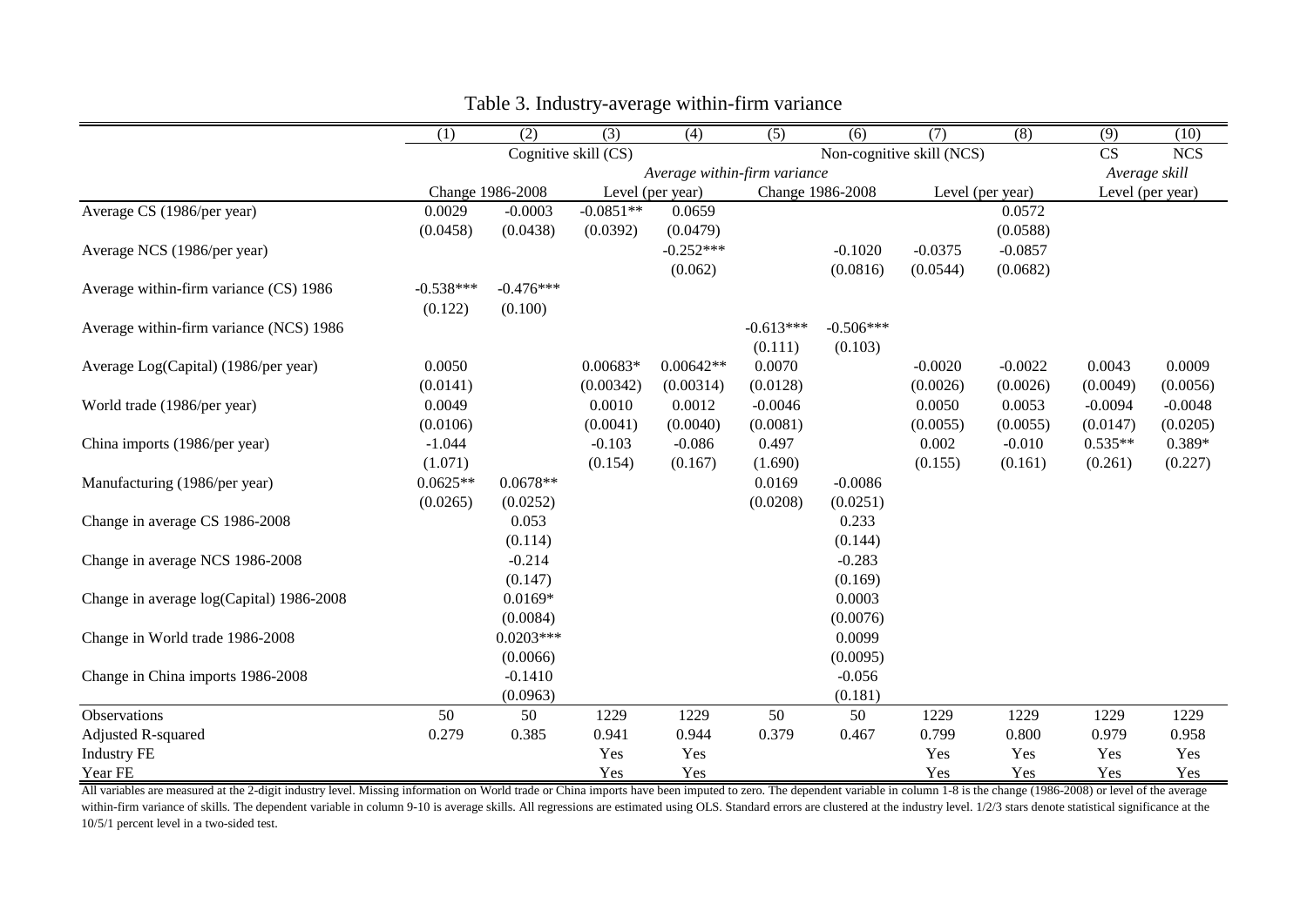# Table 3. Industry-average within-firm variance

| | (1) | (2) | (3) | (4) | (5) | (6) | (7) | (8) | (9) | (10) |
|---|---|---|---|---|---|---|---|---|---|---|
| | Cognitive skill (CS) | | | | Non-cognitive skill (NCS) | | | | CS | NCS |
| | *Average within-firm variance* | | | | | | | | *Average skill* | |
| | Change 1986-2008 | | Level (per year) | | Change 1986-2008 | | Level (per year) | | Level (per year) | |
| Average CS (1986/per year) | 0.0029 | -0.0003 | -0.0851** | 0.0659 | | | | 0.0572 | | |
| | (0.0458) | (0.0438) | (0.0392) | (0.0479) | | | | (0.0588) | | |
| Average NCS (1986/per year) | | | | -0.252*** | | -0.1020 | -0.0375 | -0.0857 | | |
| | | | | (0.062) | | (0.0816) | (0.0544) | (0.0682) | | |
| Average within-firm variance (CS) 1986 | -0.538*** | -0.476*** | | | | | | | | |
| | (0.122) | (0.100) | | | | | | | | |
| Average within-firm variance (NCS) 1986 | | | | | -0.613*** | -0.506*** | | | | |
| | | | | | (0.111) | (0.103) | | | | |
| Average Log(Capital) (1986/per year) | 0.0050 | | 0.00683* | 0.00642** | 0.0070 | | -0.0020 | -0.0022 | 0.0043 | 0.0009 |
| | (0.0141) | | (0.00342) | (0.00314) | (0.0128) | | (0.0026) | (0.0026) | (0.0049) | (0.0056) |
| World trade (1986/per year) | 0.0049 | | 0.0010 | 0.0012 | -0.0046 | | 0.0050 | 0.0053 | -0.0094 | -0.0048 |
| | (0.0106) | | (0.0041) | (0.0040) | (0.0081) | | (0.0055) | (0.0055) | (0.0147) | (0.0205) |
| China imports (1986/per year) | -1.044 | | -0.103 | -0.086 | 0.497 | | 0.002 | -0.010 | 0.535** | 0.389* |
| | (1.071) | | (0.154) | (0.167) | (1.690) | | (0.155) | (0.161) | (0.261) | (0.227) |
| Manufacturing (1986/per year) | 0.0625** | 0.0678** | | | 0.0169 | -0.0086 | | | | |
| | (0.0265) | (0.0252) | | | (0.0208) | (0.0251) | | | | |
| Change in average CS 1986-2008 | | 0.053 | | | | 0.233 | | | | |
| | | (0.114) | | | | (0.144) | | | | |
| Change in average NCS 1986-2008 | | -0.214 | | | | -0.283 | | | | |
| | | (0.147) | | | | (0.169) | | | | |
| Change in average log(Capital) 1986-2008 | | 0.0169* | | | | 0.0003 | | | | |
| | | (0.0084) | | | | (0.0076) | | | | |
| Change in World trade 1986-2008 | | 0.0203*** | | | | 0.0099 | | | | |
| | | (0.0066) | | | | (0.0095) | | | | |
| Change in China imports 1986-2008 | | -0.1410 | | | | -0.056 | | | | |
| | | (0.0963) | | | | (0.181) | | | | |
| Observations | 50 | 50 | 1229 | 1229 | 50 | 50 | 1229 | 1229 | 1229 | 1229 |
| Adjusted R-squared | 0.279 | 0.385 | 0.941 | 0.944 | 0.379 | 0.467 | 0.799 | 0.800 | 0.979 | 0.958 |
| Industry FE | | | Yes | Yes | | | Yes | Yes | Yes | Yes |
| Year FE | | | Yes | Yes | | | Yes | Yes | Yes | Yes |

All variables are measured at the 2-digit industry level. Missing information on World trade or China imports have been imputed to zero. The dependent variable in column 1-8 is the change (1986-2008) or level of the average within-firm variance of skills. The dependent variable in column 9-10 is average skills. All regressions are estimated using OLS. Standard errors are clustered at the industry level. 1/2/3 stars denote statistical significance at the 10/5/1 percent level in a two-sided test.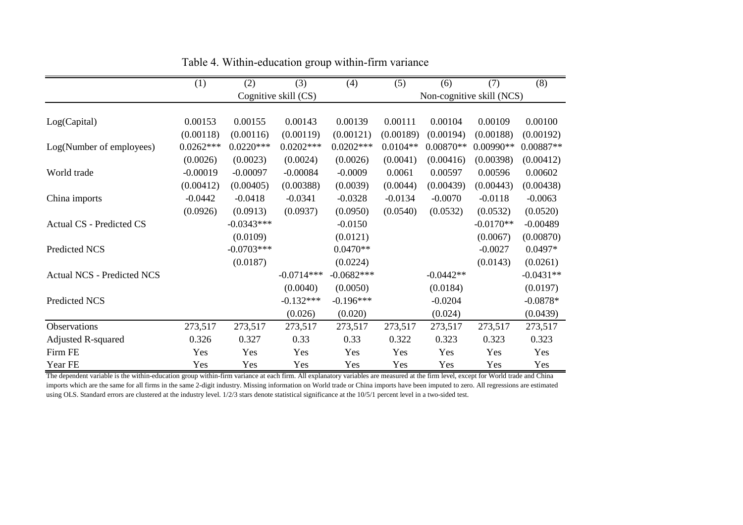Table 4. Within-education group within-firm variance

| | (1) | (2) | (3) | (4) | (5) | (6) | (7) | (8) |
|---|---|---|---|---|---|---|---|---|
| | Cognitive skill (CS) | | | | Non-cognitive skill (NCS) | | | |
| Log(Capital) | 0.00153 | 0.00155 | 0.00143 | 0.00139 | 0.00111 | 0.00104 | 0.00109 | 0.00100 |
| | (0.00118) | (0.00116) | (0.00119) | (0.00121) | (0.00189) | (0.00194) | (0.00188) | (0.00192) |
| Log(Number of employees) | 0.0262*** | 0.0220*** | 0.0202*** | 0.0202*** | 0.0104** | 0.00870** | 0.00990** | 0.00887** |
| | (0.0026) | (0.0023) | (0.0024) | (0.0026) | (0.0041) | (0.00416) | (0.00398) | (0.00412) |
| World trade | -0.00019 | -0.00097 | -0.00084 | -0.0009 | 0.0061 | 0.00597 | 0.00596 | 0.00602 |
| | (0.00412) | (0.00405) | (0.00388) | (0.0039) | (0.0044) | (0.00439) | (0.00443) | (0.00438) |
| China imports | -0.0442 | -0.0418 | -0.0341 | -0.0328 | -0.0134 | -0.0070 | -0.0118 | -0.0063 |
| | (0.0926) | (0.0913) | (0.0937) | (0.0950) | (0.0540) | (0.0532) | (0.0532) | (0.0520) |
| Actual CS - Predicted CS | | -0.0343*** | | -0.0150 | | | -0.0170** | -0.00489 |
| | | (0.0109) | | (0.0121) | | | (0.0067) | (0.00870) |
| Predicted NCS | | -0.0703*** | | 0.0470** | | | -0.0027 | 0.0497* |
| | | (0.0187) | | (0.0224) | | | (0.0143) | (0.0261) |
| Actual NCS - Predicted NCS | | | -0.0714*** | -0.0682*** | | -0.0442** | | -0.0431** |
| | | | (0.0040) | (0.0050) | | (0.0184) | | (0.0197) |
| Predicted NCS | | | -0.132*** | -0.196*** | | -0.0204 | | -0.0878* |
| | | | (0.026) | (0.020) | | (0.024) | | (0.0439) |
| Observations | 273,517 | 273,517 | 273,517 | 273,517 | 273,517 | 273,517 | 273,517 | 273,517 |
| Adjusted R-squared | 0.326 | 0.327 | 0.33 | 0.33 | 0.322 | 0.323 | 0.323 | 0.323 |
| Firm FE | Yes | Yes | Yes | Yes | Yes | Yes | Yes | Yes |
| Year FE | Yes | Yes | Yes | Yes | Yes | Yes | Yes | Yes |

The dependent variable is the within-education group within-firm variance at each firm. All explanatory variables are measured at the firm level, except for World trade and China imports which are the same for all firms in the same 2-digit industry. Missing information on World trade or China imports have been imputed to zero. All regressions are estimated using OLS. Standard errors are clustered at the industry level. 1/2/3 stars denote statistical significance at the 10/5/1 percent level in a two-sided test.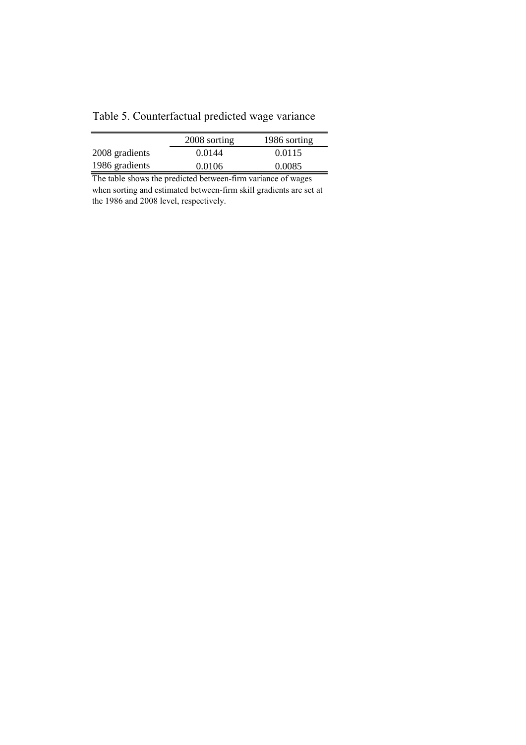Table 5. Counterfactual predicted wage variance

| | 2008 sorting | 1986 sorting |
|---|---|---|
| 2008 gradients | 0.0144 | 0.0115 |
| 1986 gradients | 0.0106 | 0.0085 |

The table shows the predicted between-firm variance of wages when sorting and estimated between-firm skill gradients are set at the 1986 and 2008 level, respectively.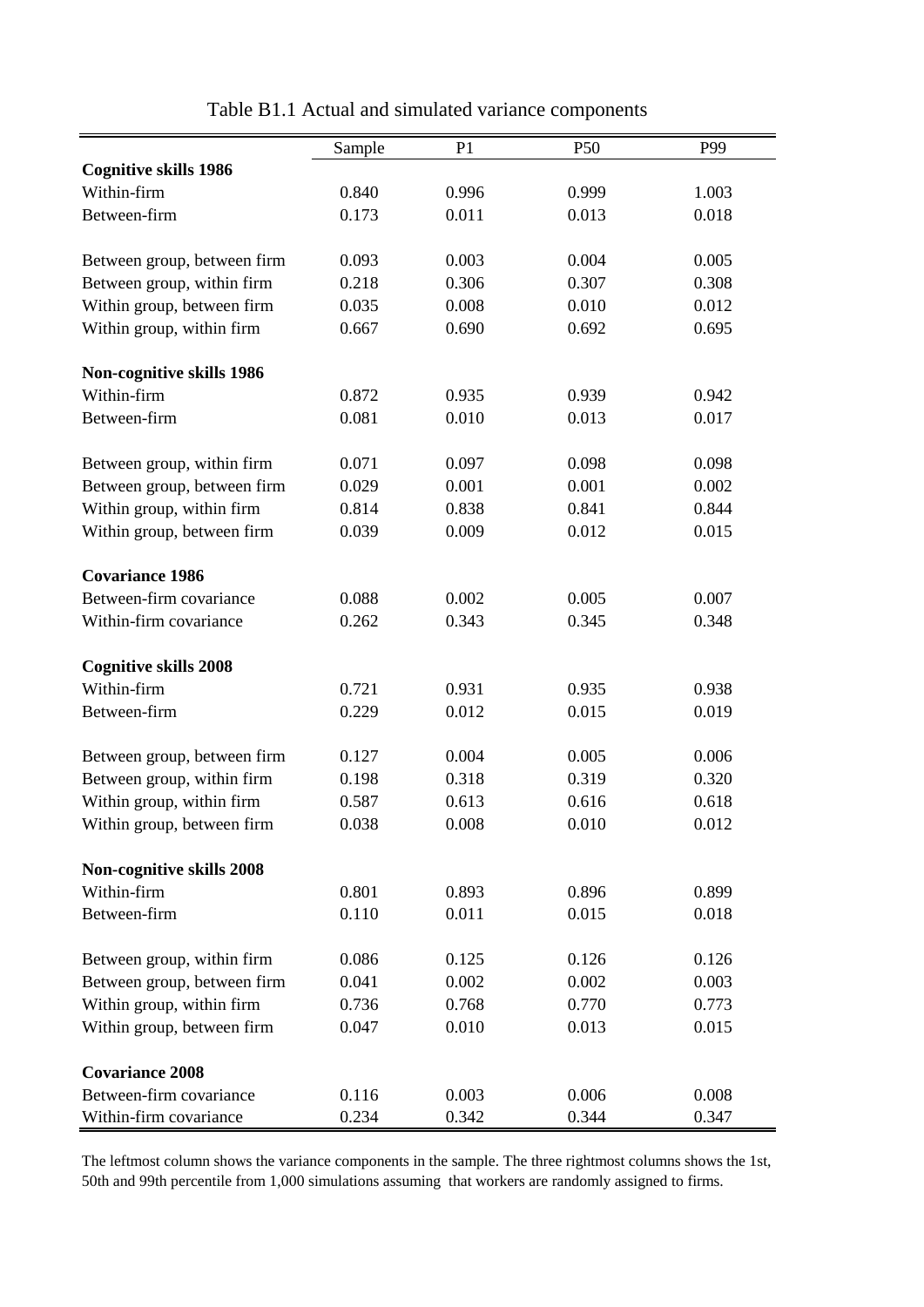Table B1.1 Actual and simulated variance components

| | Sample | P1 | P50 | P99 |
|---|---|---|---|---|
| **Cognitive skills 1986** | | | | |
| Within-firm | 0.840 | 0.996 | 0.999 | 1.003 |
| Between-firm | 0.173 | 0.011 | 0.013 | 0.018 |
| | | | | |
| Between group, between firm | 0.093 | 0.003 | 0.004 | 0.005 |
| Between group, within firm | 0.218 | 0.306 | 0.307 | 0.308 |
| Within group, between firm | 0.035 | 0.008 | 0.010 | 0.012 |
| Within group, within firm | 0.667 | 0.690 | 0.692 | 0.695 |
| | | | | |
| **Non-cognitive skills 1986** | | | | |
| Within-firm | 0.872 | 0.935 | 0.939 | 0.942 |
| Between-firm | 0.081 | 0.010 | 0.013 | 0.017 |
| | | | | |
| Between group, within firm | 0.071 | 0.097 | 0.098 | 0.098 |
| Between group, between firm | 0.029 | 0.001 | 0.001 | 0.002 |
| Within group, within firm | 0.814 | 0.838 | 0.841 | 0.844 |
| Within group, between firm | 0.039 | 0.009 | 0.012 | 0.015 |
| | | | | |
| **Covariance 1986** | | | | |
| Between-firm covariance | 0.088 | 0.002 | 0.005 | 0.007 |
| Within-firm covariance | 0.262 | 0.343 | 0.345 | 0.348 |
| | | | | |
| **Cognitive skills 2008** | | | | |
| Within-firm | 0.721 | 0.931 | 0.935 | 0.938 |
| Between-firm | 0.229 | 0.012 | 0.015 | 0.019 |
| | | | | |
| Between group, between firm | 0.127 | 0.004 | 0.005 | 0.006 |
| Between group, within firm | 0.198 | 0.318 | 0.319 | 0.320 |
| Within group, within firm | 0.587 | 0.613 | 0.616 | 0.618 |
| Within group, between firm | 0.038 | 0.008 | 0.010 | 0.012 |
| | | | | |
| **Non-cognitive skills 2008** | | | | |
| Within-firm | 0.801 | 0.893 | 0.896 | 0.899 |
| Between-firm | 0.110 | 0.011 | 0.015 | 0.018 |
| | | | | |
| Between group, within firm | 0.086 | 0.125 | 0.126 | 0.126 |
| Between group, between firm | 0.041 | 0.002 | 0.002 | 0.003 |
| Within group, within firm | 0.736 | 0.768 | 0.770 | 0.773 |
| Within group, between firm | 0.047 | 0.010 | 0.013 | 0.015 |
| | | | | |
| **Covariance 2008** | | | | |
| Between-firm covariance | 0.116 | 0.003 | 0.006 | 0.008 |
| Within-firm covariance | 0.234 | 0.342 | 0.344 | 0.347 |

The leftmost column shows the variance components in the sample. The three rightmost columns shows the 1st, 50th and 99th percentile from 1,000 simulations assuming that workers are randomly assigned to firms.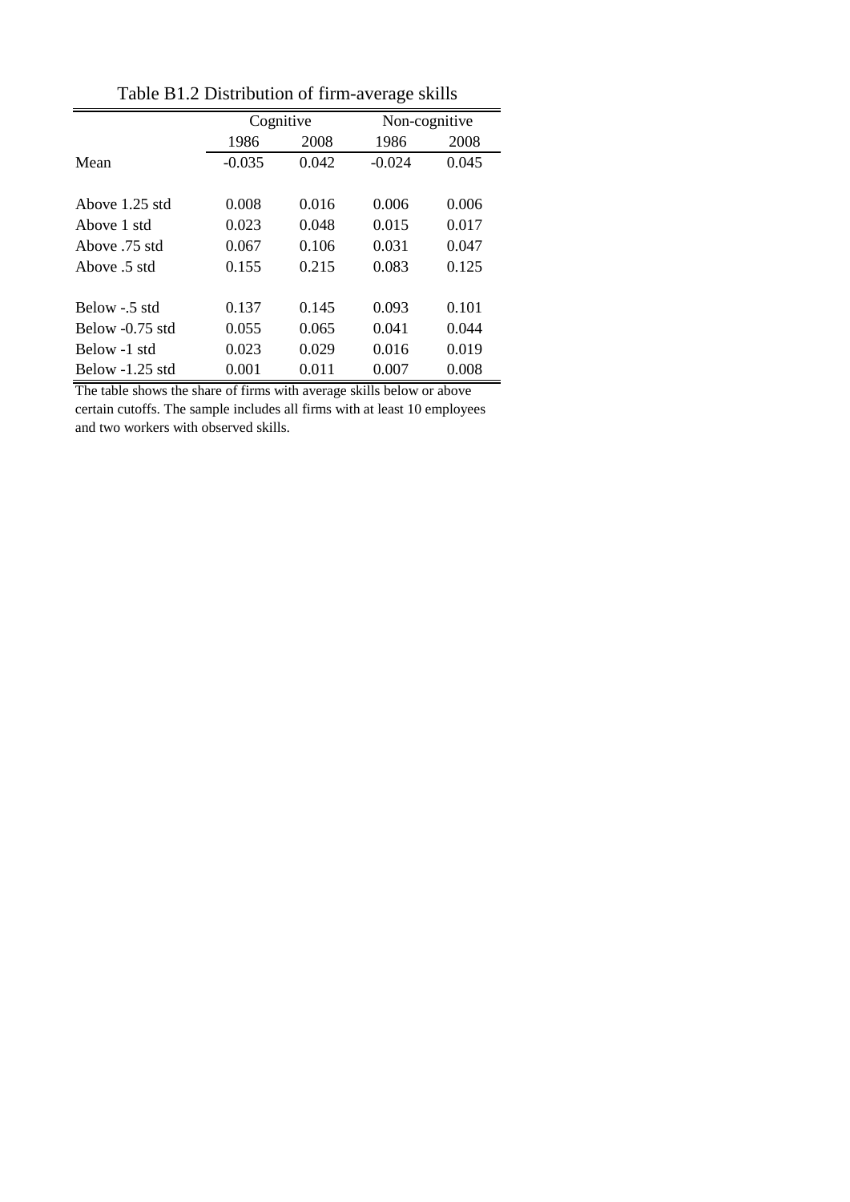Table B1.2 Distribution of firm-average skills

| | Cognitive | | Non-cognitive | |
|---|---|---|---|---|
| | 1986 | 2008 | 1986 | 2008 |
| Mean | -0.035 | 0.042 | -0.024 | 0.045 |
| | | | | |
| Above 1.25 std | 0.008 | 0.016 | 0.006 | 0.006 |
| Above 1 std | 0.023 | 0.048 | 0.015 | 0.017 |
| Above .75 std | 0.067 | 0.106 | 0.031 | 0.047 |
| Above .5 std | 0.155 | 0.215 | 0.083 | 0.125 |
| | | | | |
| Below -.5 std | 0.137 | 0.145 | 0.093 | 0.101 |
| Below -0.75 std | 0.055 | 0.065 | 0.041 | 0.044 |
| Below -1 std | 0.023 | 0.029 | 0.016 | 0.019 |
| Below -1.25 std | 0.001 | 0.011 | 0.007 | 0.008 |

The table shows the share of firms with average skills below or above certain cutoffs. The sample includes all firms with at least 10 employees and two workers with observed skills.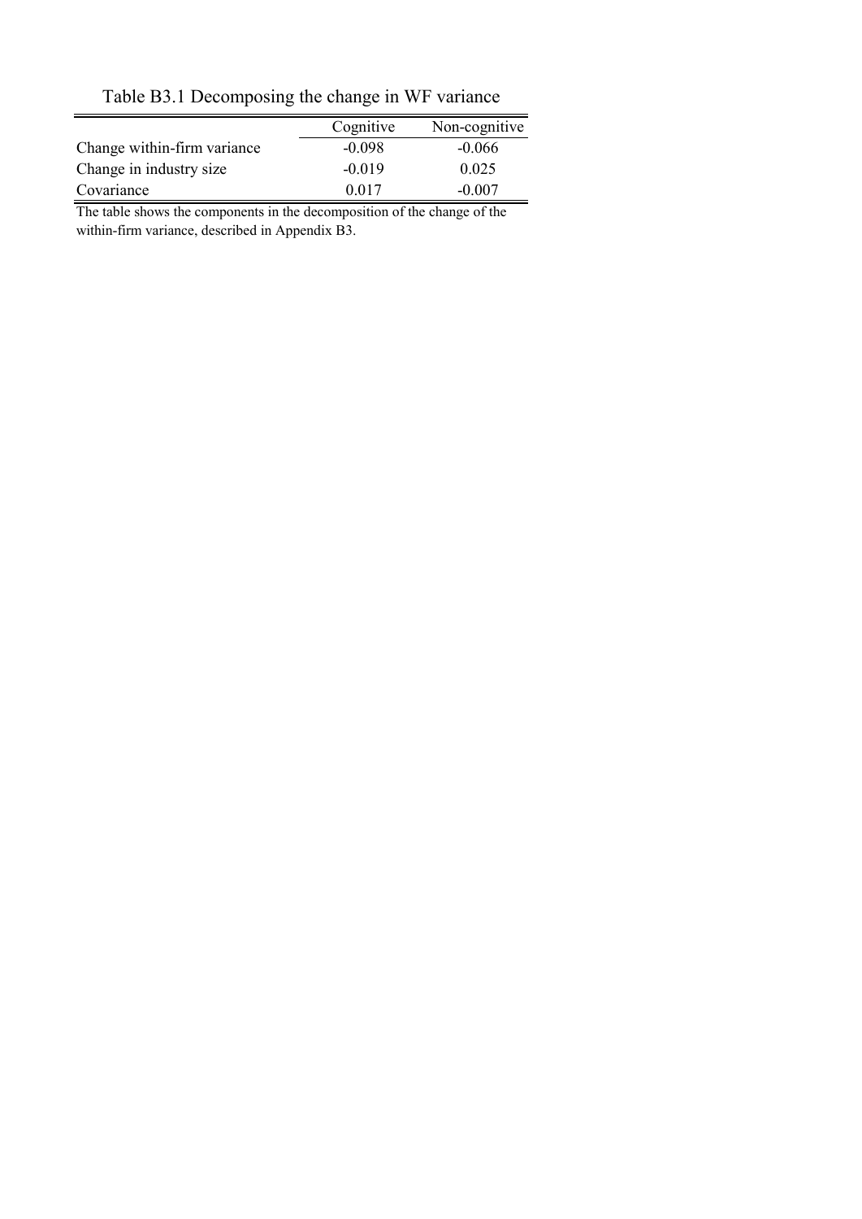Table B3.1 Decomposing the change in WF variance

| | Cognitive | Non-cognitive |
|---|---|---|
| Change within-firm variance | -0.098 | -0.066 |
| Change in industry size | -0.019 | 0.025 |
| Covariance | 0.017 | -0.007 |

The table shows the components in the decomposition of the change of the within-firm variance, described in Appendix B3.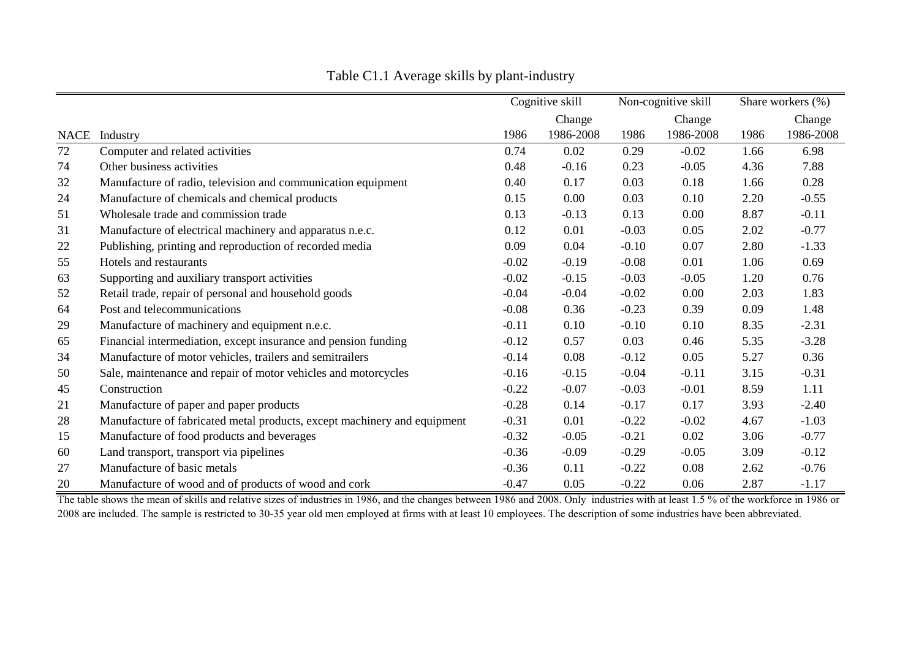Table C1.1 Average skills by plant-industry

| | | Cognitive skill | | Non-cognitive skill | | Share workers (%) | |
|---|---|---|---|---|---|---|---|
| NACE | Industry | 1986 | Change 1986-2008 | 1986 | Change 1986-2008 | 1986 | Change 1986-2008 |
| 72 | Computer and related activities | 0.74 | 0.02 | 0.29 | -0.02 | 1.66 | 6.98 |
| 74 | Other business activities | 0.48 | -0.16 | 0.23 | -0.05 | 4.36 | 7.88 |
| 32 | Manufacture of radio, television and communication equipment | 0.40 | 0.17 | 0.03 | 0.18 | 1.66 | 0.28 |
| 24 | Manufacture of chemicals and chemical products | 0.15 | 0.00 | 0.03 | 0.10 | 2.20 | -0.55 |
| 51 | Wholesale trade and commission trade | 0.13 | -0.13 | 0.13 | 0.00 | 8.87 | -0.11 |
| 31 | Manufacture of electrical machinery and apparatus n.e.c. | 0.12 | 0.01 | -0.03 | 0.05 | 2.02 | -0.77 |
| 22 | Publishing, printing and reproduction of recorded media | 0.09 | 0.04 | -0.10 | 0.07 | 2.80 | -1.33 |
| 55 | Hotels and restaurants | -0.02 | -0.19 | -0.08 | 0.01 | 1.06 | 0.69 |
| 63 | Supporting and auxiliary transport activities | -0.02 | -0.15 | -0.03 | -0.05 | 1.20 | 0.76 |
| 52 | Retail trade, repair of personal and household goods | -0.04 | -0.04 | -0.02 | 0.00 | 2.03 | 1.83 |
| 64 | Post and telecommunications | -0.08 | 0.36 | -0.23 | 0.39 | 0.09 | 1.48 |
| 29 | Manufacture of machinery and equipment n.e.c. | -0.11 | 0.10 | -0.10 | 0.10 | 8.35 | -2.31 |
| 65 | Financial intermediation, except insurance and pension funding | -0.12 | 0.57 | 0.03 | 0.46 | 5.35 | -3.28 |
| 34 | Manufacture of motor vehicles, trailers and semitrailers | -0.14 | 0.08 | -0.12 | 0.05 | 5.27 | 0.36 |
| 50 | Sale, maintenance and repair of motor vehicles and motorcycles | -0.16 | -0.15 | -0.04 | -0.11 | 3.15 | -0.31 |
| 45 | Construction | -0.22 | -0.07 | -0.03 | -0.01 | 8.59 | 1.11 |
| 21 | Manufacture of paper and paper products | -0.28 | 0.14 | -0.17 | 0.17 | 3.93 | -2.40 |
| 28 | Manufacture of fabricated metal products, except machinery and equipment | -0.31 | 0.01 | -0.22 | -0.02 | 4.67 | -1.03 |
| 15 | Manufacture of food products and beverages | -0.32 | -0.05 | -0.21 | 0.02 | 3.06 | -0.77 |
| 60 | Land transport, transport via pipelines | -0.36 | -0.09 | -0.29 | -0.05 | 3.09 | -0.12 |
| 27 | Manufacture of basic metals | -0.36 | 0.11 | -0.22 | 0.08 | 2.62 | -0.76 |
| 20 | Manufacture of wood and of products of wood and cork | -0.47 | 0.05 | -0.22 | 0.06 | 2.87 | -1.17 |

The table shows the mean of skills and relative sizes of industries in 1986, and the changes between 1986 and 2008. Only industries with at least 1.5 % of the workforce in 1986 or 2008 are included. The sample is restricted to 30-35 year old men employed at firms with at least 10 employees. The description of some industries have been abbreviated.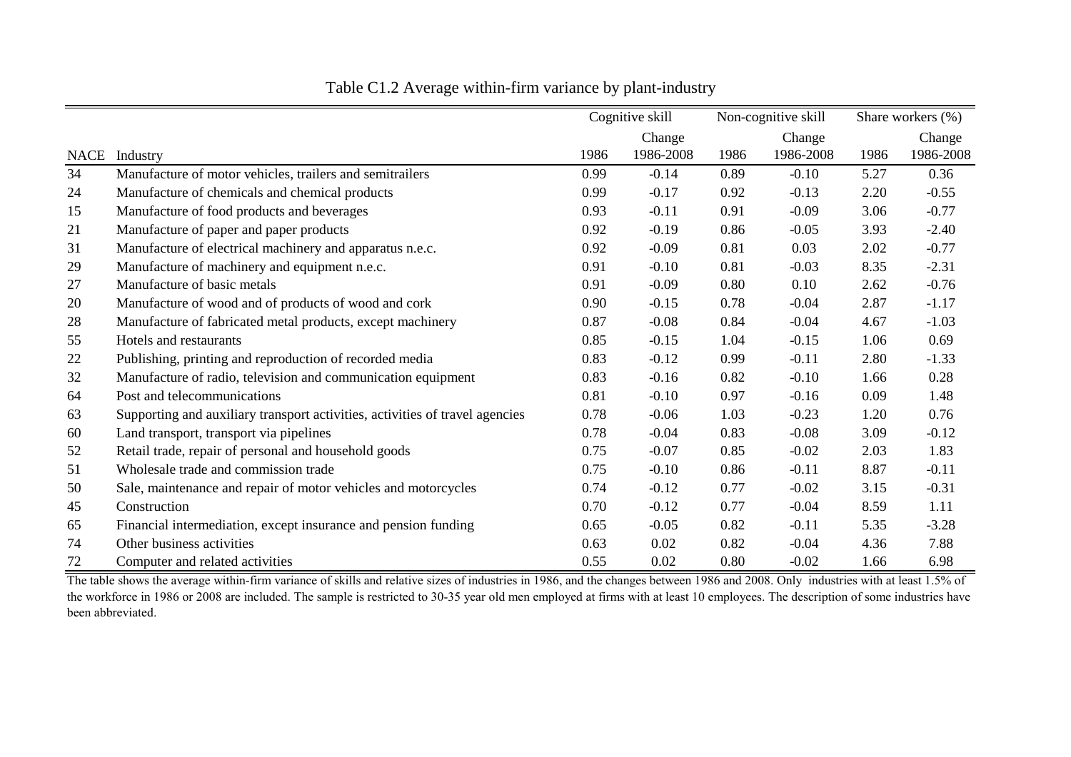Table C1.2 Average within-firm variance by plant-industry

| | | Cognitive skill | | Non-cognitive skill | | Share workers (%) | |
|---|---|---|---|---|---|---|---|
| NACE | Industry | 1986 | Change 1986-2008 | 1986 | Change 1986-2008 | 1986 | Change 1986-2008 |
| 34 | Manufacture of motor vehicles, trailers and semitrailers | 0.99 | -0.14 | 0.89 | -0.10 | 5.27 | 0.36 |
| 24 | Manufacture of chemicals and chemical products | 0.99 | -0.17 | 0.92 | -0.13 | 2.20 | -0.55 |
| 15 | Manufacture of food products and beverages | 0.93 | -0.11 | 0.91 | -0.09 | 3.06 | -0.77 |
| 21 | Manufacture of paper and paper products | 0.92 | -0.19 | 0.86 | -0.05 | 3.93 | -2.40 |
| 31 | Manufacture of electrical machinery and apparatus n.e.c. | 0.92 | -0.09 | 0.81 | 0.03 | 2.02 | -0.77 |
| 29 | Manufacture of machinery and equipment n.e.c. | 0.91 | -0.10 | 0.81 | -0.03 | 8.35 | -2.31 |
| 27 | Manufacture of basic metals | 0.91 | -0.09 | 0.80 | 0.10 | 2.62 | -0.76 |
| 20 | Manufacture of wood and of products of wood and cork | 0.90 | -0.15 | 0.78 | -0.04 | 2.87 | -1.17 |
| 28 | Manufacture of fabricated metal products, except machinery | 0.87 | -0.08 | 0.84 | -0.04 | 4.67 | -1.03 |
| 55 | Hotels and restaurants | 0.85 | -0.15 | 1.04 | -0.15 | 1.06 | 0.69 |
| 22 | Publishing, printing and reproduction of recorded media | 0.83 | -0.12 | 0.99 | -0.11 | 2.80 | -1.33 |
| 32 | Manufacture of radio, television and communication equipment | 0.83 | -0.16 | 0.82 | -0.10 | 1.66 | 0.28 |
| 64 | Post and telecommunications | 0.81 | -0.10 | 0.97 | -0.16 | 0.09 | 1.48 |
| 63 | Supporting and auxiliary transport activities, activities of travel agencies | 0.78 | -0.06 | 1.03 | -0.23 | 1.20 | 0.76 |
| 60 | Land transport, transport via pipelines | 0.78 | -0.04 | 0.83 | -0.08 | 3.09 | -0.12 |
| 52 | Retail trade, repair of personal and household goods | 0.75 | -0.07 | 0.85 | -0.02 | 2.03 | 1.83 |
| 51 | Wholesale trade and commission trade | 0.75 | -0.10 | 0.86 | -0.11 | 8.87 | -0.11 |
| 50 | Sale, maintenance and repair of motor vehicles and motorcycles | 0.74 | -0.12 | 0.77 | -0.02 | 3.15 | -0.31 |
| 45 | Construction | 0.70 | -0.12 | 0.77 | -0.04 | 8.59 | 1.11 |
| 65 | Financial intermediation, except insurance and pension funding | 0.65 | -0.05 | 0.82 | -0.11 | 5.35 | -3.28 |
| 74 | Other business activities | 0.63 | 0.02 | 0.82 | -0.04 | 4.36 | 7.88 |
| 72 | Computer and related activities | 0.55 | 0.02 | 0.80 | -0.02 | 1.66 | 6.98 |

The table shows the average within-firm variance of skills and relative sizes of industries in 1986, and the changes between 1986 and 2008. Only industries with at least 1.5% of the workforce in 1986 or 2008 are included. The sample is restricted to 30-35 year old men employed at firms with at least 10 employees. The description of some industries have been abbreviated.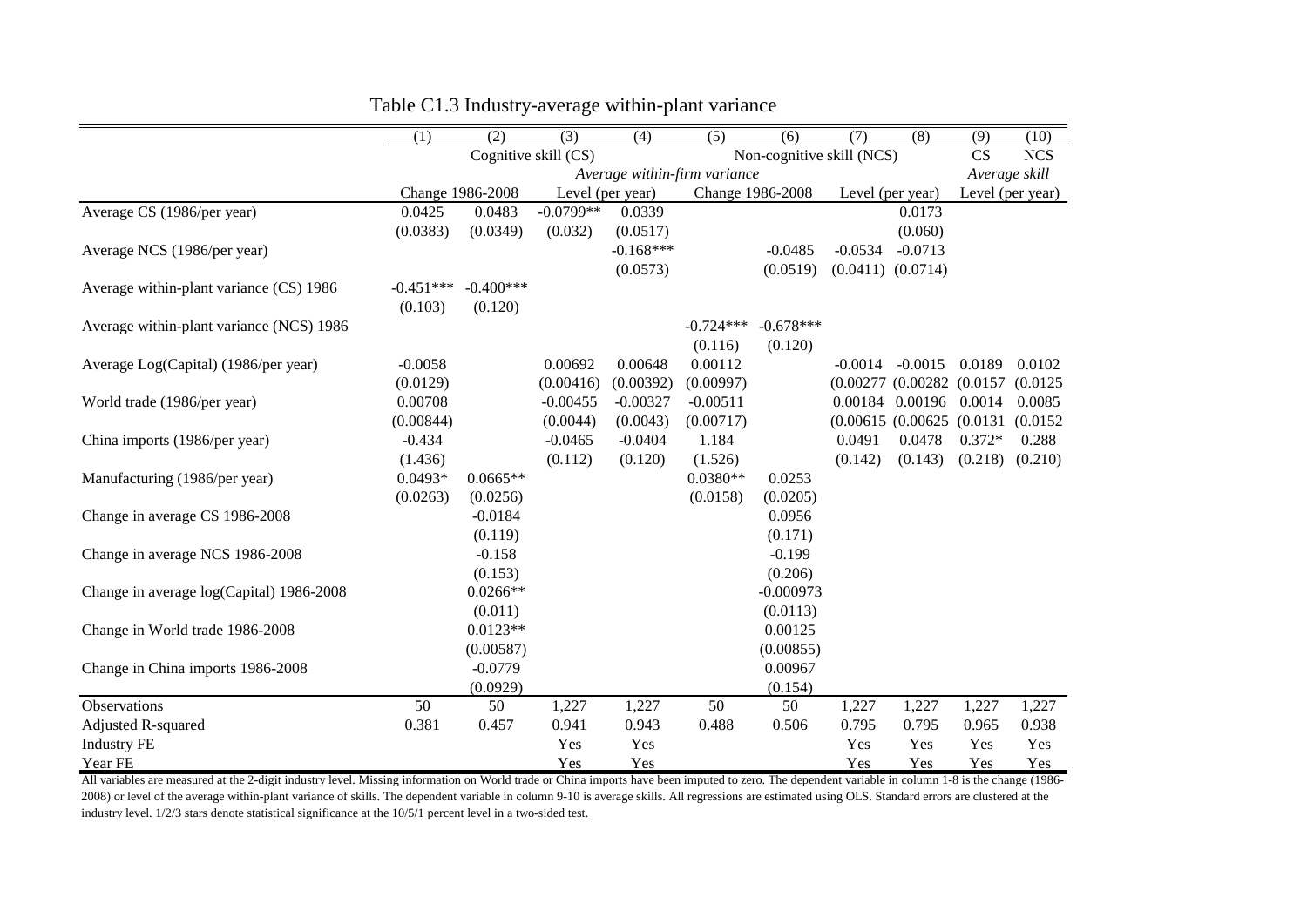Table C1.3 Industry-average within-plant variance

| | (1) | (2) | (3) | (4) | (5) | (6) | (7) | (8) | (9) | (10) |
|---|---|---|---|---|---|---|---|---|---|---|
| | Cognitive skill (CS) | | | | Non-cognitive skill (NCS) | | | | CS | NCS |
| | *Average within-firm variance* | | | | | | | | *Average skill* | |
| | Change 1986-2008 | | Level (per year) | | Change 1986-2008 | | Level (per year) | | Level (per year) | |
| Average CS (1986/per year) | 0.0425 | 0.0483 | -0.0799** | 0.0339 | | | | 0.0173 | | |
| | (0.0383) | (0.0349) | (0.032) | (0.0517) | | | | (0.060) | | |
| Average NCS (1986/per year) | | | | -0.168*** | | -0.0485 | -0.0534 | -0.0713 | | |
| | | | | (0.0573) | | (0.0519) | (0.0411) | (0.0714) | | |
| Average within-plant variance (CS) 1986 | -0.451*** | -0.400*** | | | | | | | | |
| | (0.103) | (0.120) | | | | | | | | |
| Average within-plant variance (NCS) 1986 | | | | | -0.724*** | -0.678*** | | | | |
| | | | | | (0.116) | (0.120) | | | | |
| Average Log(Capital) (1986/per year) | -0.0058 | | 0.00692 | 0.00648 | 0.00112 | | -0.0014 | -0.0015 | 0.0189 | 0.0102 |
| | (0.0129) | | (0.00416) | (0.00392) | (0.00997) | | (0.00277 | (0.00282 | (0.0157 | (0.0125 |
| World trade (1986/per year) | 0.00708 | | -0.00455 | -0.00327 | -0.00511 | | 0.00184 | 0.00196 | 0.0014 | 0.0085 |
| | (0.00844) | | (0.0044) | (0.0043) | (0.00717) | | (0.00615 | (0.00625 | (0.0131 | (0.0152 |
| China imports (1986/per year) | -0.434 | | -0.0465 | -0.0404 | 1.184 | | 0.0491 | 0.0478 | 0.372* | 0.288 |
| | (1.436) | | (0.112) | (0.120) | (1.526) | | (0.142) | (0.143) | (0.218) | (0.210) |
| Manufacturing (1986/per year) | 0.0493* | 0.0665** | | | 0.0380** | 0.0253 | | | | |
| | (0.0263) | (0.0256) | | | (0.0158) | (0.0205) | | | | |
| Change in average CS 1986-2008 | | -0.0184 | | | | 0.0956 | | | | |
| | | (0.119) | | | | (0.171) | | | | |
| Change in average NCS 1986-2008 | | -0.158 | | | | -0.199 | | | | |
| | | (0.153) | | | | (0.206) | | | | |
| Change in average log(Capital) 1986-2008 | | 0.0266** | | | | -0.000973 | | | | |
| | | (0.011) | | | | (0.0113) | | | | |
| Change in World trade 1986-2008 | | 0.0123** | | | | 0.00125 | | | | |
| | | (0.00587) | | | | (0.00855) | | | | |
| Change in China imports 1986-2008 | | -0.0779 | | | | 0.00967 | | | | |
| | | (0.0929) | | | | (0.154) | | | | |
| Observations | 50 | 50 | 1,227 | 1,227 | 50 | 50 | 1,227 | 1,227 | 1,227 | 1,227 |
| Adjusted R-squared | 0.381 | 0.457 | 0.941 | 0.943 | 0.488 | 0.506 | 0.795 | 0.795 | 0.965 | 0.938 |
| Industry FE | | | Yes | Yes | | | Yes | Yes | Yes | Yes |
| Year FE | | | Yes | Yes | | | Yes | Yes | Yes | Yes |

All variables are measured at the 2-digit industry level. Missing information on World trade or China imports have been imputed to zero. The dependent variable in column 1-8 is the change (1986-2008) or level of the average within-plant variance of skills. The dependent variable in column 9-10 is average skills. All regressions are estimated using OLS. Standard errors are clustered at the industry level. 1/2/3 stars denote statistical significance at the 10/5/1 percent level in a two-sided test.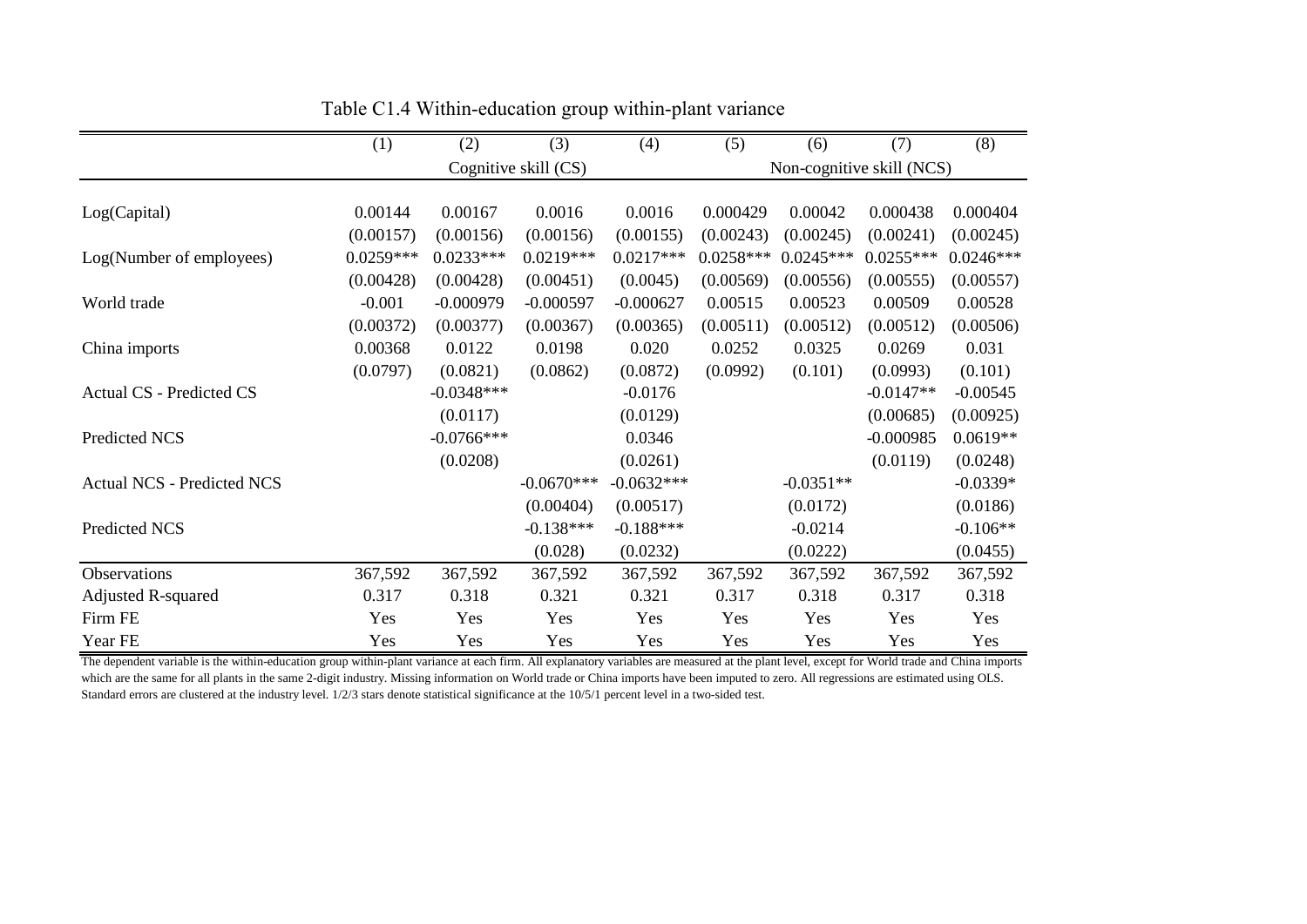Table C1.4 Within-education group within-plant variance

| | (1) | (2) | (3) | (4) | (5) | (6) | (7) | (8) |
|---|---|---|---|---|---|---|---|---|
| | Cognitive skill (CS) | | | | Non-cognitive skill (NCS) | | | |
| Log(Capital) | 0.00144 | 0.00167 | 0.0016 | 0.0016 | 0.000429 | 0.00042 | 0.000438 | 0.000404 |
| | (0.00157) | (0.00156) | (0.00156) | (0.00155) | (0.00243) | (0.00245) | (0.00241) | (0.00245) |
| Log(Number of employees) | 0.0259*** | 0.0233*** | 0.0219*** | 0.0217*** | 0.0258*** | 0.0245*** | 0.0255*** | 0.0246*** |
| | (0.00428) | (0.00428) | (0.00451) | (0.0045) | (0.00569) | (0.00556) | (0.00555) | (0.00557) |
| World trade | -0.001 | -0.000979 | -0.000597 | -0.000627 | 0.00515 | 0.00523 | 0.00509 | 0.00528 |
| | (0.00372) | (0.00377) | (0.00367) | (0.00365) | (0.00511) | (0.00512) | (0.00512) | (0.00506) |
| China imports | 0.00368 | 0.0122 | 0.0198 | 0.020 | 0.0252 | 0.0325 | 0.0269 | 0.031 |
| | (0.0797) | (0.0821) | (0.0862) | (0.0872) | (0.0992) | (0.101) | (0.0993) | (0.101) |
| Actual CS - Predicted CS | | -0.0348*** | | -0.0176 | | | -0.0147** | -0.00545 |
| | | (0.0117) | | (0.0129) | | | (0.00685) | (0.00925) |
| Predicted NCS | | -0.0766*** | | 0.0346 | | | -0.000985 | 0.0619** |
| | | (0.0208) | | (0.0261) | | | (0.0119) | (0.0248) |
| Actual NCS - Predicted NCS | | | -0.0670*** | -0.0632*** | | -0.0351** | | -0.0339* |
| | | | (0.00404) | (0.00517) | | (0.0172) | | (0.0186) |
| Predicted NCS | | | -0.138*** | -0.188*** | | -0.0214 | | -0.106** |
| | | | (0.028) | (0.0232) | | (0.0222) | | (0.0455) |
| Observations | 367,592 | 367,592 | 367,592 | 367,592 | 367,592 | 367,592 | 367,592 | 367,592 |
| Adjusted R-squared | 0.317 | 0.318 | 0.321 | 0.321 | 0.317 | 0.318 | 0.317 | 0.318 |
| Firm FE | Yes | Yes | Yes | Yes | Yes | Yes | Yes | Yes |
| Year FE | Yes | Yes | Yes | Yes | Yes | Yes | Yes | Yes |

The dependent variable is the within-education group within-plant variance at each firm. All explanatory variables are measured at the plant level, except for World trade and China imports which are the same for all plants in the same 2-digit industry. Missing information on World trade or China imports have been imputed to zero. All regressions are estimated using OLS. Standard errors are clustered at the industry level. 1/2/3 stars denote statistical significance at the 10/5/1 percent level in a two-sided test.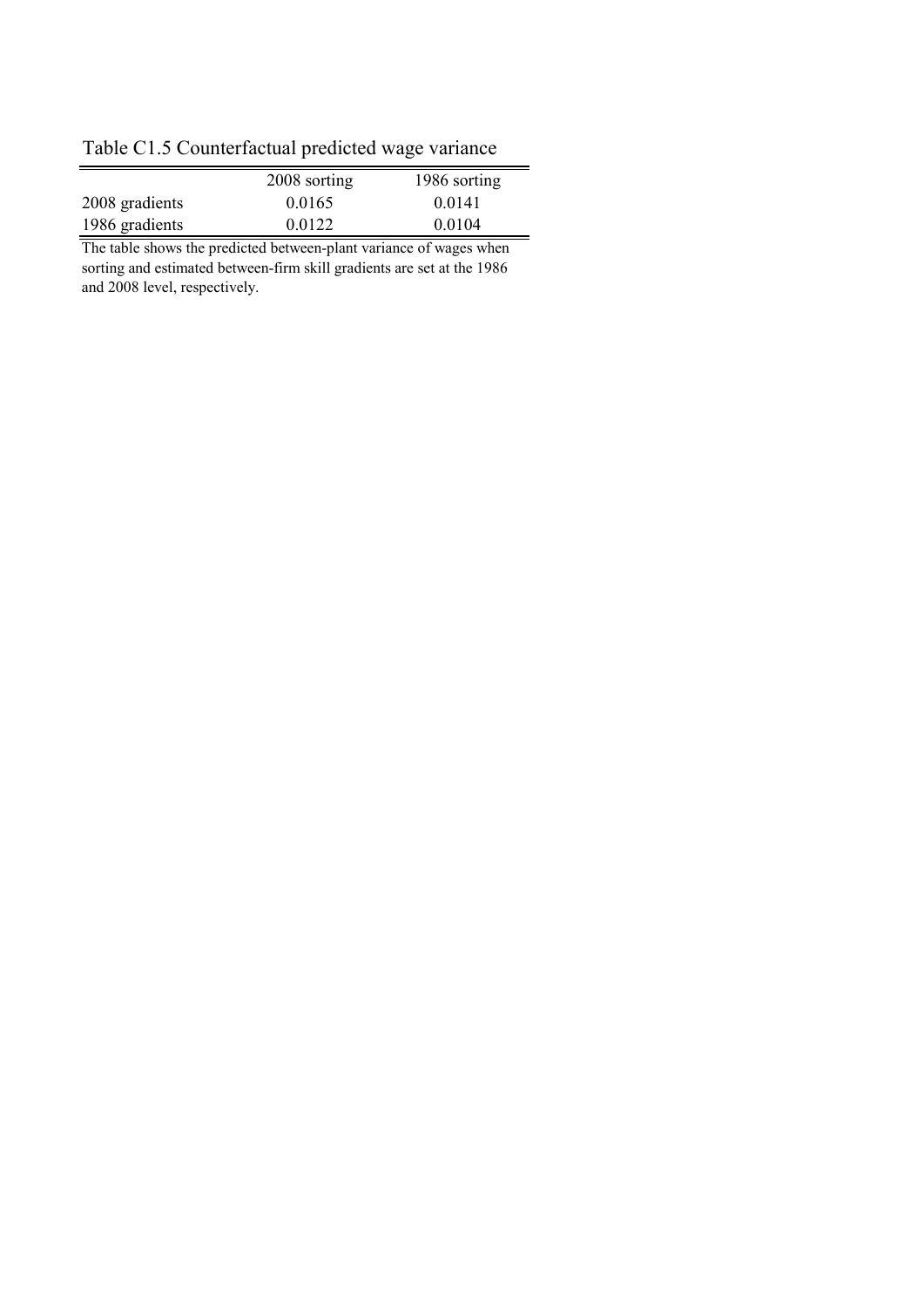Table C1.5 Counterfactual predicted wage variance

| | 2008 sorting | 1986 sorting |
|---|---|---|
| 2008 gradients | 0.0165 | 0.0141 |
| 1986 gradients | 0.0122 | 0.0104 |

The table shows the predicted between-plant variance of wages when sorting and estimated between-firm skill gradients are set at the 1986 and 2008 level, respectively.